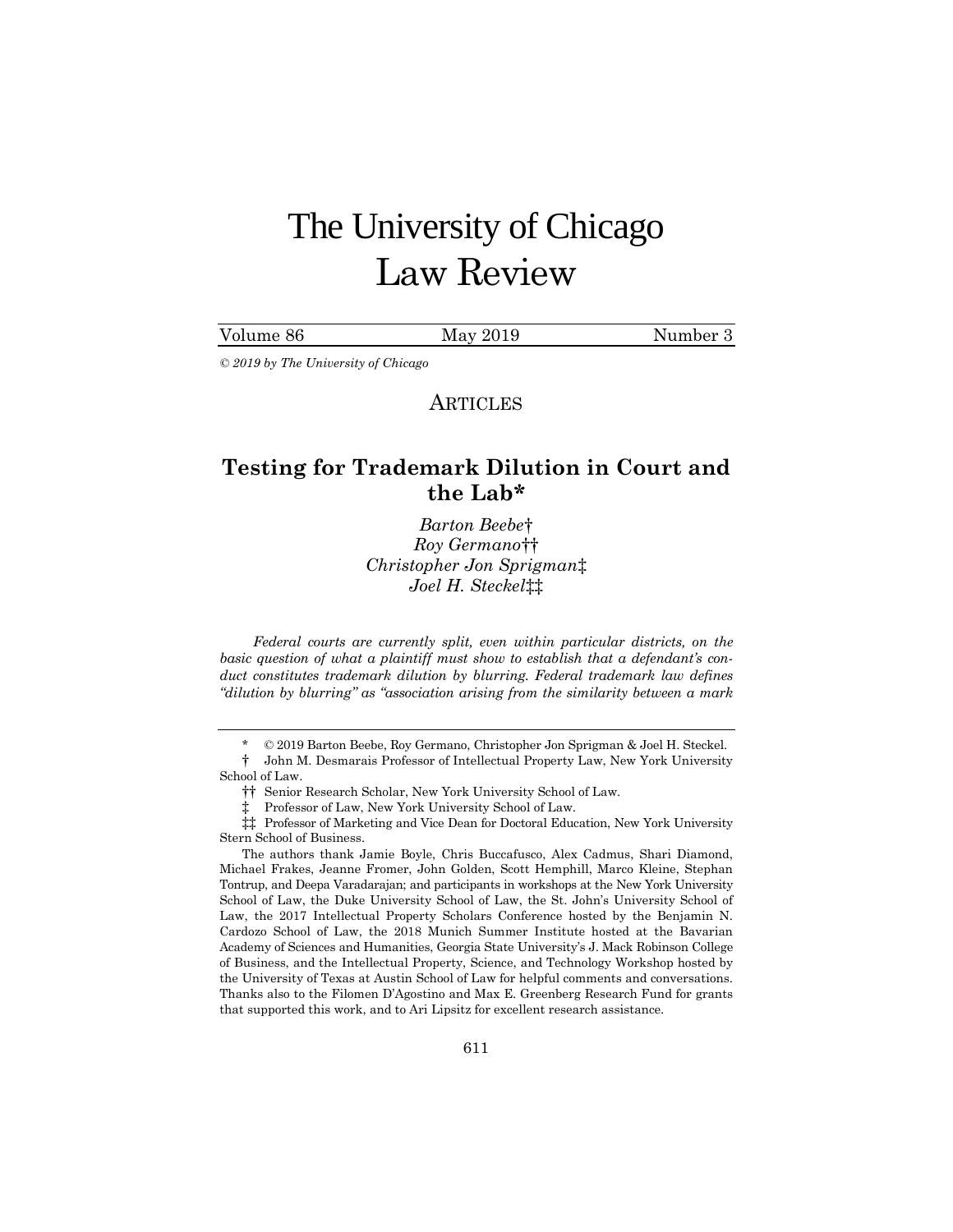# The University of Chicago Law Review

Volume 86 May 2019 Number 3

*© 2019 by The University of Chicago*

ARTICLES

## Testing for Trademark Dilution in Court and the Lab*

*Barton Beebe*†
*Roy Germano*††
*Christopher Jon Sprigman*‡
*Joel H. Steckel*‡‡

*Federal courts are currently split, even within particular districts, on the basic question of what a plaintiff must show to establish that a defendant's conduct constitutes trademark dilution by blurring. Federal trademark law defines "dilution by blurring" as "association arising from the similarity between a mark*

---

\* © 2019 Barton Beebe, Roy Germano, Christopher Jon Sprigman & Joel H. Steckel.

† John M. Desmarais Professor of Intellectual Property Law, New York University School of Law.

†† Senior Research Scholar, New York University School of Law.

‡ Professor of Law, New York University School of Law.

‡‡ Professor of Marketing and Vice Dean for Doctoral Education, New York University Stern School of Business.

The authors thank Jamie Boyle, Chris Buccafusco, Alex Cadmus, Shari Diamond, Michael Frakes, Jeanne Fromer, John Golden, Scott Hemphill, Marco Kleine, Stephan Tontrup, and Deepa Varadarajan; and participants in workshops at the New York University School of Law, the Duke University School of Law, the St. John's University School of Law, the 2017 Intellectual Property Scholars Conference hosted by the Benjamin N. Cardozo School of Law, the 2018 Munich Summer Institute hosted at the Bavarian Academy of Sciences and Humanities, Georgia State University's J. Mack Robinson College of Business, and the Intellectual Property, Science, and Technology Workshop hosted by the University of Texas at Austin School of Law for helpful comments and conversations. Thanks also to the Filomen D'Agostino and Max E. Greenberg Research Fund for grants that supported this work, and to Ari Lipsitz for excellent research assistance.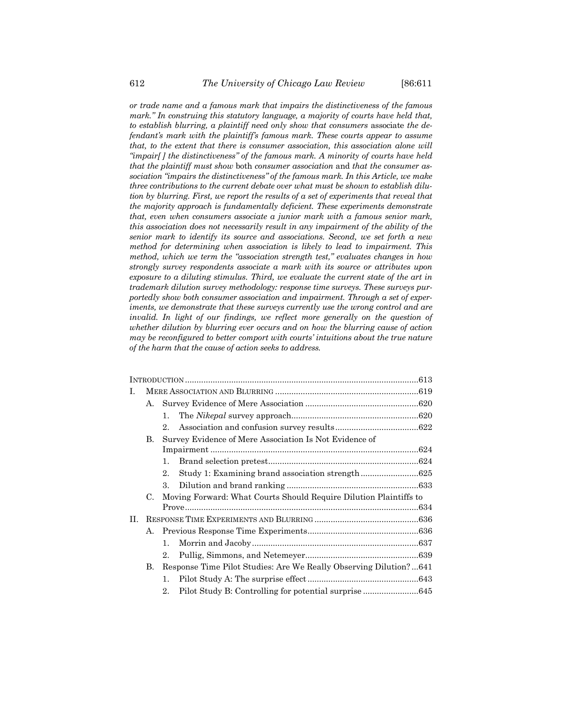*or trade name and a famous mark that impairs the distinctiveness of the famous mark." In construing this statutory language, a majority of courts have held that, to establish blurring, a plaintiff need only show that consumers* associate *the defendant's mark with the plaintiff's famous mark. These courts appear to assume that, to the extent that there is consumer association, this association alone will "impair[ ] the distinctiveness" of the famous mark. A minority of courts have held that the plaintiff must show* both *consumer association* and *that the consumer association "impairs the distinctiveness" of the famous mark. In this Article, we make three contributions to the current debate over what must be shown to establish dilution by blurring. First, we report the results of a set of experiments that reveal that the majority approach is fundamentally deficient. These experiments demonstrate that, even when consumers associate a junior mark with a famous senior mark, this association does not necessarily result in any impairment of the ability of the senior mark to identify its source and associations. Second, we set forth a new method for determining when association is likely to lead to impairment. This method, which we term the "association strength test," evaluates changes in how strongly survey respondents associate a mark with its source or attributes upon exposure to a diluting stimulus. Third, we evaluate the current state of the art in trademark dilution survey methodology: response time surveys. These surveys purportedly show both consumer association and impairment. Through a set of experiments, we demonstrate that these surveys currently use the wrong control and are invalid. In light of our findings, we reflect more generally on the question of whether dilution by blurring ever occurs and on how the blurring cause of action may be reconfigured to better comport with courts' intuitions about the true nature of the harm that the cause of action seeks to address.*

INTRODUCTION ....... 613

I. MERE ASSOCIATION AND BLURRING ....... 619
- A. Survey Evidence of Mere Association ....... 620
  1. The *Nikepal* survey approach ....... 620
  2. Association and confusion survey results ....... 622
- B. Survey Evidence of Mere Association Is Not Evidence of Impairment ....... 624
  1. Brand selection pretest ....... 624
  2. Study 1: Examining brand association strength ....... 625
  3. Dilution and brand ranking ....... 633
- C. Moving Forward: What Courts Should Require Dilution Plaintiffs to Prove ....... 634

II. RESPONSE TIME EXPERIMENTS AND BLURRING ....... 636
- A. Previous Response Time Experiments ....... 636
  1. Morrin and Jacoby ....... 637
  2. Pullig, Simmons, and Netemeyer ....... 639
- B. Response Time Pilot Studies: Are We Really Observing Dilution? ... 641
  1. Pilot Study A: The surprise effect ....... 643
  2. Pilot Study B: Controlling for potential surprise ....... 645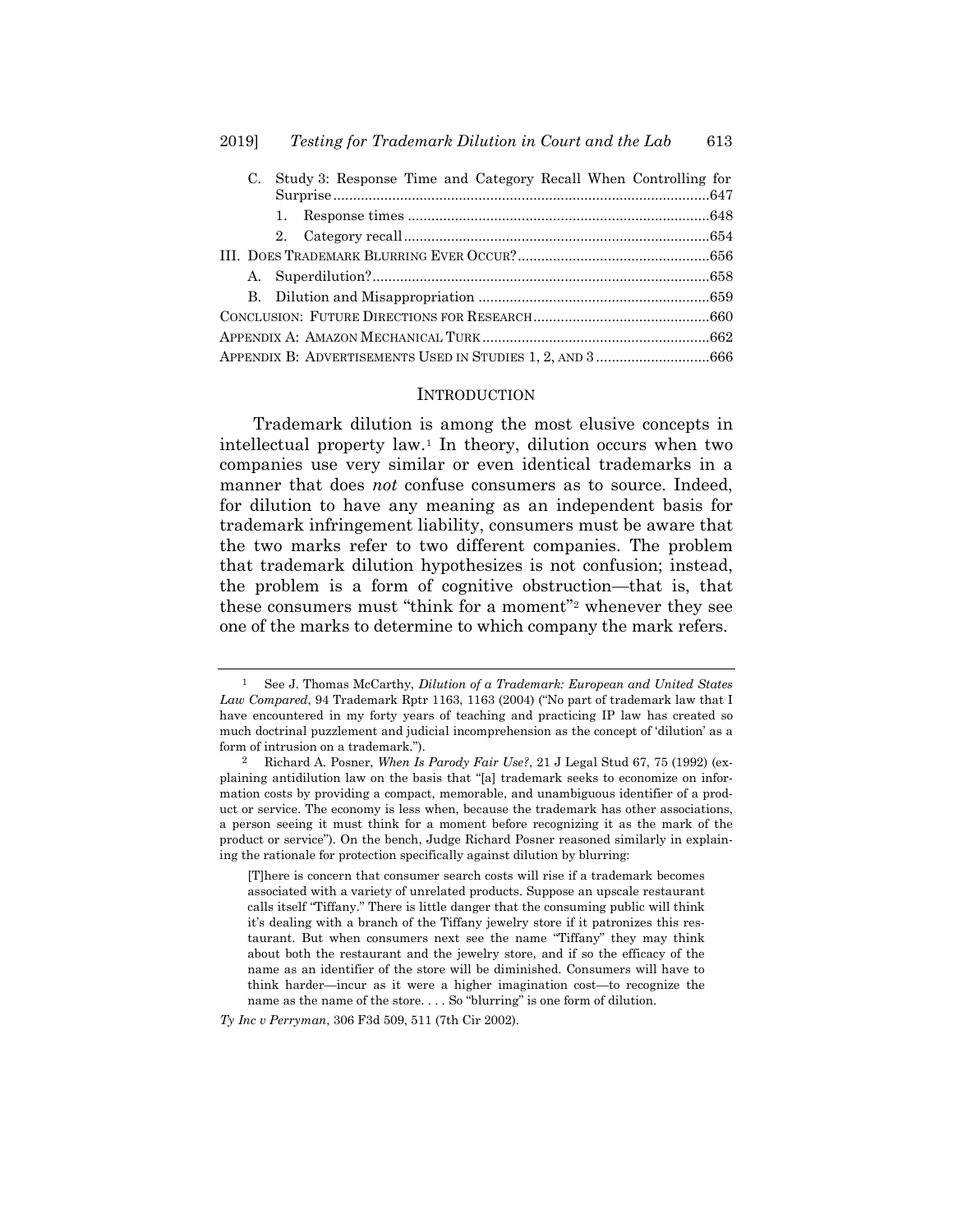C. Study 3: Response Time and Category Recall When Controlling for Surprise ............................................................................................... 647

1. Response times ............................................................................ 648

2. Category recall ............................................................................. 654

III. Does Trademark Blurring Ever Occur? ................................................ 656

A. Superdilution? ..................................................................................... 658

B. Dilution and Misappropriation .......................................................... 659

Conclusion: Future Directions for Research ............................................ 660

Appendix A: Amazon Mechanical Turk ......................................................... 662

Appendix B: Advertisements Used in Studies 1, 2, and 3 ............................ 666

## Introduction

Trademark dilution is among the most elusive concepts in intellectual property law.[1] In theory, dilution occurs when two companies use very similar or even identical trademarks in a manner that does *not* confuse consumers as to source. Indeed, for dilution to have any meaning as an independent basis for trademark infringement liability, consumers must be aware that the two marks refer to two different companies. The problem that trademark dilution hypothesizes is not confusion; instead, the problem is a form of cognitive obstruction—that is, that these consumers must "think for a moment"[2] whenever they see one of the marks to determine to which company the mark refers.

---

[1] See J. Thomas McCarthy, *Dilution of a Trademark: European and United States Law Compared*, 94 Trademark Rptr 1163, 1163 (2004) ("No part of trademark law that I have encountered in my forty years of teaching and practicing IP law has created so much doctrinal puzzlement and judicial incomprehension as the concept of 'dilution' as a form of intrusion on a trademark.").

[2] Richard A. Posner, *When Is Parody Fair Use?*, 21 J Legal Stud 67, 75 (1992) (explaining antidilution law on the basis that "[a] trademark seeks to economize on information costs by providing a compact, memorable, and unambiguous identifier of a product or service. The economy is less when, because the trademark has other associations, a person seeing it must think for a moment before recognizing it as the mark of the product or service"). On the bench, Judge Richard Posner reasoned similarly in explaining the rationale for protection specifically against dilution by blurring:

> [T]here is concern that consumer search costs will rise if a trademark becomes associated with a variety of unrelated products. Suppose an upscale restaurant calls itself "Tiffany." There is little danger that the consuming public will think it's dealing with a branch of the Tiffany jewelry store if it patronizes this restaurant. But when consumers next see the name "Tiffany" they may think about both the restaurant and the jewelry store, and if so the efficacy of the name as an identifier of the store will be diminished. Consumers will have to think harder—incur as it were a higher imagination cost—to recognize the name as the name of the store. . . . So "blurring" is one form of dilution.

*Ty Inc v Perryman*, 306 F3d 509, 511 (7th Cir 2002).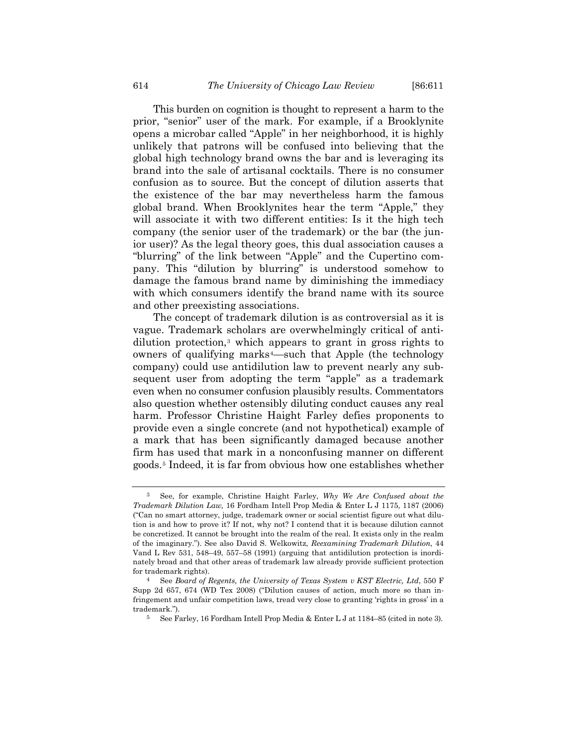This burden on cognition is thought to represent a harm to the prior, "senior" user of the mark. For example, if a Brooklynite opens a microbar called "Apple" in her neighborhood, it is highly unlikely that patrons will be confused into believing that the global high technology brand owns the bar and is leveraging its brand into the sale of artisanal cocktails. There is no consumer confusion as to source. But the concept of dilution asserts that the existence of the bar may nevertheless harm the famous global brand. When Brooklynites hear the term "Apple," they will associate it with two different entities: Is it the high tech company (the senior user of the trademark) or the bar (the junior user)? As the legal theory goes, this dual association causes a "blurring" of the link between "Apple" and the Cupertino company. This "dilution by blurring" is understood somehow to damage the famous brand name by diminishing the immediacy with which consumers identify the brand name with its source and other preexisting associations.

The concept of trademark dilution is as controversial as it is vague. Trademark scholars are overwhelmingly critical of antidilution protection,[3] which appears to grant in gross rights to owners of qualifying marks[4]—such that Apple (the technology company) could use antidilution law to prevent nearly any subsequent user from adopting the term "apple" as a trademark even when no consumer confusion plausibly results. Commentators also question whether ostensibly diluting conduct causes any real harm. Professor Christine Haight Farley defies proponents to provide even a single concrete (and not hypothetical) example of a mark that has been significantly damaged because another firm has used that mark in a nonconfusing manner on different goods.[5] Indeed, it is far from obvious how one establishes whether

---

[3] See, for example, Christine Haight Farley, *Why We Are Confused about the Trademark Dilution Law,* 16 Fordham Intell Prop Media & Enter L J 1175, 1187 (2006) ("Can no smart attorney, judge, trademark owner or social scientist figure out what dilution is and how to prove it? If not, why not? I contend that it is because dilution cannot be concretized. It cannot be brought into the realm of the real. It exists only in the realm of the imaginary."). See also David S. Welkowitz, *Reexamining Trademark Dilution*, 44 Vand L Rev 531, 548–49, 557–58 (1991) (arguing that antidilution protection is inordinately broad and that other areas of trademark law already provide sufficient protection for trademark rights).

[4] See *Board of Regents, the University of Texas System v KST Electric, Ltd*, 550 F Supp 2d 657, 674 (WD Tex 2008) ("Dilution causes of action, much more so than infringement and unfair competition laws, tread very close to granting 'rights in gross' in a trademark.").

[5] See Farley, 16 Fordham Intell Prop Media & Enter L J at 1184–85 (cited in note 3).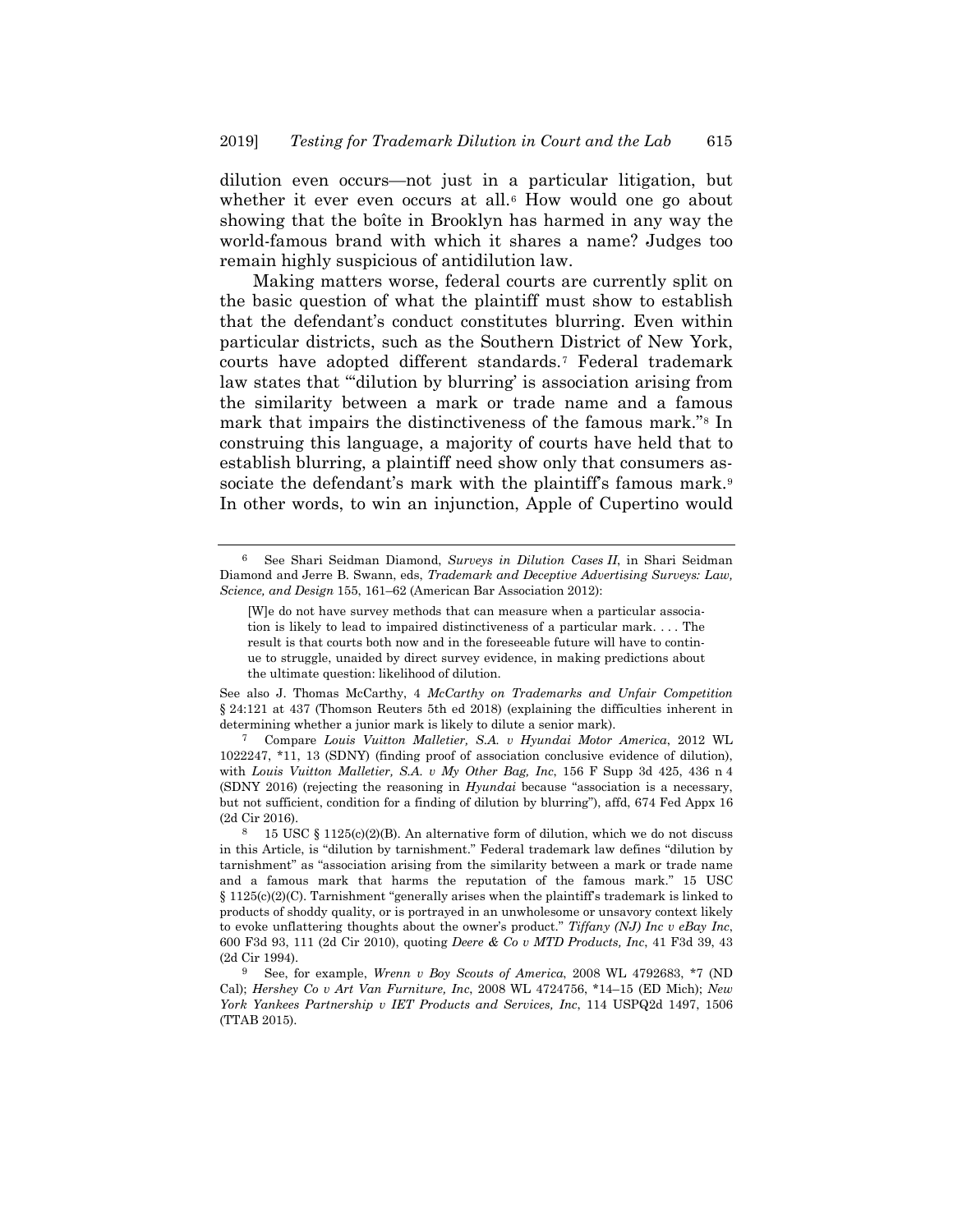dilution even occurs—not just in a particular litigation, but whether it ever even occurs at all.[6] How would one go about showing that the boîte in Brooklyn has harmed in any way the world-famous brand with which it shares a name? Judges too remain highly suspicious of antidilution law.

Making matters worse, federal courts are currently split on the basic question of what the plaintiff must show to establish that the defendant's conduct constitutes blurring. Even within particular districts, such as the Southern District of New York, courts have adopted different standards.[7] Federal trademark law states that "'dilution by blurring' is association arising from the similarity between a mark or trade name and a famous mark that impairs the distinctiveness of the famous mark."[8] In construing this language, a majority of courts have held that to establish blurring, a plaintiff need show only that consumers associate the defendant's mark with the plaintiff's famous mark.[9] In other words, to win an injunction, Apple of Cupertino would

---

[6] See Shari Seidman Diamond, *Surveys in Dilution Cases II*, in Shari Seidman Diamond and Jerre B. Swann, eds, *Trademark and Deceptive Advertising Surveys: Law, Science, and Design* 155, 161–62 (American Bar Association 2012):

> [W]e do not have survey methods that can measure when a particular association is likely to lead to impaired distinctiveness of a particular mark. . . . The result is that courts both now and in the foreseeable future will have to continue to struggle, unaided by direct survey evidence, in making predictions about the ultimate question: likelihood of dilution.

See also J. Thomas McCarthy, 4 *McCarthy on Trademarks and Unfair Competition* § 24:121 at 437 (Thomson Reuters 5th ed 2018) (explaining the difficulties inherent in determining whether a junior mark is likely to dilute a senior mark).

[7] Compare *Louis Vuitton Malletier, S.A. v Hyundai Motor America*, 2012 WL 1022247, *11, 13 (SDNY) (finding proof of association conclusive evidence of dilution), with *Louis Vuitton Malletier, S.A. v My Other Bag, Inc*, 156 F Supp 3d 425, 436 n 4 (SDNY 2016) (rejecting the reasoning in *Hyundai* because "association is a necessary, but not sufficient, condition for a finding of dilution by blurring"), affd, 674 Fed Appx 16 (2d Cir 2016).

[8] 15 USC § 1125(c)(2)(B). An alternative form of dilution, which we do not discuss in this Article, is "dilution by tarnishment." Federal trademark law defines "dilution by tarnishment" as "association arising from the similarity between a mark or trade name and a famous mark that harms the reputation of the famous mark." 15 USC § 1125(c)(2)(C). Tarnishment "generally arises when the plaintiff's trademark is linked to products of shoddy quality, or is portrayed in an unwholesome or unsavory context likely to evoke unflattering thoughts about the owner's product." *Tiffany (NJ) Inc v eBay Inc*, 600 F3d 93, 111 (2d Cir 2010), quoting *Deere & Co v MTD Products, Inc*, 41 F3d 39, 43 (2d Cir 1994).

[9] See, for example, *Wrenn v Boy Scouts of America*, 2008 WL 4792683, *7 (ND Cal); *Hershey Co v Art Van Furniture, Inc*, 2008 WL 4724756, *14–15 (ED Mich); *New York Yankees Partnership v IET Products and Services, Inc*, 114 USPQ2d 1497, 1506 (TTAB 2015).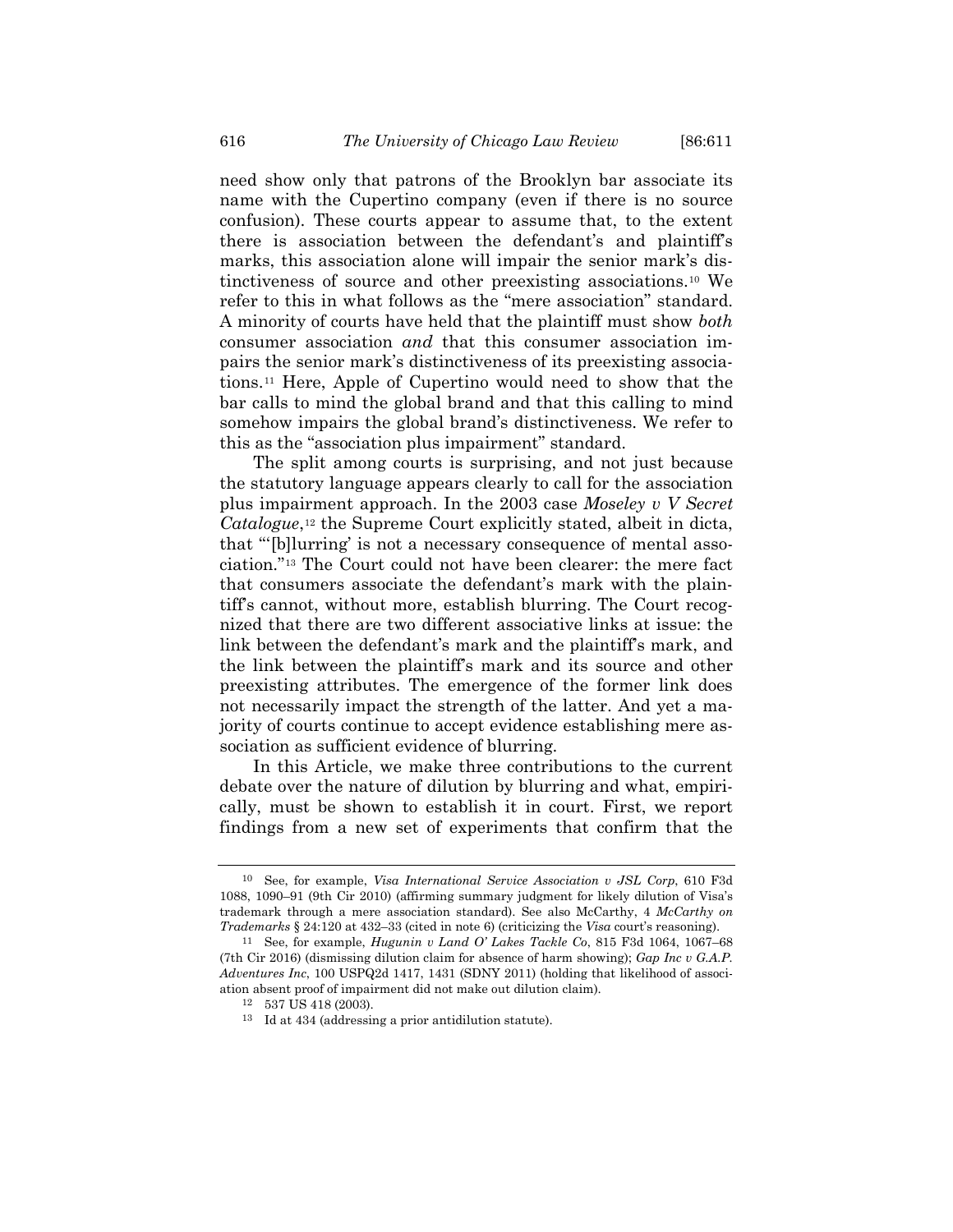need show only that patrons of the Brooklyn bar associate its name with the Cupertino company (even if there is no source confusion). These courts appear to assume that, to the extent there is association between the defendant's and plaintiff's marks, this association alone will impair the senior mark's distinctiveness of source and other preexisting associations.[10] We refer to this in what follows as the "mere association" standard. A minority of courts have held that the plaintiff must show *both* consumer association *and* that this consumer association impairs the senior mark's distinctiveness of its preexisting associations.[11] Here, Apple of Cupertino would need to show that the bar calls to mind the global brand and that this calling to mind somehow impairs the global brand's distinctiveness. We refer to this as the "association plus impairment" standard.

The split among courts is surprising, and not just because the statutory language appears clearly to call for the association plus impairment approach. In the 2003 case *Moseley v V Secret Catalogue*,[12] the Supreme Court explicitly stated, albeit in dicta, that "'[b]lurring' is not a necessary consequence of mental association."[13] The Court could not have been clearer: the mere fact that consumers associate the defendant's mark with the plaintiff's cannot, without more, establish blurring. The Court recognized that there are two different associative links at issue: the link between the defendant's mark and the plaintiff's mark, and the link between the plaintiff's mark and its source and other preexisting attributes. The emergence of the former link does not necessarily impact the strength of the latter. And yet a majority of courts continue to accept evidence establishing mere association as sufficient evidence of blurring.

In this Article, we make three contributions to the current debate over the nature of dilution by blurring and what, empirically, must be shown to establish it in court. First, we report findings from a new set of experiments that confirm that the

---

[10] See, for example, *Visa International Service Association v JSL Corp*, 610 F3d 1088, 1090–91 (9th Cir 2010) (affirming summary judgment for likely dilution of Visa's trademark through a mere association standard). See also McCarthy, 4 *McCarthy on Trademarks* § 24:120 at 432–33 (cited in note 6) (criticizing the *Visa* court's reasoning).

[11] See, for example, *Hugunin v Land O' Lakes Tackle Co*, 815 F3d 1064, 1067–68 (7th Cir 2016) (dismissing dilution claim for absence of harm showing); *Gap Inc v G.A.P. Adventures Inc*, 100 USPQ2d 1417, 1431 (SDNY 2011) (holding that likelihood of association absent proof of impairment did not make out dilution claim).

[12] 537 US 418 (2003).

[13] Id at 434 (addressing a prior antidilution statute).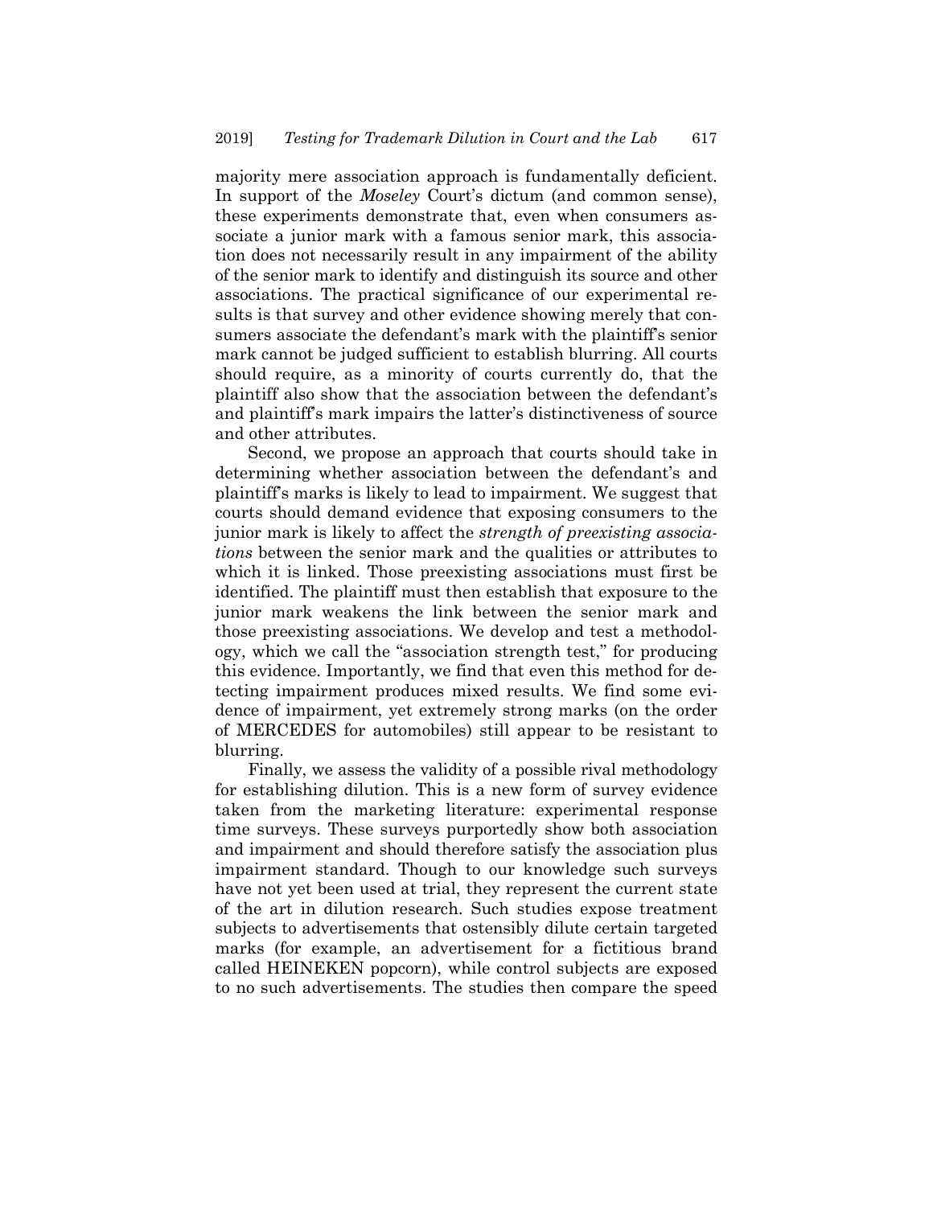majority mere association approach is fundamentally deficient. In support of the *Moseley* Court's dictum (and common sense), these experiments demonstrate that, even when consumers associate a junior mark with a famous senior mark, this association does not necessarily result in any impairment of the ability of the senior mark to identify and distinguish its source and other associations. The practical significance of our experimental results is that survey and other evidence showing merely that consumers associate the defendant's mark with the plaintiff's senior mark cannot be judged sufficient to establish blurring. All courts should require, as a minority of courts currently do, that the plaintiff also show that the association between the defendant's and plaintiff's mark impairs the latter's distinctiveness of source and other attributes.

Second, we propose an approach that courts should take in determining whether association between the defendant's and plaintiff's marks is likely to lead to impairment. We suggest that courts should demand evidence that exposing consumers to the junior mark is likely to affect the *strength of preexisting associations* between the senior mark and the qualities or attributes to which it is linked. Those preexisting associations must first be identified. The plaintiff must then establish that exposure to the junior mark weakens the link between the senior mark and those preexisting associations. We develop and test a methodology, which we call the "association strength test," for producing this evidence. Importantly, we find that even this method for detecting impairment produces mixed results. We find some evidence of impairment, yet extremely strong marks (on the order of MERCEDES for automobiles) still appear to be resistant to blurring.

Finally, we assess the validity of a possible rival methodology for establishing dilution. This is a new form of survey evidence taken from the marketing literature: experimental response time surveys. These surveys purportedly show both association and impairment and should therefore satisfy the association plus impairment standard. Though to our knowledge such surveys have not yet been used at trial, they represent the current state of the art in dilution research. Such studies expose treatment subjects to advertisements that ostensibly dilute certain targeted marks (for example, an advertisement for a fictitious brand called HEINEKEN popcorn), while control subjects are exposed to no such advertisements. The studies then compare the speed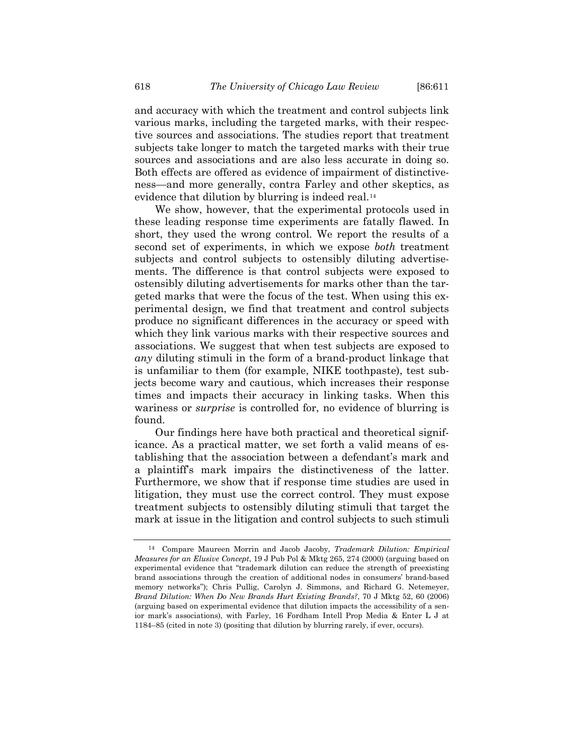and accuracy with which the treatment and control subjects link various marks, including the targeted marks, with their respective sources and associations. The studies report that treatment subjects take longer to match the targeted marks with their true sources and associations and are also less accurate in doing so. Both effects are offered as evidence of impairment of distinctiveness—and more generally, contra Farley and other skeptics, as evidence that dilution by blurring is indeed real.[14]

We show, however, that the experimental protocols used in these leading response time experiments are fatally flawed. In short, they used the wrong control. We report the results of a second set of experiments, in which we expose *both* treatment subjects and control subjects to ostensibly diluting advertisements. The difference is that control subjects were exposed to ostensibly diluting advertisements for marks other than the targeted marks that were the focus of the test. When using this experimental design, we find that treatment and control subjects produce no significant differences in the accuracy or speed with which they link various marks with their respective sources and associations. We suggest that when test subjects are exposed to *any* diluting stimuli in the form of a brand-product linkage that is unfamiliar to them (for example, NIKE toothpaste), test subjects become wary and cautious, which increases their response times and impacts their accuracy in linking tasks. When this wariness or *surprise* is controlled for, no evidence of blurring is found.

Our findings here have both practical and theoretical significance. As a practical matter, we set forth a valid means of establishing that the association between a defendant's mark and a plaintiff's mark impairs the distinctiveness of the latter. Furthermore, we show that if response time studies are used in litigation, they must use the correct control. They must expose treatment subjects to ostensibly diluting stimuli that target the mark at issue in the litigation and control subjects to such stimuli

---

[14] Compare Maureen Morrin and Jacob Jacoby, *Trademark Dilution: Empirical Measures for an Elusive Concept*, 19 J Pub Pol & Mktg 265, 274 (2000) (arguing based on experimental evidence that "trademark dilution can reduce the strength of preexisting brand associations through the creation of additional nodes in consumers' brand-based memory networks"); Chris Pullig, Carolyn J. Simmons, and Richard G. Netemeyer, *Brand Dilution: When Do New Brands Hurt Existing Brands?*, 70 J Mktg 52, 60 (2006) (arguing based on experimental evidence that dilution impacts the accessibility of a senior mark's associations), with Farley, 16 Fordham Intell Prop Media & Enter L J at 1184–85 (cited in note 3) (positing that dilution by blurring rarely, if ever, occurs).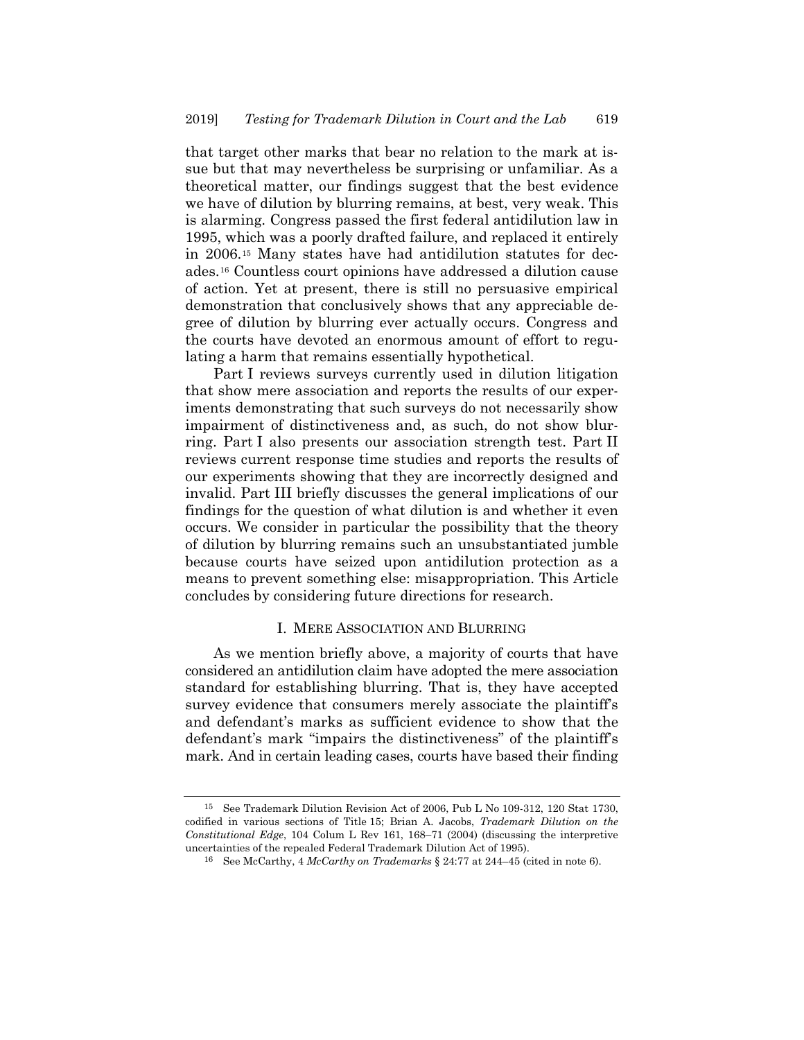that target other marks that bear no relation to the mark at issue but that may nevertheless be surprising or unfamiliar. As a theoretical matter, our findings suggest that the best evidence we have of dilution by blurring remains, at best, very weak. This is alarming. Congress passed the first federal antidilution law in 1995, which was a poorly drafted failure, and replaced it entirely in 2006.[15] Many states have had antidilution statutes for decades.[16] Countless court opinions have addressed a dilution cause of action. Yet at present, there is still no persuasive empirical demonstration that conclusively shows that any appreciable degree of dilution by blurring ever actually occurs. Congress and the courts have devoted an enormous amount of effort to regulating a harm that remains essentially hypothetical.

Part I reviews surveys currently used in dilution litigation that show mere association and reports the results of our experiments demonstrating that such surveys do not necessarily show impairment of distinctiveness and, as such, do not show blurring. Part I also presents our association strength test. Part II reviews current response time studies and reports the results of our experiments showing that they are incorrectly designed and invalid. Part III briefly discusses the general implications of our findings for the question of what dilution is and whether it even occurs. We consider in particular the possibility that the theory of dilution by blurring remains such an unsubstantiated jumble because courts have seized upon antidilution protection as a means to prevent something else: misappropriation. This Article concludes by considering future directions for research.

## I. MERE ASSOCIATION AND BLURRING

As we mention briefly above, a majority of courts that have considered an antidilution claim have adopted the mere association standard for establishing blurring. That is, they have accepted survey evidence that consumers merely associate the plaintiff's and defendant's marks as sufficient evidence to show that the defendant's mark "impairs the distinctiveness" of the plaintiff's mark. And in certain leading cases, courts have based their finding

---

[15] See Trademark Dilution Revision Act of 2006, Pub L No 109-312, 120 Stat 1730, codified in various sections of Title 15; Brian A. Jacobs, *Trademark Dilution on the Constitutional Edge*, 104 Colum L Rev 161, 168–71 (2004) (discussing the interpretive uncertainties of the repealed Federal Trademark Dilution Act of 1995).

[16] See McCarthy, 4 *McCarthy on Trademarks* § 24:77 at 244–45 (cited in note 6).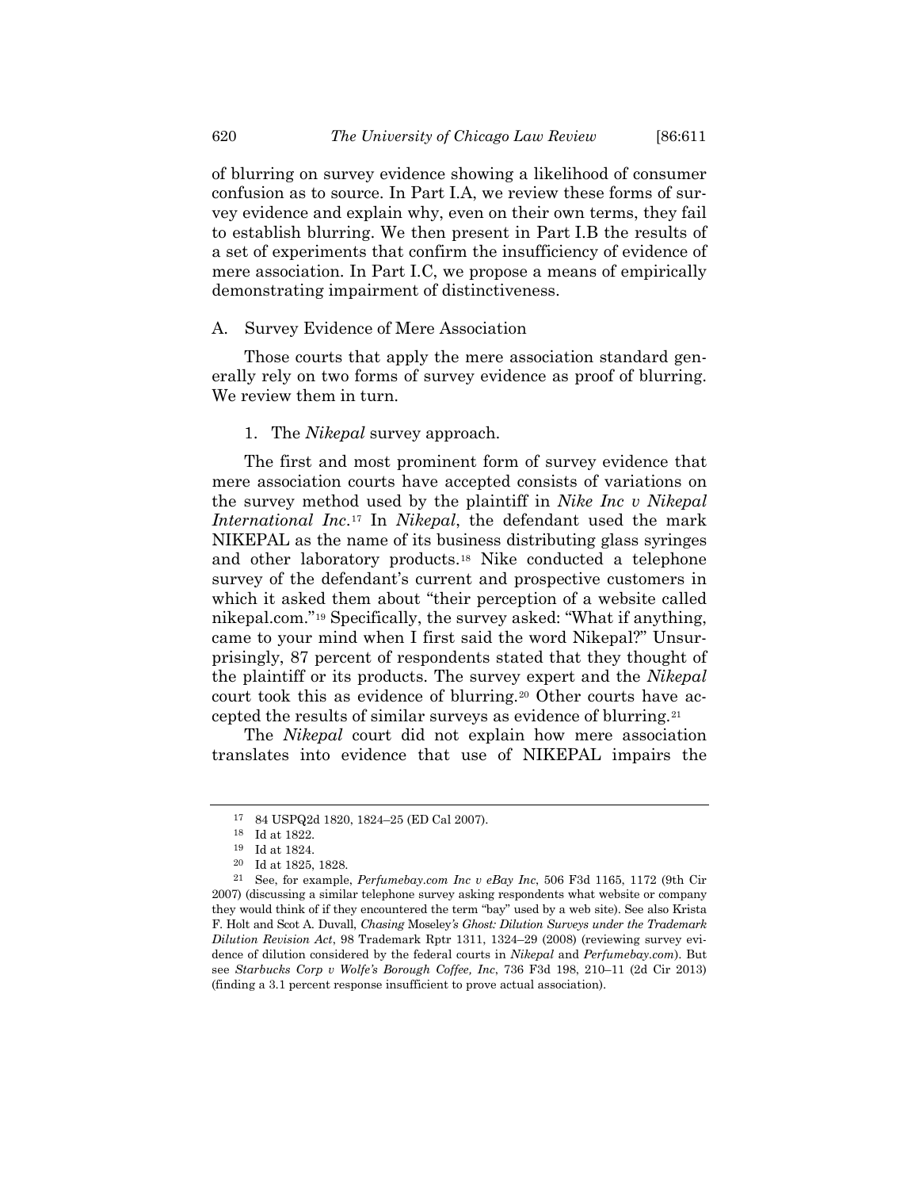of blurring on survey evidence showing a likelihood of consumer confusion as to source. In Part I.A, we review these forms of survey evidence and explain why, even on their own terms, they fail to establish blurring. We then present in Part I.B the results of a set of experiments that confirm the insufficiency of evidence of mere association. In Part I.C, we propose a means of empirically demonstrating impairment of distinctiveness.

## A. Survey Evidence of Mere Association

Those courts that apply the mere association standard generally rely on two forms of survey evidence as proof of blurring. We review them in turn.

### 1. The *Nikepal* survey approach.

The first and most prominent form of survey evidence that mere association courts have accepted consists of variations on the survey method used by the plaintiff in *Nike Inc v Nikepal International Inc*.[17] In *Nikepal*, the defendant used the mark NIKEPAL as the name of its business distributing glass syringes and other laboratory products.[18] Nike conducted a telephone survey of the defendant's current and prospective customers in which it asked them about "their perception of a website called nikepal.com."[19] Specifically, the survey asked: "What if anything, came to your mind when I first said the word Nikepal?" Unsurprisingly, 87 percent of respondents stated that they thought of the plaintiff or its products. The survey expert and the *Nikepal* court took this as evidence of blurring.[20] Other courts have accepted the results of similar surveys as evidence of blurring.[21]

The *Nikepal* court did not explain how mere association translates into evidence that use of NIKEPAL impairs the

---

[17] 84 USPQ2d 1820, 1824–25 (ED Cal 2007).

[18] Id at 1822.

[19] Id at 1824.

[20] Id at 1825, 1828.

[21] See, for example, *Perfumebay.com Inc v eBay Inc*, 506 F3d 1165, 1172 (9th Cir 2007) (discussing a similar telephone survey asking respondents what website or company they would think of if they encountered the term "bay" used by a web site). See also Krista F. Holt and Scot A. Duvall, *Chasing* Moseley*'s Ghost: Dilution Surveys under the Trademark Dilution Revision Act*, 98 Trademark Rptr 1311, 1324–29 (2008) (reviewing survey evidence of dilution considered by the federal courts in *Nikepal* and *Perfumebay.com*). But see *Starbucks Corp v Wolfe's Borough Coffee, Inc*, 736 F3d 198, 210–11 (2d Cir 2013) (finding a 3.1 percent response insufficient to prove actual association).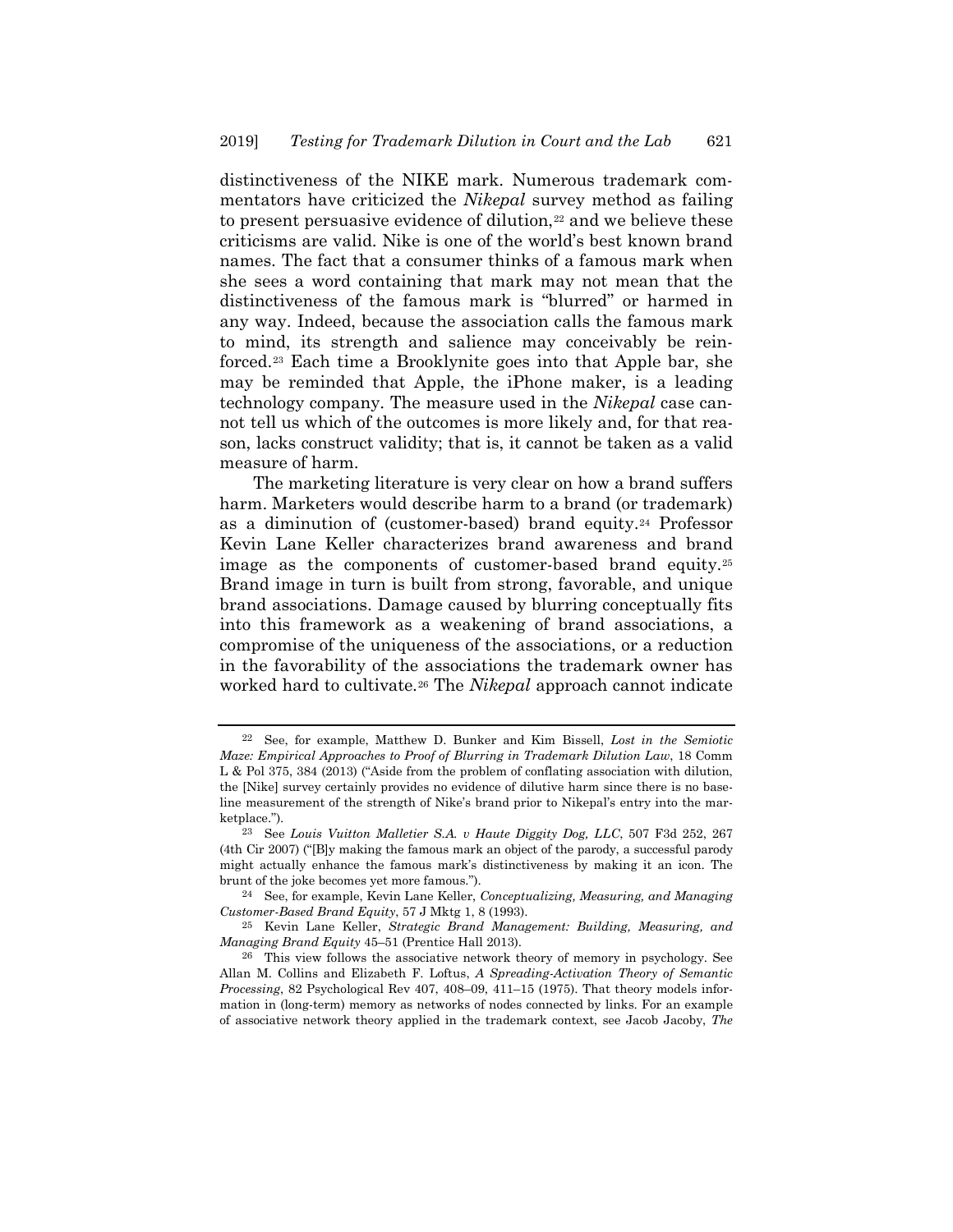distinctiveness of the NIKE mark. Numerous trademark commentators have criticized the *Nikepal* survey method as failing to present persuasive evidence of dilution,[22] and we believe these criticisms are valid. Nike is one of the world's best known brand names. The fact that a consumer thinks of a famous mark when she sees a word containing that mark may not mean that the distinctiveness of the famous mark is "blurred" or harmed in any way. Indeed, because the association calls the famous mark to mind, its strength and salience may conceivably be reinforced.[23] Each time a Brooklynite goes into that Apple bar, she may be reminded that Apple, the iPhone maker, is a leading technology company. The measure used in the *Nikepal* case cannot tell us which of the outcomes is more likely and, for that reason, lacks construct validity; that is, it cannot be taken as a valid measure of harm.

The marketing literature is very clear on how a brand suffers harm. Marketers would describe harm to a brand (or trademark) as a diminution of (customer-based) brand equity.[24] Professor Kevin Lane Keller characterizes brand awareness and brand image as the components of customer-based brand equity.[25] Brand image in turn is built from strong, favorable, and unique brand associations. Damage caused by blurring conceptually fits into this framework as a weakening of brand associations, a compromise of the uniqueness of the associations, or a reduction in the favorability of the associations the trademark owner has worked hard to cultivate.[26] The *Nikepal* approach cannot indicate

---

[22] See, for example, Matthew D. Bunker and Kim Bissell, *Lost in the Semiotic Maze: Empirical Approaches to Proof of Blurring in Trademark Dilution Law*, 18 Comm L & Pol 375, 384 (2013) ("Aside from the problem of conflating association with dilution, the [Nike] survey certainly provides no evidence of dilutive harm since there is no baseline measurement of the strength of Nike's brand prior to Nikepal's entry into the marketplace.").

[23] See *Louis Vuitton Malletier S.A. v Haute Diggity Dog, LLC*, 507 F3d 252, 267 (4th Cir 2007) ("[B]y making the famous mark an object of the parody, a successful parody might actually enhance the famous mark's distinctiveness by making it an icon. The brunt of the joke becomes yet more famous.").

[24] See, for example, Kevin Lane Keller, *Conceptualizing, Measuring, and Managing Customer-Based Brand Equity*, 57 J Mktg 1, 8 (1993).

[25] Kevin Lane Keller, *Strategic Brand Management: Building, Measuring, and Managing Brand Equity* 45–51 (Prentice Hall 2013).

[26] This view follows the associative network theory of memory in psychology. See Allan M. Collins and Elizabeth F. Loftus, *A Spreading-Activation Theory of Semantic Processing*, 82 Psychological Rev 407, 408–09, 411–15 (1975). That theory models information in (long-term) memory as networks of nodes connected by links. For an example of associative network theory applied in the trademark context, see Jacob Jacoby, *The*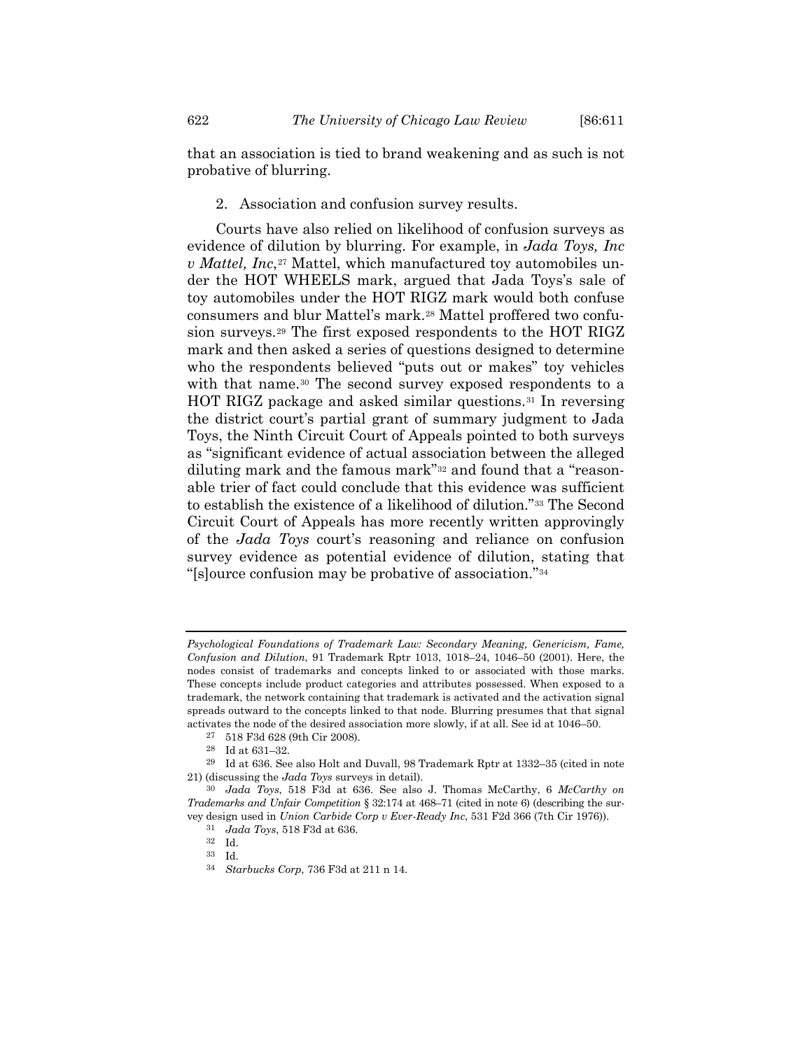that an association is tied to brand weakening and as such is not probative of blurring.

2. Association and confusion survey results.

Courts have also relied on likelihood of confusion surveys as evidence of dilution by blurring. For example, in *Jada Toys, Inc v Mattel, Inc*,[27] Mattel, which manufactured toy automobiles under the HOT WHEELS mark, argued that Jada Toys's sale of toy automobiles under the HOT RIGZ mark would both confuse consumers and blur Mattel's mark.[28] Mattel proffered two confusion surveys.[29] The first exposed respondents to the HOT RIGZ mark and then asked a series of questions designed to determine who the respondents believed "puts out or makes" toy vehicles with that name.[30] The second survey exposed respondents to a HOT RIGZ package and asked similar questions.[31] In reversing the district court's partial grant of summary judgment to Jada Toys, the Ninth Circuit Court of Appeals pointed to both surveys as "significant evidence of actual association between the alleged diluting mark and the famous mark"[32] and found that a "reasonable trier of fact could conclude that this evidence was sufficient to establish the existence of a likelihood of dilution."[33] The Second Circuit Court of Appeals has more recently written approvingly of the *Jada Toys* court's reasoning and reliance on confusion survey evidence as potential evidence of dilution, stating that "[s]ource confusion may be probative of association."[34]

---

*Psychological Foundations of Trademark Law: Secondary Meaning, Genericism, Fame, Confusion and Dilution*, 91 Trademark Rptr 1013, 1018–24, 1046–50 (2001). Here, the nodes consist of trademarks and concepts linked to or associated with those marks. These concepts include product categories and attributes possessed. When exposed to a trademark, the network containing that trademark is activated and the activation signal spreads outward to the concepts linked to that node. Blurring presumes that that signal activates the node of the desired association more slowly, if at all. See id at 1046–50.

[27] 518 F3d 628 (9th Cir 2008).

[28] Id at 631–32.

[29] Id at 636. See also Holt and Duvall, 98 Trademark Rptr at 1332–35 (cited in note 21) (discussing the *Jada Toys* surveys in detail).

[30] *Jada Toys*, 518 F3d at 636. See also J. Thomas McCarthy, 6 *McCarthy on Trademarks and Unfair Competition* § 32:174 at 468–71 (cited in note 6) (describing the survey design used in *Union Carbide Corp v Ever-Ready Inc*, 531 F2d 366 (7th Cir 1976)).

[31] *Jada Toys*, 518 F3d at 636.

[32] Id.

[33] Id.

[34] *Starbucks Corp*, 736 F3d at 211 n 14.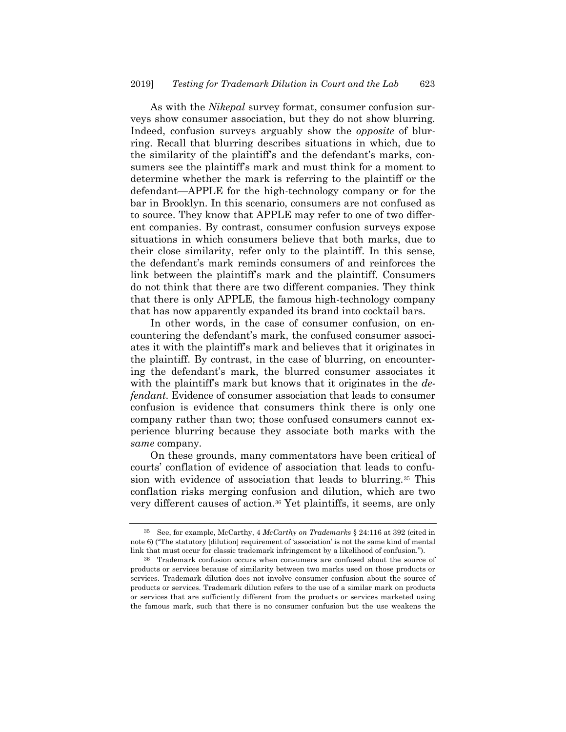As with the *Nikepal* survey format, consumer confusion surveys show consumer association, but they do not show blurring. Indeed, confusion surveys arguably show the *opposite* of blurring. Recall that blurring describes situations in which, due to the similarity of the plaintiff's and the defendant's marks, consumers see the plaintiff's mark and must think for a moment to determine whether the mark is referring to the plaintiff or the defendant—APPLE for the high-technology company or for the bar in Brooklyn. In this scenario, consumers are not confused as to source. They know that APPLE may refer to one of two different companies. By contrast, consumer confusion surveys expose situations in which consumers believe that both marks, due to their close similarity, refer only to the plaintiff. In this sense, the defendant's mark reminds consumers of and reinforces the link between the plaintiff's mark and the plaintiff. Consumers do not think that there are two different companies. They think that there is only APPLE, the famous high-technology company that has now apparently expanded its brand into cocktail bars.

In other words, in the case of consumer confusion, on encountering the defendant's mark, the confused consumer associates it with the plaintiff's mark and believes that it originates in the plaintiff. By contrast, in the case of blurring, on encountering the defendant's mark, the blurred consumer associates it with the plaintiff's mark but knows that it originates in the *defendant*. Evidence of consumer association that leads to consumer confusion is evidence that consumers think there is only one company rather than two; those confused consumers cannot experience blurring because they associate both marks with the *same* company.

On these grounds, many commentators have been critical of courts' conflation of evidence of association that leads to confusion with evidence of association that leads to blurring.[35] This conflation risks merging confusion and dilution, which are two very different causes of action.[36] Yet plaintiffs, it seems, are only

---

[35] See, for example, McCarthy, 4 *McCarthy on Trademarks* § 24:116 at 392 (cited in note 6) ("The statutory [dilution] requirement of 'association' is not the same kind of mental link that must occur for classic trademark infringement by a likelihood of confusion.").

[36] Trademark confusion occurs when consumers are confused about the source of products or services because of similarity between two marks used on those products or services. Trademark dilution does not involve consumer confusion about the source of products or services. Trademark dilution refers to the use of a similar mark on products or services that are sufficiently different from the products or services marketed using the famous mark, such that there is no consumer confusion but the use weakens the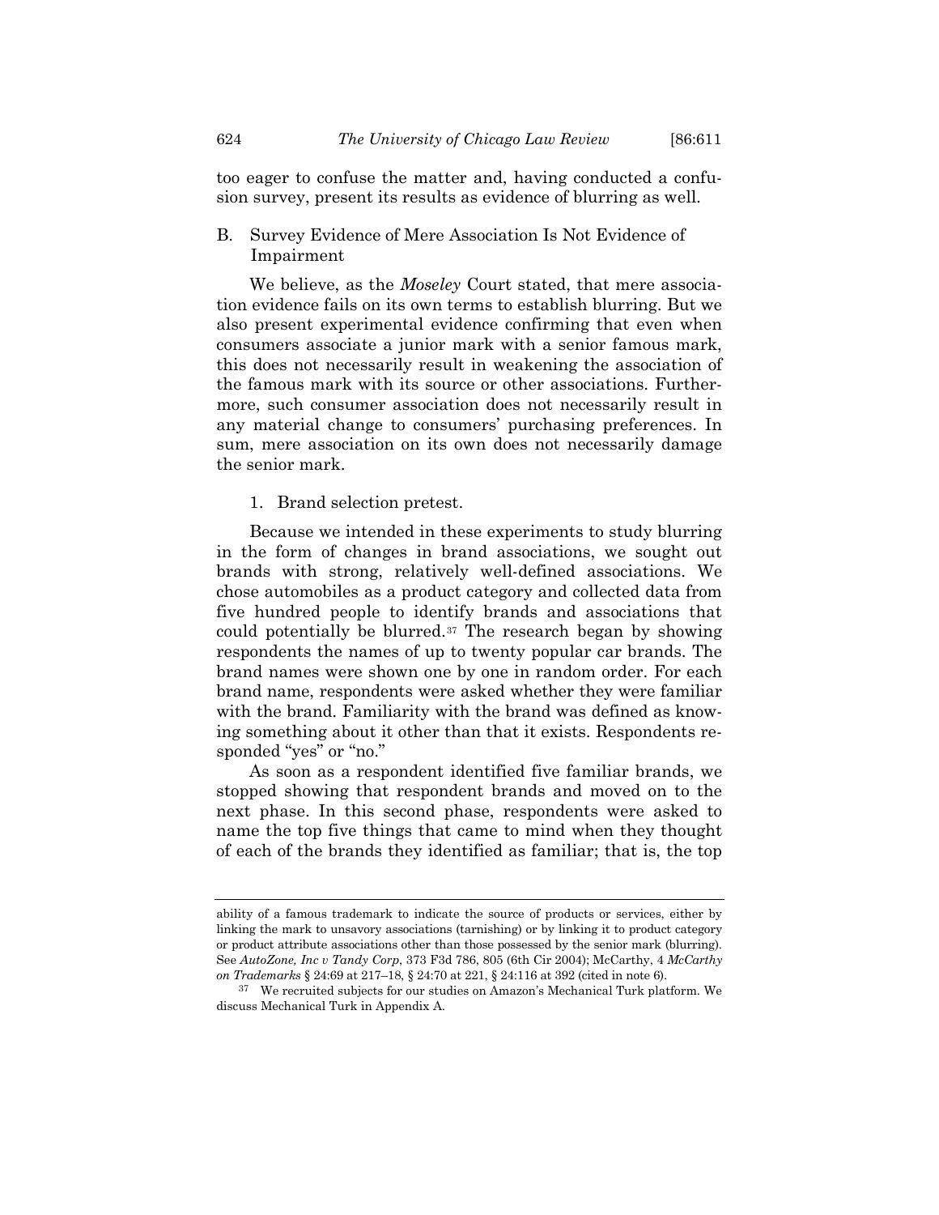too eager to confuse the matter and, having conducted a confusion survey, present its results as evidence of blurring as well.

### B. Survey Evidence of Mere Association Is Not Evidence of Impairment

We believe, as the *Moseley* Court stated, that mere association evidence fails on its own terms to establish blurring. But we also present experimental evidence confirming that even when consumers associate a junior mark with a senior famous mark, this does not necessarily result in weakening the association of the famous mark with its source or other associations. Furthermore, such consumer association does not necessarily result in any material change to consumers' purchasing preferences. In sum, mere association on its own does not necessarily damage the senior mark.

#### 1. Brand selection pretest.

Because we intended in these experiments to study blurring in the form of changes in brand associations, we sought out brands with strong, relatively well-defined associations. We chose automobiles as a product category and collected data from five hundred people to identify brands and associations that could potentially be blurred.[37] The research began by showing respondents the names of up to twenty popular car brands. The brand names were shown one by one in random order. For each brand name, respondents were asked whether they were familiar with the brand. Familiarity with the brand was defined as knowing something about it other than that it exists. Respondents responded "yes" or "no."

As soon as a respondent identified five familiar brands, we stopped showing that respondent brands and moved on to the next phase. In this second phase, respondents were asked to name the top five things that came to mind when they thought of each of the brands they identified as familiar; that is, the top

---

ability of a famous trademark to indicate the source of products or services, either by linking the mark to unsavory associations (tarnishing) or by linking it to product category or product attribute associations other than those possessed by the senior mark (blurring). See *AutoZone, Inc v Tandy Corp*, 373 F3d 786, 805 (6th Cir 2004); McCarthy, 4 *McCarthy on Trademarks* § 24:69 at 217–18, § 24:70 at 221, § 24:116 at 392 (cited in note 6).

[37] We recruited subjects for our studies on Amazon's Mechanical Turk platform. We discuss Mechanical Turk in Appendix A.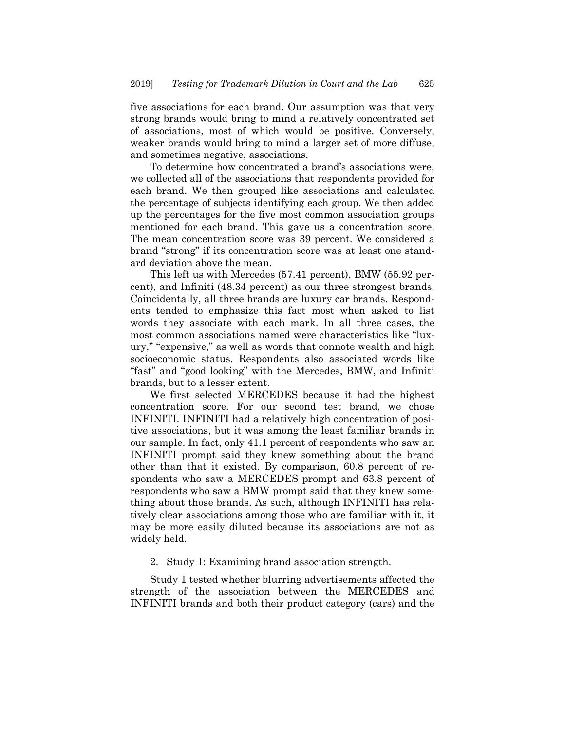five associations for each brand. Our assumption was that very strong brands would bring to mind a relatively concentrated set of associations, most of which would be positive. Conversely, weaker brands would bring to mind a larger set of more diffuse, and sometimes negative, associations.

To determine how concentrated a brand's associations were, we collected all of the associations that respondents provided for each brand. We then grouped like associations and calculated the percentage of subjects identifying each group. We then added up the percentages for the five most common association groups mentioned for each brand. This gave us a concentration score. The mean concentration score was 39 percent. We considered a brand "strong" if its concentration score was at least one standard deviation above the mean.

This left us with Mercedes (57.41 percent), BMW (55.92 percent), and Infiniti (48.34 percent) as our three strongest brands. Coincidentally, all three brands are luxury car brands. Respondents tended to emphasize this fact most when asked to list words they associate with each mark. In all three cases, the most common associations named were characteristics like "luxury," "expensive," as well as words that connote wealth and high socioeconomic status. Respondents also associated words like "fast" and "good looking" with the Mercedes, BMW, and Infiniti brands, but to a lesser extent.

We first selected MERCEDES because it had the highest concentration score. For our second test brand, we chose INFINITI. INFINITI had a relatively high concentration of positive associations, but it was among the least familiar brands in our sample. In fact, only 41.1 percent of respondents who saw an INFINITI prompt said they knew something about the brand other than that it existed. By comparison, 60.8 percent of respondents who saw a MERCEDES prompt and 63.8 percent of respondents who saw a BMW prompt said that they knew something about those brands. As such, although INFINITI has relatively clear associations among those who are familiar with it, it may be more easily diluted because its associations are not as widely held.

2. Study 1: Examining brand association strength.

Study 1 tested whether blurring advertisements affected the strength of the association between the MERCEDES and INFINITI brands and both their product category (cars) and the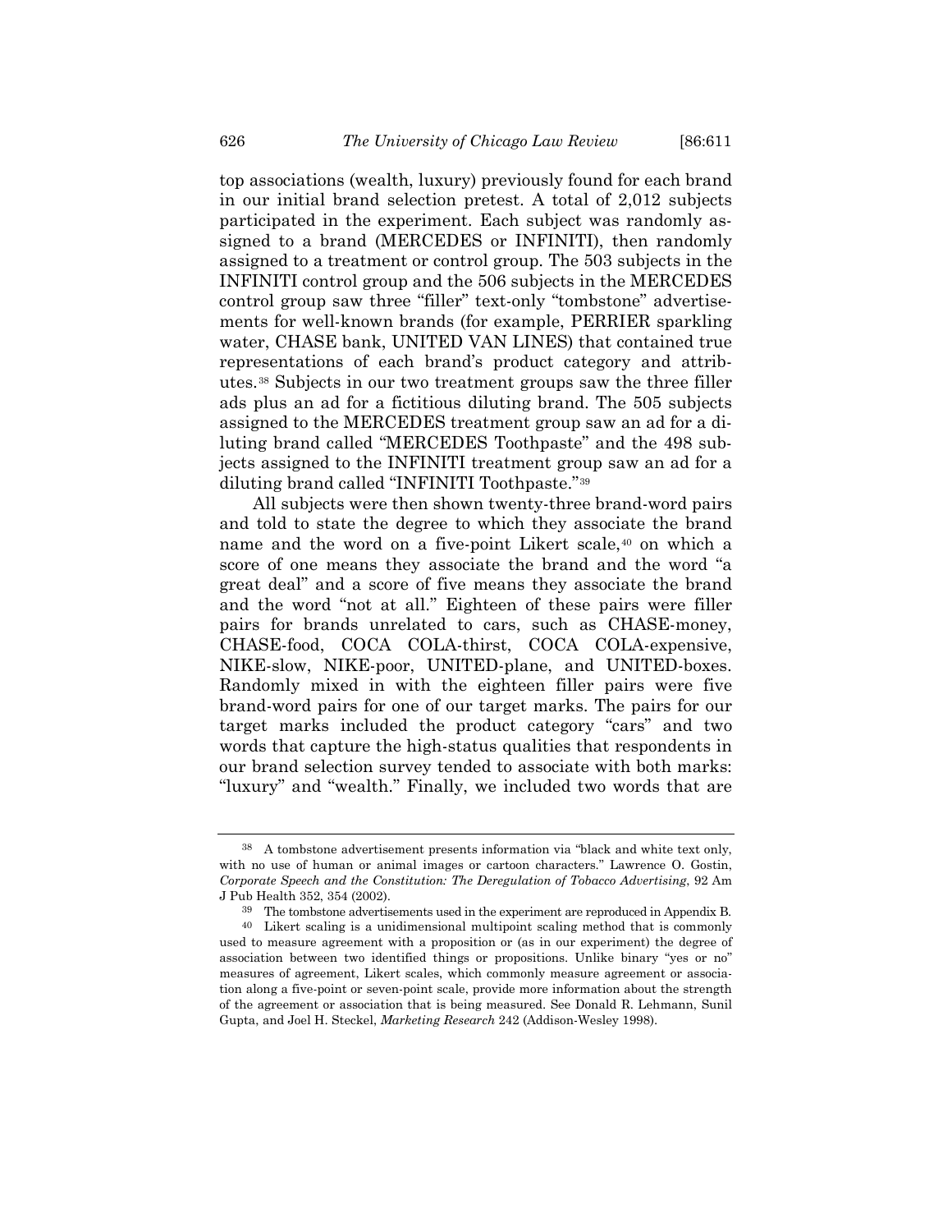top associations (wealth, luxury) previously found for each brand in our initial brand selection pretest. A total of 2,012 subjects participated in the experiment. Each subject was randomly assigned to a brand (MERCEDES or INFINITI), then randomly assigned to a treatment or control group. The 503 subjects in the INFINITI control group and the 506 subjects in the MERCEDES control group saw three "filler" text-only "tombstone" advertisements for well-known brands (for example, PERRIER sparkling water, CHASE bank, UNITED VAN LINES) that contained true representations of each brand's product category and attributes.[38] Subjects in our two treatment groups saw the three filler ads plus an ad for a fictitious diluting brand. The 505 subjects assigned to the MERCEDES treatment group saw an ad for a diluting brand called "MERCEDES Toothpaste" and the 498 subjects assigned to the INFINITI treatment group saw an ad for a diluting brand called "INFINITI Toothpaste."[39]

All subjects were then shown twenty-three brand-word pairs and told to state the degree to which they associate the brand name and the word on a five-point Likert scale,[40] on which a score of one means they associate the brand and the word "a great deal" and a score of five means they associate the brand and the word "not at all." Eighteen of these pairs were filler pairs for brands unrelated to cars, such as CHASE-money, CHASE-food, COCA COLA-thirst, COCA COLA-expensive, NIKE-slow, NIKE-poor, UNITED-plane, and UNITED-boxes. Randomly mixed in with the eighteen filler pairs were five brand-word pairs for one of our target marks. The pairs for our target marks included the product category "cars" and two words that capture the high-status qualities that respondents in our brand selection survey tended to associate with both marks: "luxury" and "wealth." Finally, we included two words that are

---

[38] A tombstone advertisement presents information via "black and white text only, with no use of human or animal images or cartoon characters." Lawrence O. Gostin, *Corporate Speech and the Constitution: The Deregulation of Tobacco Advertising*, 92 Am J Pub Health 352, 354 (2002).

[39] The tombstone advertisements used in the experiment are reproduced in Appendix B.

[40] Likert scaling is a unidimensional multipoint scaling method that is commonly used to measure agreement with a proposition or (as in our experiment) the degree of association between two identified things or propositions. Unlike binary "yes or no" measures of agreement, Likert scales, which commonly measure agreement or association along a five-point or seven-point scale, provide more information about the strength of the agreement or association that is being measured. See Donald R. Lehmann, Sunil Gupta, and Joel H. Steckel, *Marketing Research* 242 (Addison-Wesley 1998).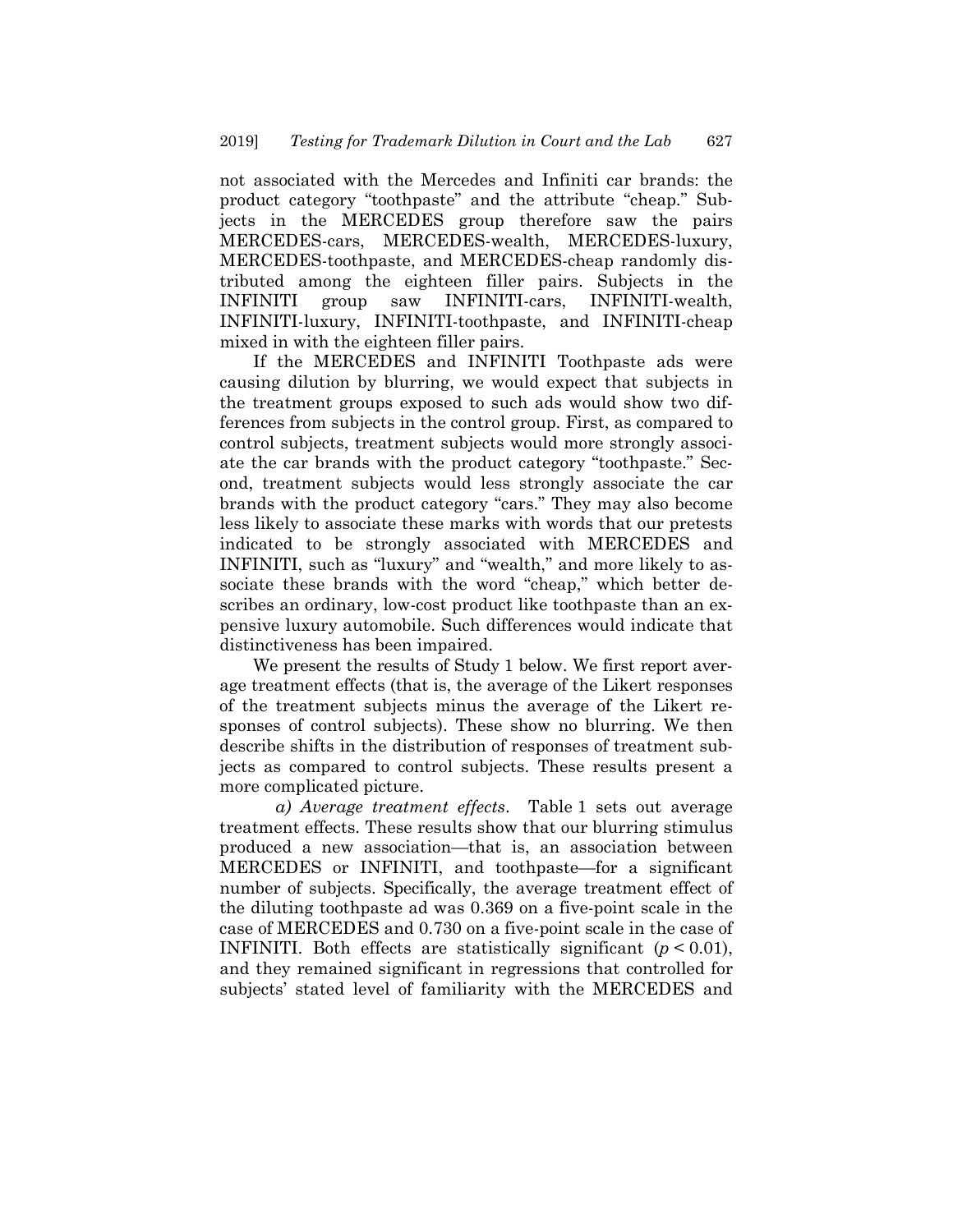not associated with the Mercedes and Infiniti car brands: the product category "toothpaste" and the attribute "cheap." Subjects in the MERCEDES group therefore saw the pairs MERCEDES-cars, MERCEDES-wealth, MERCEDES-luxury, MERCEDES-toothpaste, and MERCEDES-cheap randomly distributed among the eighteen filler pairs. Subjects in the INFINITI group saw INFINITI-cars, INFINITI-wealth, INFINITI-luxury, INFINITI-toothpaste, and INFINITI-cheap mixed in with the eighteen filler pairs.

If the MERCEDES and INFINITI Toothpaste ads were causing dilution by blurring, we would expect that subjects in the treatment groups exposed to such ads would show two differences from subjects in the control group. First, as compared to control subjects, treatment subjects would more strongly associate the car brands with the product category "toothpaste." Second, treatment subjects would less strongly associate the car brands with the product category "cars." They may also become less likely to associate these marks with words that our pretests indicated to be strongly associated with MERCEDES and INFINITI, such as "luxury" and "wealth," and more likely to associate these brands with the word "cheap," which better describes an ordinary, low-cost product like toothpaste than an expensive luxury automobile. Such differences would indicate that distinctiveness has been impaired.

We present the results of Study 1 below. We first report average treatment effects (that is, the average of the Likert responses of the treatment subjects minus the average of the Likert responses of control subjects). These show no blurring. We then describe shifts in the distribution of responses of treatment subjects as compared to control subjects. These results present a more complicated picture.

*a) Average treatment effects*. Table 1 sets out average treatment effects. These results show that our blurring stimulus produced a new association—that is, an association between MERCEDES or INFINITI, and toothpaste—for a significant number of subjects. Specifically, the average treatment effect of the diluting toothpaste ad was 0.369 on a five-point scale in the case of MERCEDES and 0.730 on a five-point scale in the case of INFINITI. Both effects are statistically significant ($p < 0.01$), and they remained significant in regressions that controlled for subjects' stated level of familiarity with the MERCEDES and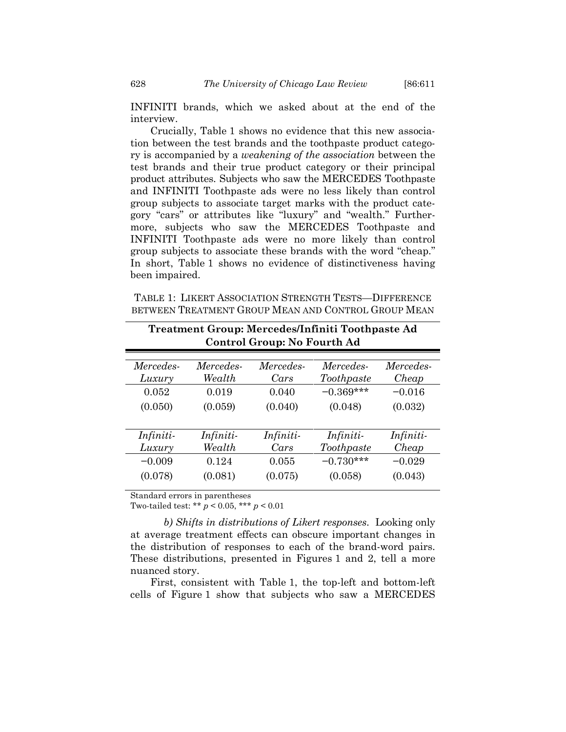INFINITI brands, which we asked about at the end of the interview.

Crucially, Table 1 shows no evidence that this new association between the test brands and the toothpaste product category is accompanied by a *weakening of the association* between the test brands and their true product category or their principal product attributes. Subjects who saw the MERCEDES Toothpaste and INFINITI Toothpaste ads were no less likely than control group subjects to associate target marks with the product category "cars" or attributes like "luxury" and "wealth." Furthermore, subjects who saw the MERCEDES Toothpaste and INFINITI Toothpaste ads were no more likely than control group subjects to associate these brands with the word "cheap." In short, Table 1 shows no evidence of distinctiveness having been impaired.

TABLE 1: LIKERT ASSOCIATION STRENGTH TESTS—DIFFERENCE BETWEEN TREATMENT GROUP MEAN AND CONTROL GROUP MEAN

| **Treatment Group: Mercedes/Infiniti Toothpaste Ad<br>Control Group: No Fourth Ad** | | | | |
|---|---|---|---|---|
| *Mercedes-Luxury* | *Mercedes-Wealth* | *Mercedes-Cars* | *Mercedes-Toothpaste* | *Mercedes-Cheap* |
| 0.052 | 0.019 | 0.040 | −0.369*** | −0.016 |
| (0.050) | (0.059) | (0.040) | (0.048) | (0.032) |
| *Infiniti-Luxury* | *Infiniti-Wealth* | *Infiniti-Cars* | *Infiniti-Toothpaste* | *Infiniti-Cheap* |
| −0.009 | 0.124 | 0.055 | −0.730*** | −0.029 |
| (0.078) | (0.081) | (0.075) | (0.058) | (0.043) |

Standard errors in parentheses
Two-tailed test: ** $p < 0.05$, *** $p < 0.01$

*b) Shifts in distributions of Likert responses.* Looking only at average treatment effects can obscure important changes in the distribution of responses to each of the brand-word pairs. These distributions, presented in Figures 1 and 2, tell a more nuanced story.

First, consistent with Table 1, the top-left and bottom-left cells of Figure 1 show that subjects who saw a MERCEDES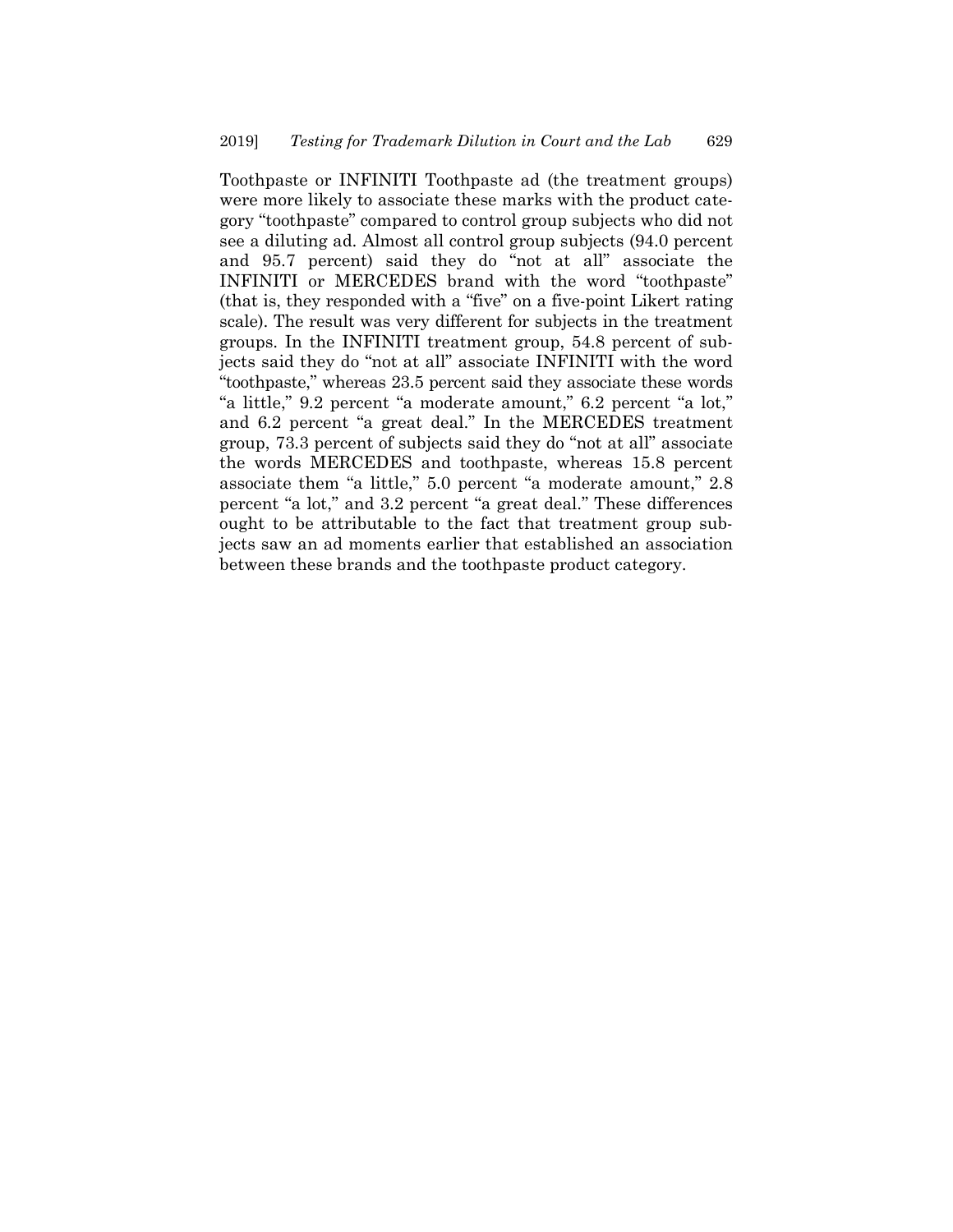Toothpaste or INFINITI Toothpaste ad (the treatment groups) were more likely to associate these marks with the product category "toothpaste" compared to control group subjects who did not see a diluting ad. Almost all control group subjects (94.0 percent and 95.7 percent) said they do "not at all" associate the INFINITI or MERCEDES brand with the word "toothpaste" (that is, they responded with a "five" on a five-point Likert rating scale). The result was very different for subjects in the treatment groups. In the INFINITI treatment group, 54.8 percent of subjects said they do "not at all" associate INFINITI with the word "toothpaste," whereas 23.5 percent said they associate these words "a little," 9.2 percent "a moderate amount," 6.2 percent "a lot," and 6.2 percent "a great deal." In the MERCEDES treatment group, 73.3 percent of subjects said they do "not at all" associate the words MERCEDES and toothpaste, whereas 15.8 percent associate them "a little," 5.0 percent "a moderate amount," 2.8 percent "a lot," and 3.2 percent "a great deal." These differences ought to be attributable to the fact that treatment group subjects saw an ad moments earlier that established an association between these brands and the toothpaste product category.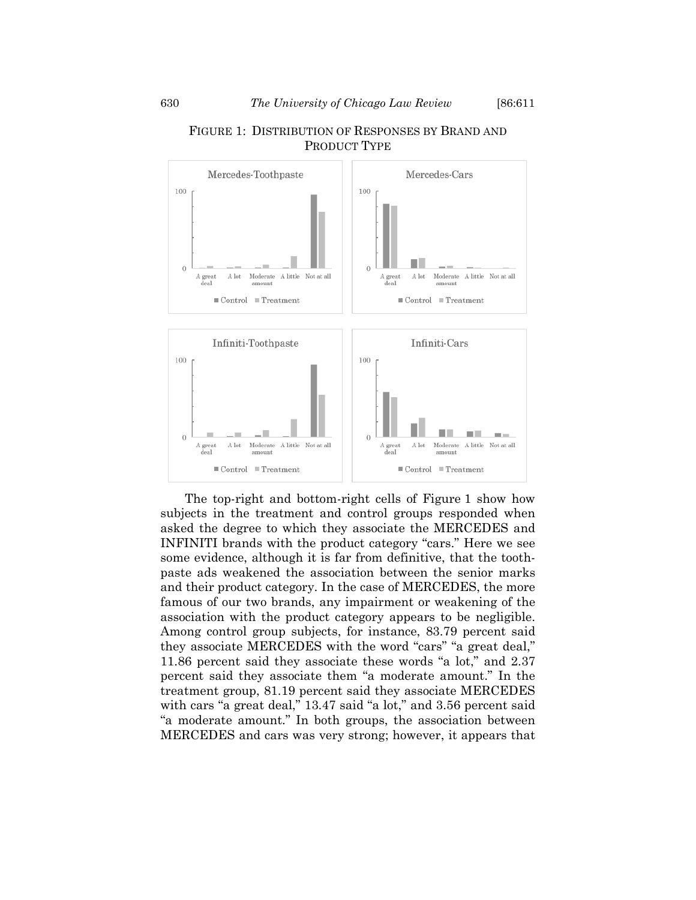FIGURE 1: DISTRIBUTION OF RESPONSES BY BRAND AND PRODUCT TYPE

The top-right and bottom-right cells of Figure 1 show how subjects in the treatment and control groups responded when asked the degree to which they associate the MERCEDES and INFINITI brands with the product category "cars." Here we see some evidence, although it is far from definitive, that the toothpaste ads weakened the association between the senior marks and their product category. In the case of MERCEDES, the more famous of our two brands, any impairment or weakening of the association with the product category appears to be negligible. Among control group subjects, for instance, 83.79 percent said they associate MERCEDES with the word "cars" "a great deal," 11.86 percent said they associate these words "a lot," and 2.37 percent said they associate them "a moderate amount." In the treatment group, 81.19 percent said they associate MERCEDES with cars "a great deal," 13.47 said "a lot," and 3.56 percent said "a moderate amount." In both groups, the association between MERCEDES and cars was very strong; however, it appears that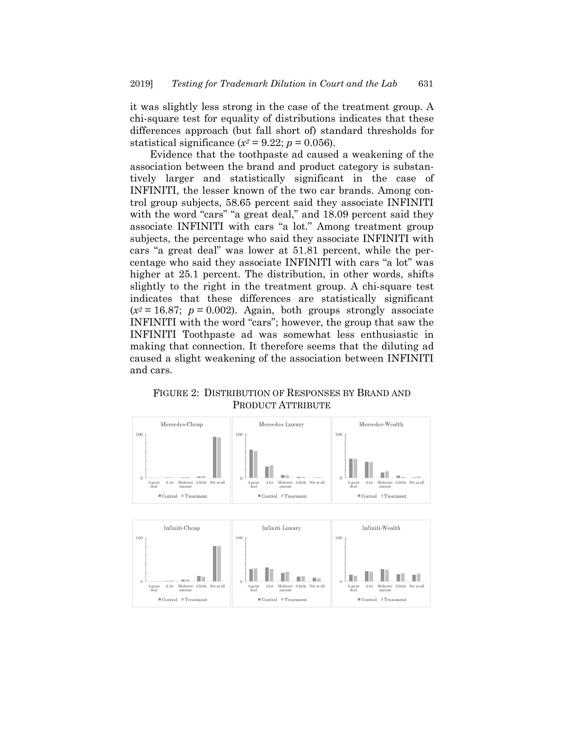it was slightly less strong in the case of the treatment group. A chi-square test for equality of distributions indicates that these differences approach (but fall short of) standard thresholds for statistical significance ($x^2 = 9.22$; $p = 0.056$).

Evidence that the toothpaste ad caused a weakening of the association between the brand and product category is substantively larger and statistically significant in the case of INFINITI, the lesser known of the two car brands. Among control group subjects, 58.65 percent said they associate INFINITI with the word "cars" "a great deal," and 18.09 percent said they associate INFINITI with cars "a lot." Among treatment group subjects, the percentage who said they associate INFINITI with cars "a great deal" was lower at 51.81 percent, while the percentage who said they associate INFINITI with cars "a lot" was higher at 25.1 percent. The distribution, in other words, shifts slightly to the right in the treatment group. A chi-square test indicates that these differences are statistically significant ($x^2 = 16.87$; $p = 0.002$). Again, both groups strongly associate INFINITI with the word "cars"; however, the group that saw the INFINITI Toothpaste ad was somewhat less enthusiastic in making that connection. It therefore seems that the diluting ad caused a slight weakening of the association between INFINITI and cars.

FIGURE 2: DISTRIBUTION OF RESPONSES BY BRAND AND PRODUCT ATTRIBUTE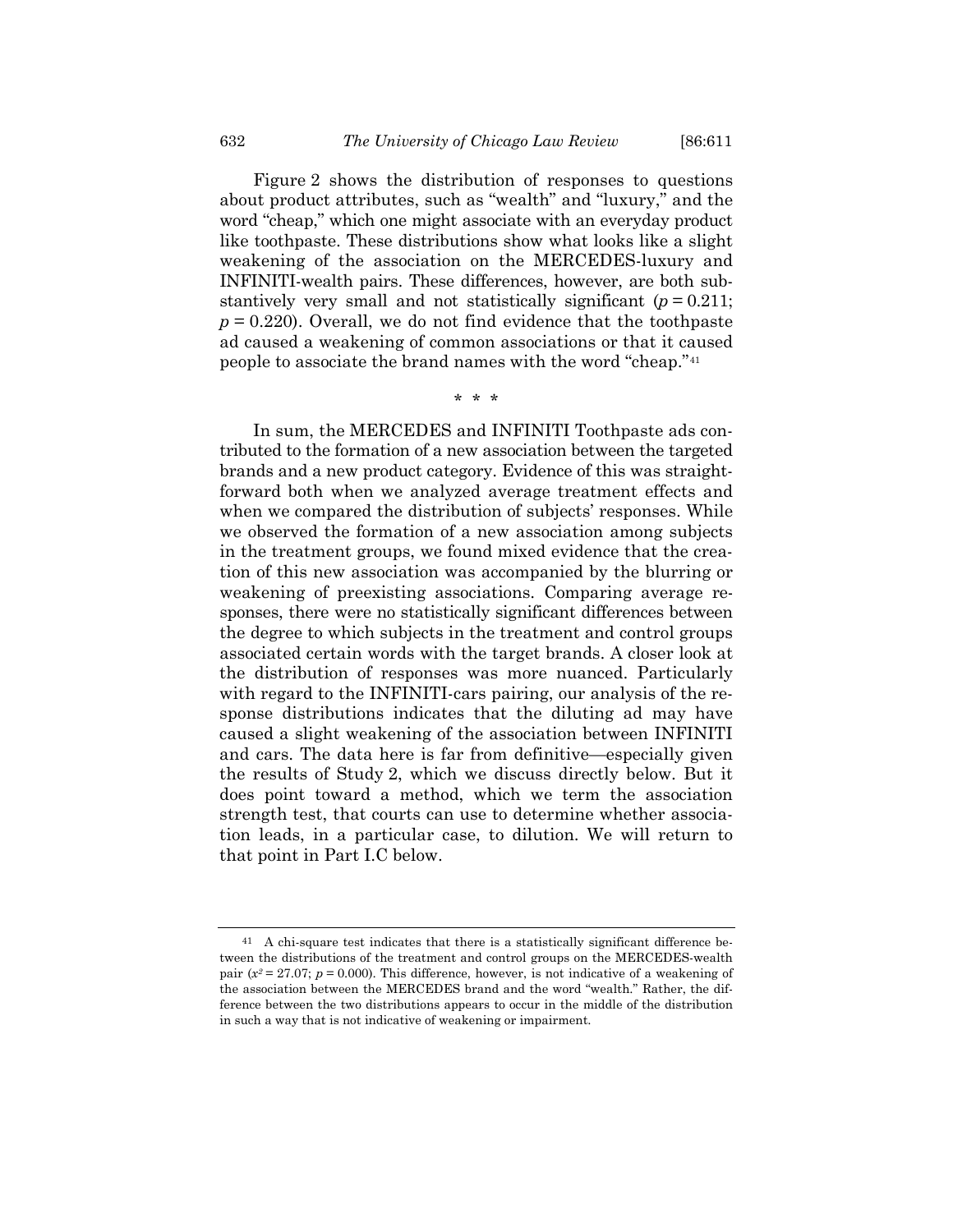Figure 2 shows the distribution of responses to questions about product attributes, such as "wealth" and "luxury," and the word "cheap," which one might associate with an everyday product like toothpaste. These distributions show what looks like a slight weakening of the association on the MERCEDES-luxury and INFINITI-wealth pairs. These differences, however, are both substantively very small and not statistically significant ($p = 0.211$; $p = 0.220$). Overall, we do not find evidence that the toothpaste ad caused a weakening of common associations or that it caused people to associate the brand names with the word "cheap."[41]

\* \* \*

In sum, the MERCEDES and INFINITI Toothpaste ads contributed to the formation of a new association between the targeted brands and a new product category. Evidence of this was straightforward both when we analyzed average treatment effects and when we compared the distribution of subjects' responses. While we observed the formation of a new association among subjects in the treatment groups, we found mixed evidence that the creation of this new association was accompanied by the blurring or weakening of preexisting associations. Comparing average responses, there were no statistically significant differences between the degree to which subjects in the treatment and control groups associated certain words with the target brands. A closer look at the distribution of responses was more nuanced. Particularly with regard to the INFINITI-cars pairing, our analysis of the response distributions indicates that the diluting ad may have caused a slight weakening of the association between INFINITI and cars. The data here is far from definitive—especially given the results of Study 2, which we discuss directly below. But it does point toward a method, which we term the association strength test, that courts can use to determine whether association leads, in a particular case, to dilution. We will return to that point in Part I.C below.

---

[41] A chi-square test indicates that there is a statistically significant difference between the distributions of the treatment and control groups on the MERCEDES-wealth pair ($x^2 = 27.07$; $p = 0.000$). This difference, however, is not indicative of a weakening of the association between the MERCEDES brand and the word "wealth." Rather, the difference between the two distributions appears to occur in the middle of the distribution in such a way that is not indicative of weakening or impairment.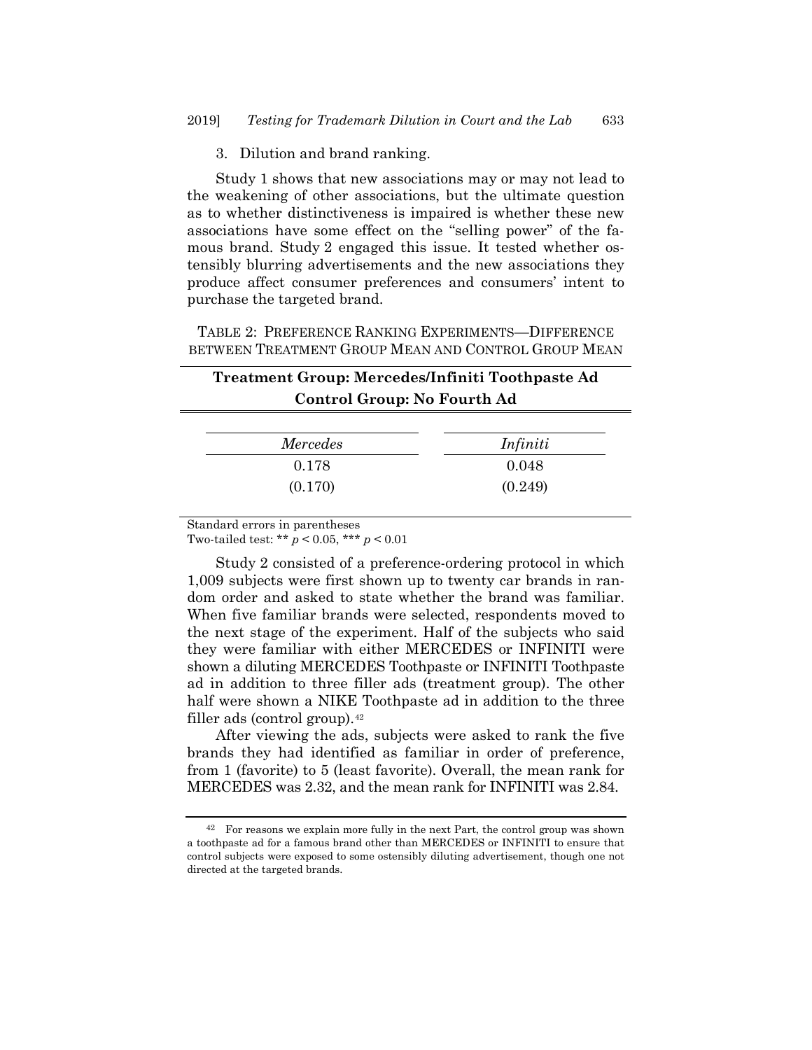3. Dilution and brand ranking.

Study 1 shows that new associations may or may not lead to the weakening of other associations, but the ultimate question as to whether distinctiveness is impaired is whether these new associations have some effect on the "selling power" of the famous brand. Study 2 engaged this issue. It tested whether ostensibly blurring advertisements and the new associations they produce affect consumer preferences and consumers' intent to purchase the targeted brand.

TABLE 2: PREFERENCE RANKING EXPERIMENTS—DIFFERENCE BETWEEN TREATMENT GROUP MEAN AND CONTROL GROUP MEAN

| **Treatment Group: Mercedes/Infiniti Toothpaste Ad**<br>**Control Group: No Fourth Ad** | |
|---|---|
| *Mercedes* | *Infiniti* |
| 0.178 | 0.048 |
| (0.170) | (0.249) |

Standard errors in parentheses
Two-tailed test: ** $p < 0.05$, *** $p < 0.01$

Study 2 consisted of a preference-ordering protocol in which 1,009 subjects were first shown up to twenty car brands in random order and asked to state whether the brand was familiar. When five familiar brands were selected, respondents moved to the next stage of the experiment. Half of the subjects who said they were familiar with either MERCEDES or INFINITI were shown a diluting MERCEDES Toothpaste or INFINITI Toothpaste ad in addition to three filler ads (treatment group). The other half were shown a NIKE Toothpaste ad in addition to the three filler ads (control group).[42]

After viewing the ads, subjects were asked to rank the five brands they had identified as familiar in order of preference, from 1 (favorite) to 5 (least favorite). Overall, the mean rank for MERCEDES was 2.32, and the mean rank for INFINITI was 2.84.

[42] For reasons we explain more fully in the next Part, the control group was shown a toothpaste ad for a famous brand other than MERCEDES or INFINITI to ensure that control subjects were exposed to some ostensibly diluting advertisement, though one not directed at the targeted brands.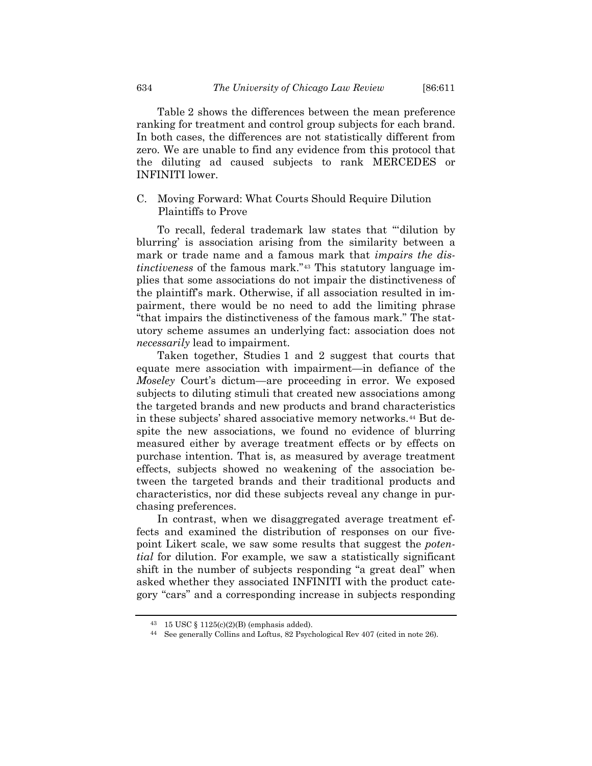Table 2 shows the differences between the mean preference ranking for treatment and control group subjects for each brand. In both cases, the differences are not statistically different from zero. We are unable to find any evidence from this protocol that the diluting ad caused subjects to rank MERCEDES or INFINITI lower.

## C. Moving Forward: What Courts Should Require Dilution Plaintiffs to Prove

To recall, federal trademark law states that "'dilution by blurring' is association arising from the similarity between a mark or trade name and a famous mark that *impairs the distinctiveness* of the famous mark."[43] This statutory language implies that some associations do not impair the distinctiveness of the plaintiff's mark. Otherwise, if all association resulted in impairment, there would be no need to add the limiting phrase "that impairs the distinctiveness of the famous mark." The statutory scheme assumes an underlying fact: association does not *necessarily* lead to impairment.

Taken together, Studies 1 and 2 suggest that courts that equate mere association with impairment—in defiance of the *Moseley* Court's dictum—are proceeding in error. We exposed subjects to diluting stimuli that created new associations among the targeted brands and new products and brand characteristics in these subjects' shared associative memory networks.[44] But despite the new associations, we found no evidence of blurring measured either by average treatment effects or by effects on purchase intention. That is, as measured by average treatment effects, subjects showed no weakening of the association between the targeted brands and their traditional products and characteristics, nor did these subjects reveal any change in purchasing preferences.

In contrast, when we disaggregated average treatment effects and examined the distribution of responses on our five-point Likert scale, we saw some results that suggest the *potential* for dilution. For example, we saw a statistically significant shift in the number of subjects responding "a great deal" when asked whether they associated INFINITI with the product category "cars" and a corresponding increase in subjects responding

---

[43] 15 USC § 1125(c)(2)(B) (emphasis added).

[44] See generally Collins and Loftus, 82 Psychological Rev 407 (cited in note 26).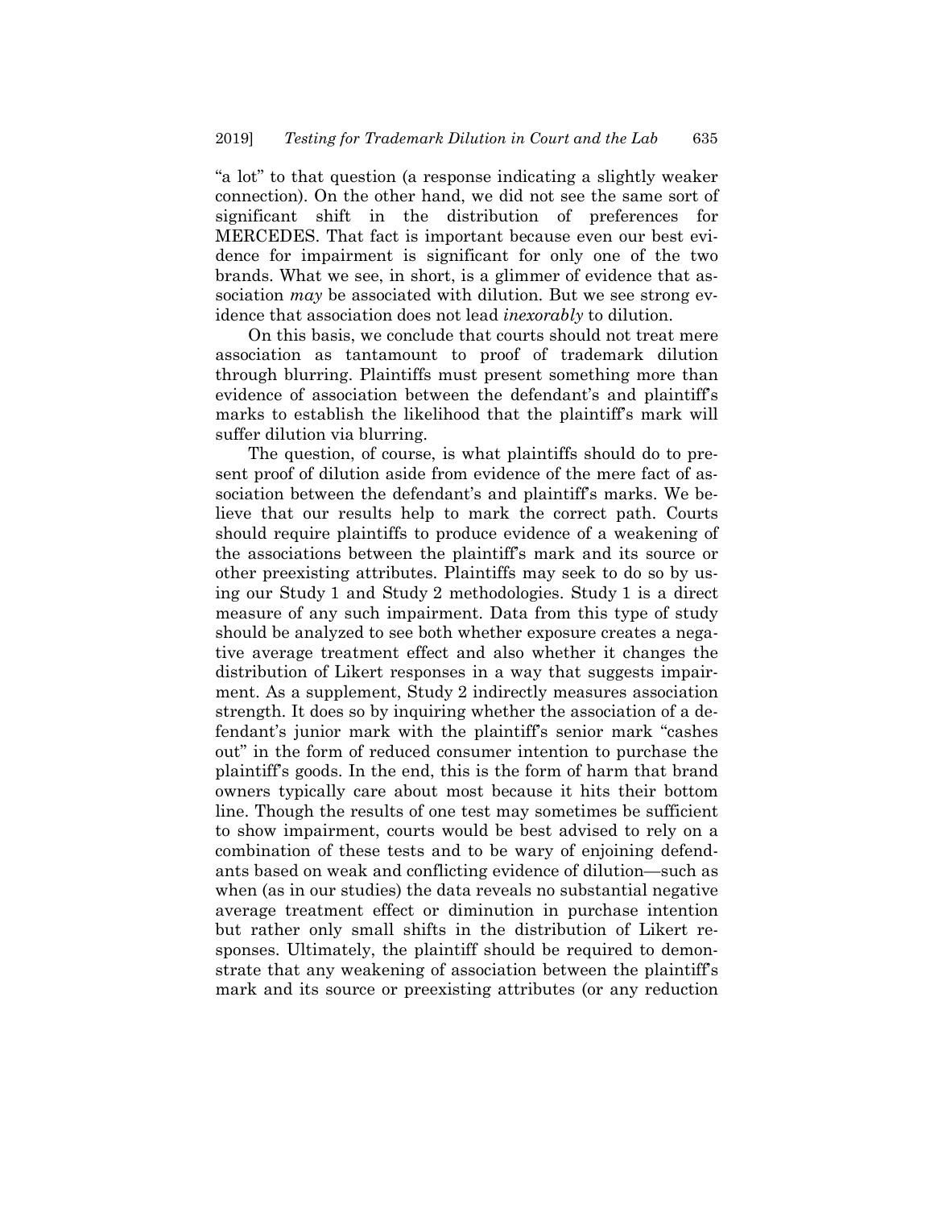"a lot" to that question (a response indicating a slightly weaker connection). On the other hand, we did not see the same sort of significant shift in the distribution of preferences for MERCEDES. That fact is important because even our best evidence for impairment is significant for only one of the two brands. What we see, in short, is a glimmer of evidence that association *may* be associated with dilution. But we see strong evidence that association does not lead *inexorably* to dilution.

On this basis, we conclude that courts should not treat mere association as tantamount to proof of trademark dilution through blurring. Plaintiffs must present something more than evidence of association between the defendant's and plaintiff's marks to establish the likelihood that the plaintiff's mark will suffer dilution via blurring.

The question, of course, is what plaintiffs should do to present proof of dilution aside from evidence of the mere fact of association between the defendant's and plaintiff's marks. We believe that our results help to mark the correct path. Courts should require plaintiffs to produce evidence of a weakening of the associations between the plaintiff's mark and its source or other preexisting attributes. Plaintiffs may seek to do so by using our Study 1 and Study 2 methodologies. Study 1 is a direct measure of any such impairment. Data from this type of study should be analyzed to see both whether exposure creates a negative average treatment effect and also whether it changes the distribution of Likert responses in a way that suggests impairment. As a supplement, Study 2 indirectly measures association strength. It does so by inquiring whether the association of a defendant's junior mark with the plaintiff's senior mark "cashes out" in the form of reduced consumer intention to purchase the plaintiff's goods. In the end, this is the form of harm that brand owners typically care about most because it hits their bottom line. Though the results of one test may sometimes be sufficient to show impairment, courts would be best advised to rely on a combination of these tests and to be wary of enjoining defendants based on weak and conflicting evidence of dilution—such as when (as in our studies) the data reveals no substantial negative average treatment effect or diminution in purchase intention but rather only small shifts in the distribution of Likert responses. Ultimately, the plaintiff should be required to demonstrate that any weakening of association between the plaintiff's mark and its source or preexisting attributes (or any reduction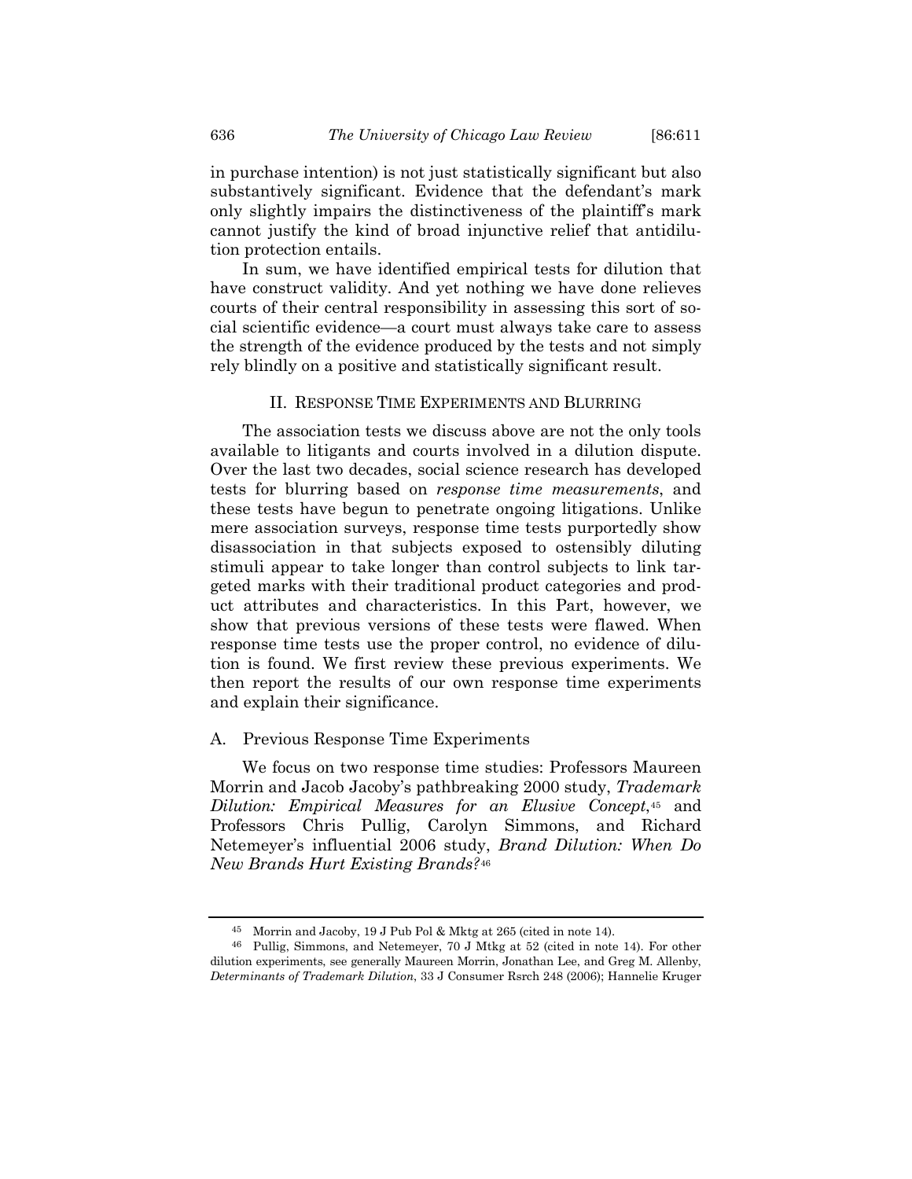in purchase intention) is not just statistically significant but also substantively significant. Evidence that the defendant's mark only slightly impairs the distinctiveness of the plaintiff's mark cannot justify the kind of broad injunctive relief that antidilution protection entails.

In sum, we have identified empirical tests for dilution that have construct validity. And yet nothing we have done relieves courts of their central responsibility in assessing this sort of social scientific evidence—a court must always take care to assess the strength of the evidence produced by the tests and not simply rely blindly on a positive and statistically significant result.

## II. Response Time Experiments and Blurring

The association tests we discuss above are not the only tools available to litigants and courts involved in a dilution dispute. Over the last two decades, social science research has developed tests for blurring based on *response time measurements*, and these tests have begun to penetrate ongoing litigations. Unlike mere association surveys, response time tests purportedly show disassociation in that subjects exposed to ostensibly diluting stimuli appear to take longer than control subjects to link targeted marks with their traditional product categories and product attributes and characteristics. In this Part, however, we show that previous versions of these tests were flawed. When response time tests use the proper control, no evidence of dilution is found. We first review these previous experiments. We then report the results of our own response time experiments and explain their significance.

### A. Previous Response Time Experiments

We focus on two response time studies: Professors Maureen Morrin and Jacob Jacoby's pathbreaking 2000 study, *Trademark Dilution: Empirical Measures for an Elusive Concept*,[45] and Professors Chris Pullig, Carolyn Simmons, and Richard Netemeyer's influential 2006 study, *Brand Dilution: When Do New Brands Hurt Existing Brands?*[46]

---

[45] Morrin and Jacoby, 19 J Pub Pol & Mktg at 265 (cited in note 14).

[46] Pullig, Simmons, and Netemeyer, 70 J Mtkg at 52 (cited in note 14). For other dilution experiments, see generally Maureen Morrin, Jonathan Lee, and Greg M. Allenby, *Determinants of Trademark Dilution*, 33 J Consumer Rsrch 248 (2006); Hannelie Kruger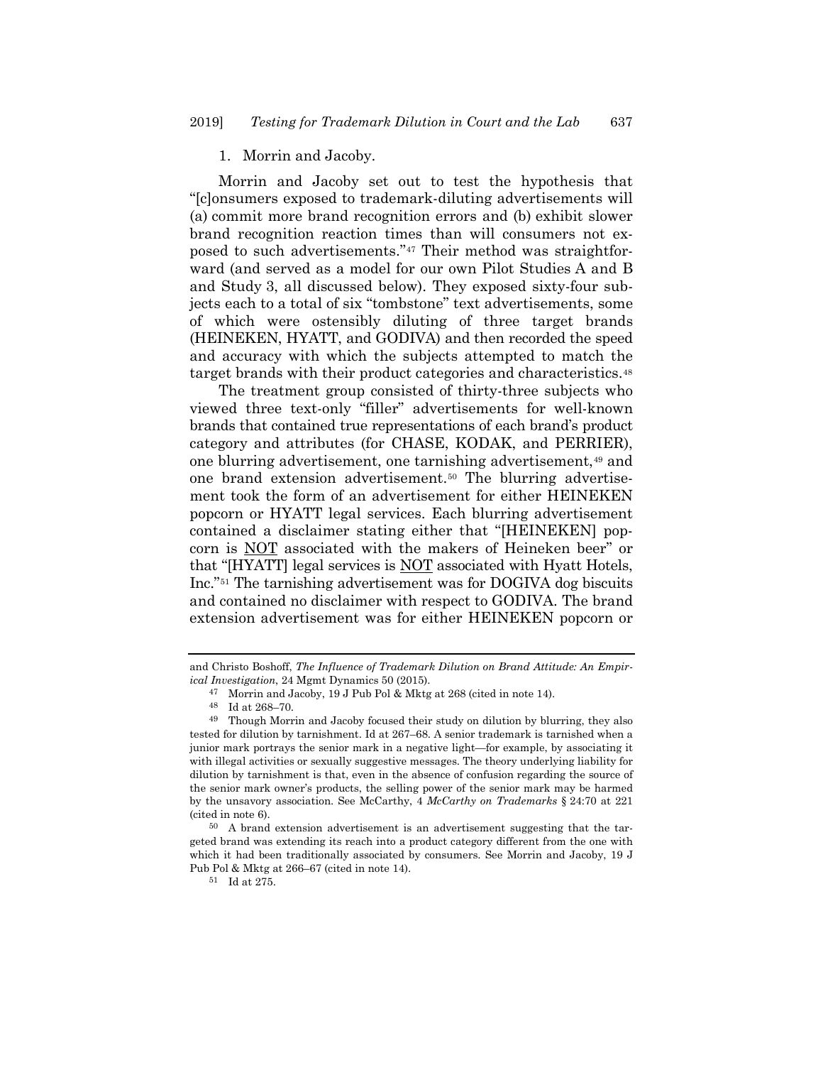1. Morrin and Jacoby.

Morrin and Jacoby set out to test the hypothesis that "[c]onsumers exposed to trademark-diluting advertisements will (a) commit more brand recognition errors and (b) exhibit slower brand recognition reaction times than will consumers not exposed to such advertisements."[47] Their method was straightforward (and served as a model for our own Pilot Studies A and B and Study 3, all discussed below). They exposed sixty-four subjects each to a total of six "tombstone" text advertisements, some of which were ostensibly diluting of three target brands (HEINEKEN, HYATT, and GODIVA) and then recorded the speed and accuracy with which the subjects attempted to match the target brands with their product categories and characteristics.[48]

The treatment group consisted of thirty-three subjects who viewed three text-only "filler" advertisements for well-known brands that contained true representations of each brand's product category and attributes (for CHASE, KODAK, and PERRIER), one blurring advertisement, one tarnishing advertisement,[49] and one brand extension advertisement.[50] The blurring advertisement took the form of an advertisement for either HEINEKEN popcorn or HYATT legal services. Each blurring advertisement contained a disclaimer stating either that "[HEINEKEN] popcorn is <u>NOT</u> associated with the makers of Heineken beer" or that "[HYATT] legal services is <u>NOT</u> associated with Hyatt Hotels, Inc."[51] The tarnishing advertisement was for DOGIVA dog biscuits and contained no disclaimer with respect to GODIVA. The brand extension advertisement was for either HEINEKEN popcorn or

---

and Christo Boshoff, *The Influence of Trademark Dilution on Brand Attitude: An Empirical Investigation*, 24 Mgmt Dynamics 50 (2015).

[47] Morrin and Jacoby, 19 J Pub Pol & Mktg at 268 (cited in note 14).

[48] Id at 268–70.

[49] Though Morrin and Jacoby focused their study on dilution by blurring, they also tested for dilution by tarnishment. Id at 267–68. A senior trademark is tarnished when a junior mark portrays the senior mark in a negative light—for example, by associating it with illegal activities or sexually suggestive messages. The theory underlying liability for dilution by tarnishment is that, even in the absence of confusion regarding the source of the senior mark owner's products, the selling power of the senior mark may be harmed by the unsavory association. See McCarthy, 4 *McCarthy on Trademarks* § 24:70 at 221 (cited in note 6).

[50] A brand extension advertisement is an advertisement suggesting that the targeted brand was extending its reach into a product category different from the one with which it had been traditionally associated by consumers. See Morrin and Jacoby, 19 J Pub Pol & Mktg at 266–67 (cited in note 14).

[51] Id at 275.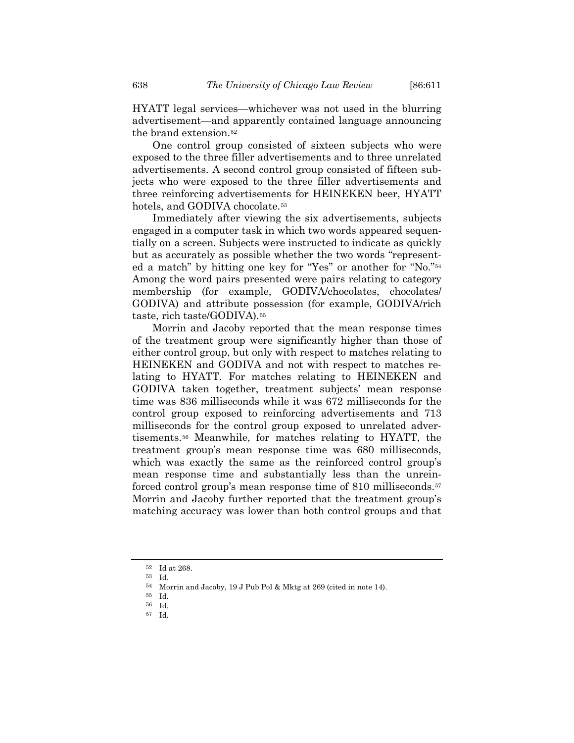HYATT legal services—whichever was not used in the blurring advertisement—and apparently contained language announcing the brand extension.[52]

One control group consisted of sixteen subjects who were exposed to the three filler advertisements and to three unrelated advertisements. A second control group consisted of fifteen subjects who were exposed to the three filler advertisements and three reinforcing advertisements for HEINEKEN beer, HYATT hotels, and GODIVA chocolate.[53]

Immediately after viewing the six advertisements, subjects engaged in a computer task in which two words appeared sequentially on a screen. Subjects were instructed to indicate as quickly but as accurately as possible whether the two words "represented a match" by hitting one key for "Yes" or another for "No."[54] Among the word pairs presented were pairs relating to category membership (for example, GODIVA/chocolates, chocolates/GODIVA) and attribute possession (for example, GODIVA/rich taste, rich taste/GODIVA).[55]

Morrin and Jacoby reported that the mean response times of the treatment group were significantly higher than those of either control group, but only with respect to matches relating to HEINEKEN and GODIVA and not with respect to matches relating to HYATT. For matches relating to HEINEKEN and GODIVA taken together, treatment subjects' mean response time was 836 milliseconds while it was 672 milliseconds for the control group exposed to reinforcing advertisements and 713 milliseconds for the control group exposed to unrelated advertisements.[56] Meanwhile, for matches relating to HYATT, the treatment group's mean response time was 680 milliseconds, which was exactly the same as the reinforced control group's mean response time and substantially less than the unreinforced control group's mean response time of 810 milliseconds.[57] Morrin and Jacoby further reported that the treatment group's matching accuracy was lower than both control groups and that

---

[52] Id at 268.

[53] Id.

[54] Morrin and Jacoby, 19 J Pub Pol & Mktg at 269 (cited in note 14).

[55] Id.

[56] Id.

[57] Id.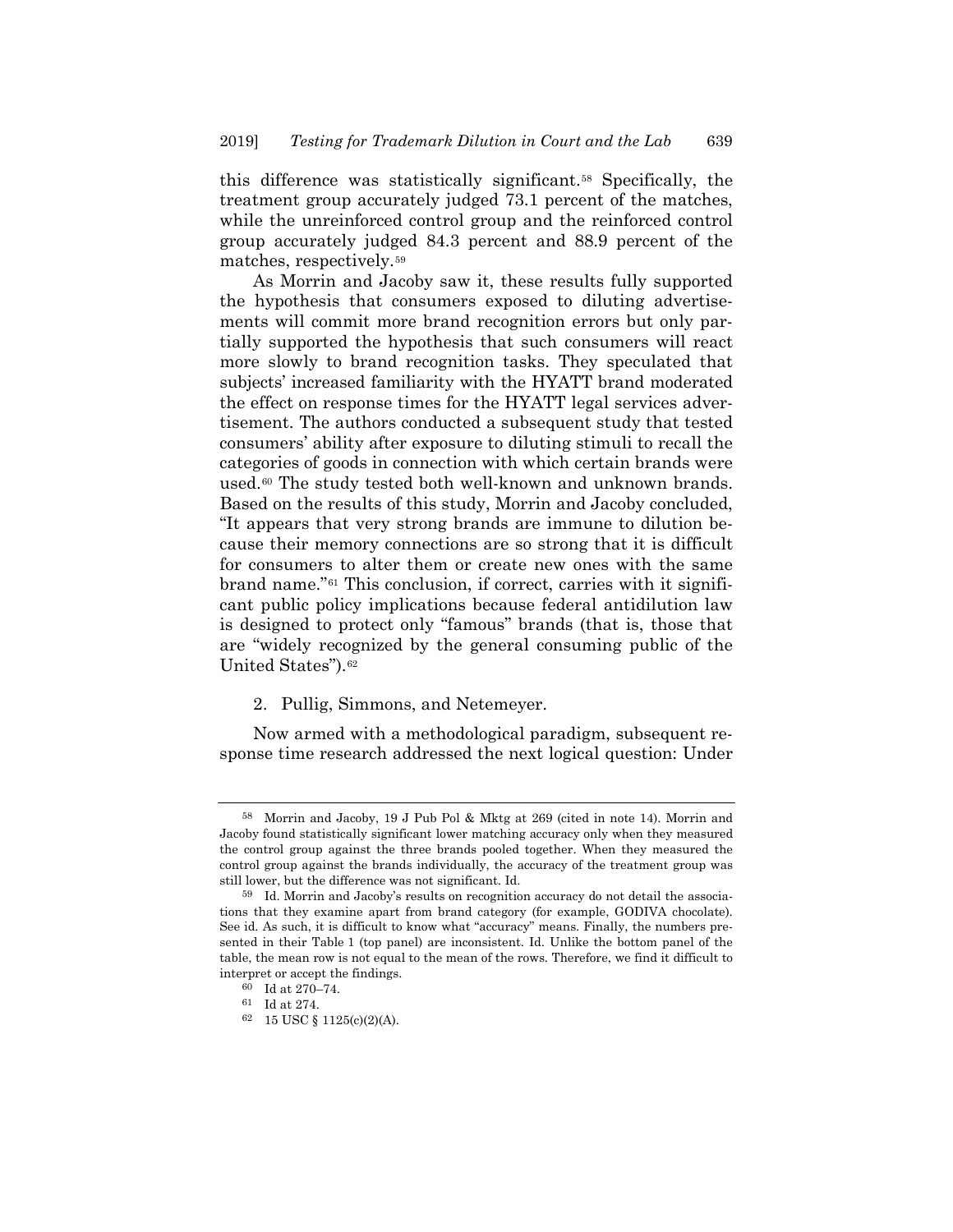this difference was statistically significant.[58] Specifically, the treatment group accurately judged 73.1 percent of the matches, while the unreinforced control group and the reinforced control group accurately judged 84.3 percent and 88.9 percent of the matches, respectively.[59]

As Morrin and Jacoby saw it, these results fully supported the hypothesis that consumers exposed to diluting advertisements will commit more brand recognition errors but only partially supported the hypothesis that such consumers will react more slowly to brand recognition tasks. They speculated that subjects' increased familiarity with the HYATT brand moderated the effect on response times for the HYATT legal services advertisement. The authors conducted a subsequent study that tested consumers' ability after exposure to diluting stimuli to recall the categories of goods in connection with which certain brands were used.[60] The study tested both well-known and unknown brands. Based on the results of this study, Morrin and Jacoby concluded, "It appears that very strong brands are immune to dilution because their memory connections are so strong that it is difficult for consumers to alter them or create new ones with the same brand name."[61] This conclusion, if correct, carries with it significant public policy implications because federal antidilution law is designed to protect only "famous" brands (that is, those that are "widely recognized by the general consuming public of the United States").[62]

2. Pullig, Simmons, and Netemeyer.

Now armed with a methodological paradigm, subsequent response time research addressed the next logical question: Under

---

[58] Morrin and Jacoby, 19 J Pub Pol & Mktg at 269 (cited in note 14). Morrin and Jacoby found statistically significant lower matching accuracy only when they measured the control group against the three brands pooled together. When they measured the control group against the brands individually, the accuracy of the treatment group was still lower, but the difference was not significant. Id.

[59] Id. Morrin and Jacoby's results on recognition accuracy do not detail the associations that they examine apart from brand category (for example, GODIVA chocolate). See id. As such, it is difficult to know what "accuracy" means. Finally, the numbers presented in their Table 1 (top panel) are inconsistent. Id. Unlike the bottom panel of the table, the mean row is not equal to the mean of the rows. Therefore, we find it difficult to interpret or accept the findings.

[60] Id at 270–74.

[61] Id at 274.

[62] 15 USC § 1125(c)(2)(A).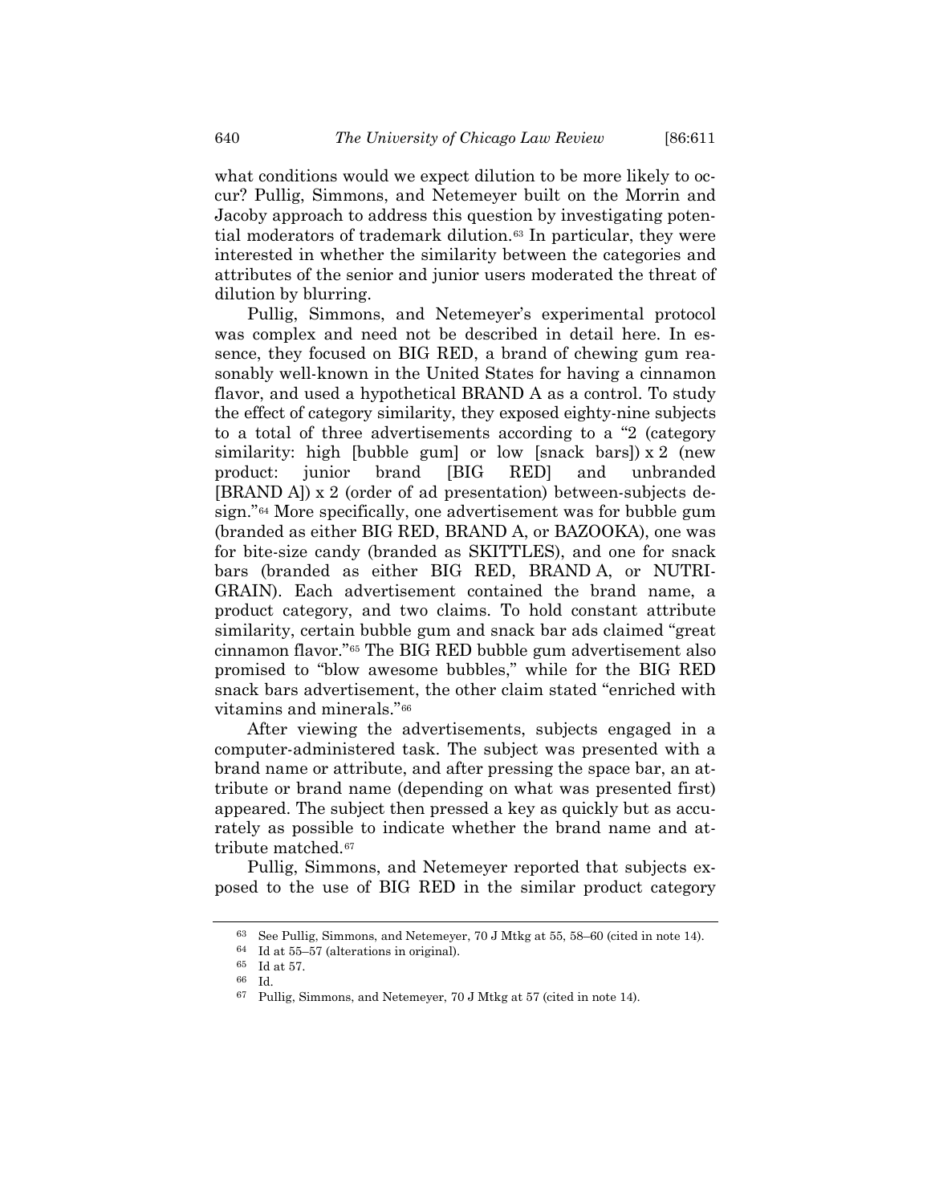what conditions would we expect dilution to be more likely to occur? Pullig, Simmons, and Netemeyer built on the Morrin and Jacoby approach to address this question by investigating potential moderators of trademark dilution.[63] In particular, they were interested in whether the similarity between the categories and attributes of the senior and junior users moderated the threat of dilution by blurring.

Pullig, Simmons, and Netemeyer's experimental protocol was complex and need not be described in detail here. In essence, they focused on BIG RED, a brand of chewing gum reasonably well-known in the United States for having a cinnamon flavor, and used a hypothetical BRAND A as a control. To study the effect of category similarity, they exposed eighty-nine subjects to a total of three advertisements according to a "2 (category similarity: high [bubble gum] or low [snack bars]) x 2 (new product: junior brand [BIG RED] and unbranded [BRAND A]) x 2 (order of ad presentation) between-subjects design."[64] More specifically, one advertisement was for bubble gum (branded as either BIG RED, BRAND A, or BAZOOKA), one was for bite-size candy (branded as SKITTLES), and one for snack bars (branded as either BIG RED, BRAND A, or NUTRI-GRAIN). Each advertisement contained the brand name, a product category, and two claims. To hold constant attribute similarity, certain bubble gum and snack bar ads claimed "great cinnamon flavor."[65] The BIG RED bubble gum advertisement also promised to "blow awesome bubbles," while for the BIG RED snack bars advertisement, the other claim stated "enriched with vitamins and minerals."[66]

After viewing the advertisements, subjects engaged in a computer-administered task. The subject was presented with a brand name or attribute, and after pressing the space bar, an attribute or brand name (depending on what was presented first) appeared. The subject then pressed a key as quickly but as accurately as possible to indicate whether the brand name and attribute matched.[67]

Pullig, Simmons, and Netemeyer reported that subjects exposed to the use of BIG RED in the similar product category

---

[63] See Pullig, Simmons, and Netemeyer, 70 J Mtkg at 55, 58–60 (cited in note 14).

[64] Id at 55–57 (alterations in original).

[65] Id at 57.

[66] Id.

[67] Pullig, Simmons, and Netemeyer, 70 J Mtkg at 57 (cited in note 14).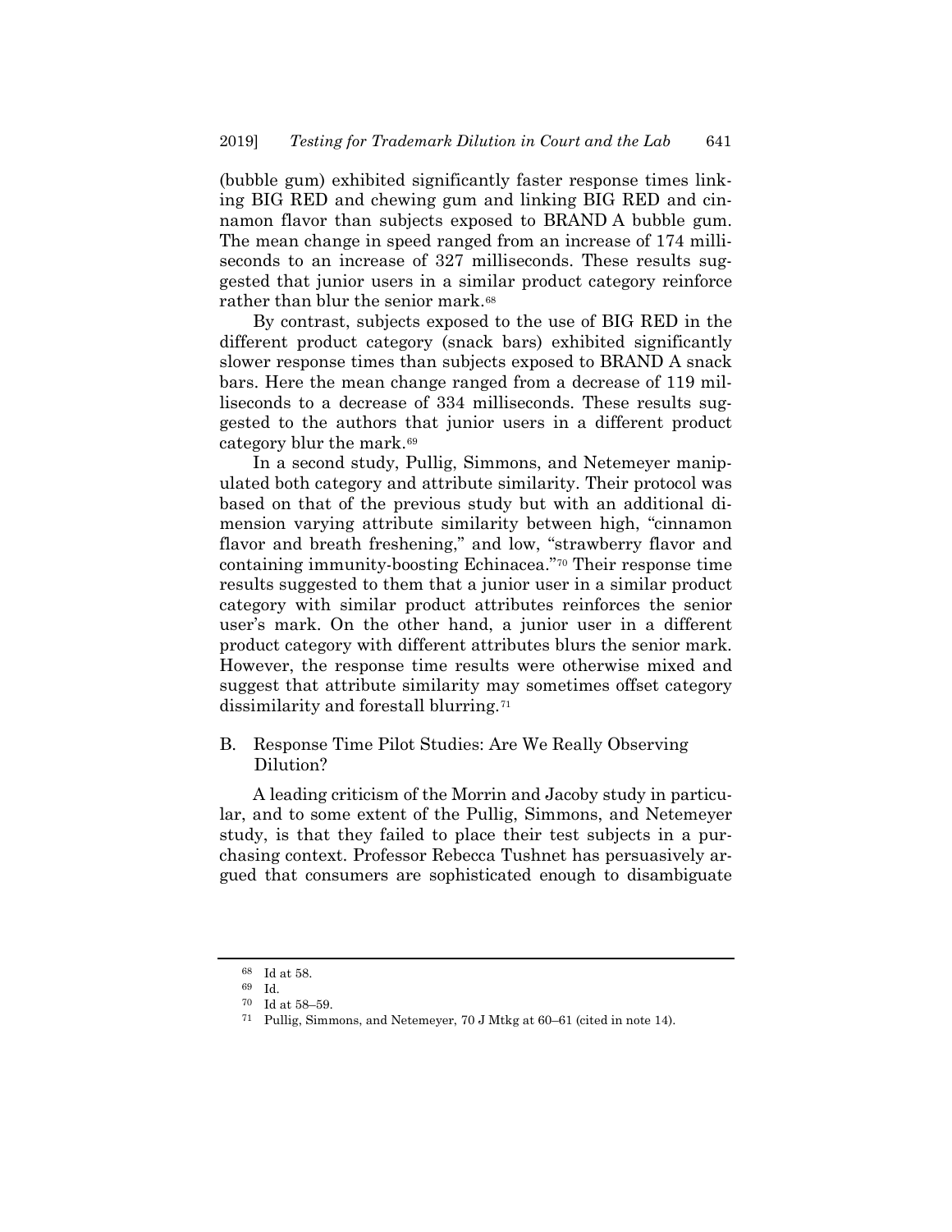(bubble gum) exhibited significantly faster response times linking BIG RED and chewing gum and linking BIG RED and cinnamon flavor than subjects exposed to BRAND A bubble gum. The mean change in speed ranged from an increase of 174 milliseconds to an increase of 327 milliseconds. These results suggested that junior users in a similar product category reinforce rather than blur the senior mark.[68]

By contrast, subjects exposed to the use of BIG RED in the different product category (snack bars) exhibited significantly slower response times than subjects exposed to BRAND A snack bars. Here the mean change ranged from a decrease of 119 milliseconds to a decrease of 334 milliseconds. These results suggested to the authors that junior users in a different product category blur the mark.[69]

In a second study, Pullig, Simmons, and Netemeyer manipulated both category and attribute similarity. Their protocol was based on that of the previous study but with an additional dimension varying attribute similarity between high, "cinnamon flavor and breath freshening," and low, "strawberry flavor and containing immunity-boosting Echinacea."[70] Their response time results suggested to them that a junior user in a similar product category with similar product attributes reinforces the senior user's mark. On the other hand, a junior user in a different product category with different attributes blurs the senior mark. However, the response time results were otherwise mixed and suggest that attribute similarity may sometimes offset category dissimilarity and forestall blurring.[71]

## B. Response Time Pilot Studies: Are We Really Observing Dilution?

A leading criticism of the Morrin and Jacoby study in particular, and to some extent of the Pullig, Simmons, and Netemeyer study, is that they failed to place their test subjects in a purchasing context. Professor Rebecca Tushnet has persuasively argued that consumers are sophisticated enough to disambiguate

---

[68] Id at 58.

[69] Id.

[70] Id at 58–59.

[71] Pullig, Simmons, and Netemeyer, 70 J Mtkg at 60–61 (cited in note 14).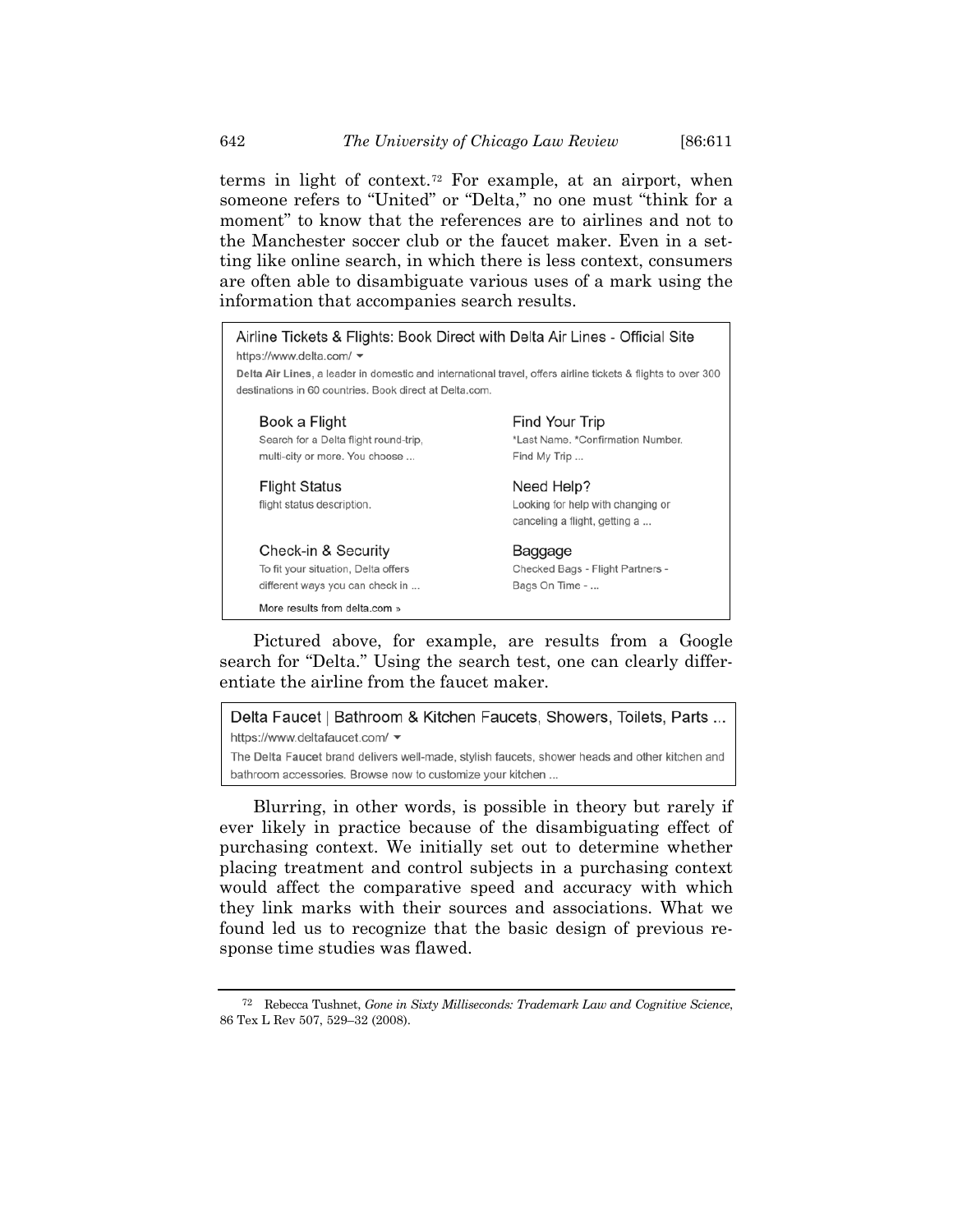terms in light of context.[72] For example, at an airport, when someone refers to "United" or "Delta," no one must "think for a moment" to know that the references are to airlines and not to the Manchester soccer club or the faucet maker. Even in a setting like online search, in which there is less context, consumers are often able to disambiguate various uses of a mark using the information that accompanies search results.

> Airline Tickets & Flights: Book Direct with Delta Air Lines - Official Site
> https://www.delta.com/ ▾
> **Delta Air Lines**, a leader in domestic and international travel, offers airline tickets & flights to over 300 destinations in 60 countries. Book direct at Delta.com.
>
> Book a Flight
> Search for a Delta flight round-trip, multi-city or more. You choose ...
>
> Find Your Trip
> *Last Name. *Confirmation Number. Find My Trip ...
>
> Flight Status
> flight status description.
>
> Need Help?
> Looking for help with changing or canceling a flight, getting a ...
>
> Check-in & Security
> To fit your situation, Delta offers different ways you can check in ...
>
> Baggage
> Checked Bags - Flight Partners - Bags On Time - ...
>
> More results from delta.com »

Pictured above, for example, are results from a Google search for "Delta." Using the search test, one can clearly differentiate the airline from the faucet maker.

> Delta Faucet | Bathroom & Kitchen Faucets, Showers, Toilets, Parts ...
> https://www.deltafaucet.com/ ▾
> The **Delta Faucet** brand delivers well-made, stylish faucets, shower heads and other kitchen and bathroom accessories. Browse now to customize your kitchen ...

Blurring, in other words, is possible in theory but rarely if ever likely in practice because of the disambiguating effect of purchasing context. We initially set out to determine whether placing treatment and control subjects in a purchasing context would affect the comparative speed and accuracy with which they link marks with their sources and associations. What we found led us to recognize that the basic design of previous response time studies was flawed.

---

[72] Rebecca Tushnet, *Gone in Sixty Milliseconds: Trademark Law and Cognitive Science*, 86 Tex L Rev 507, 529–32 (2008).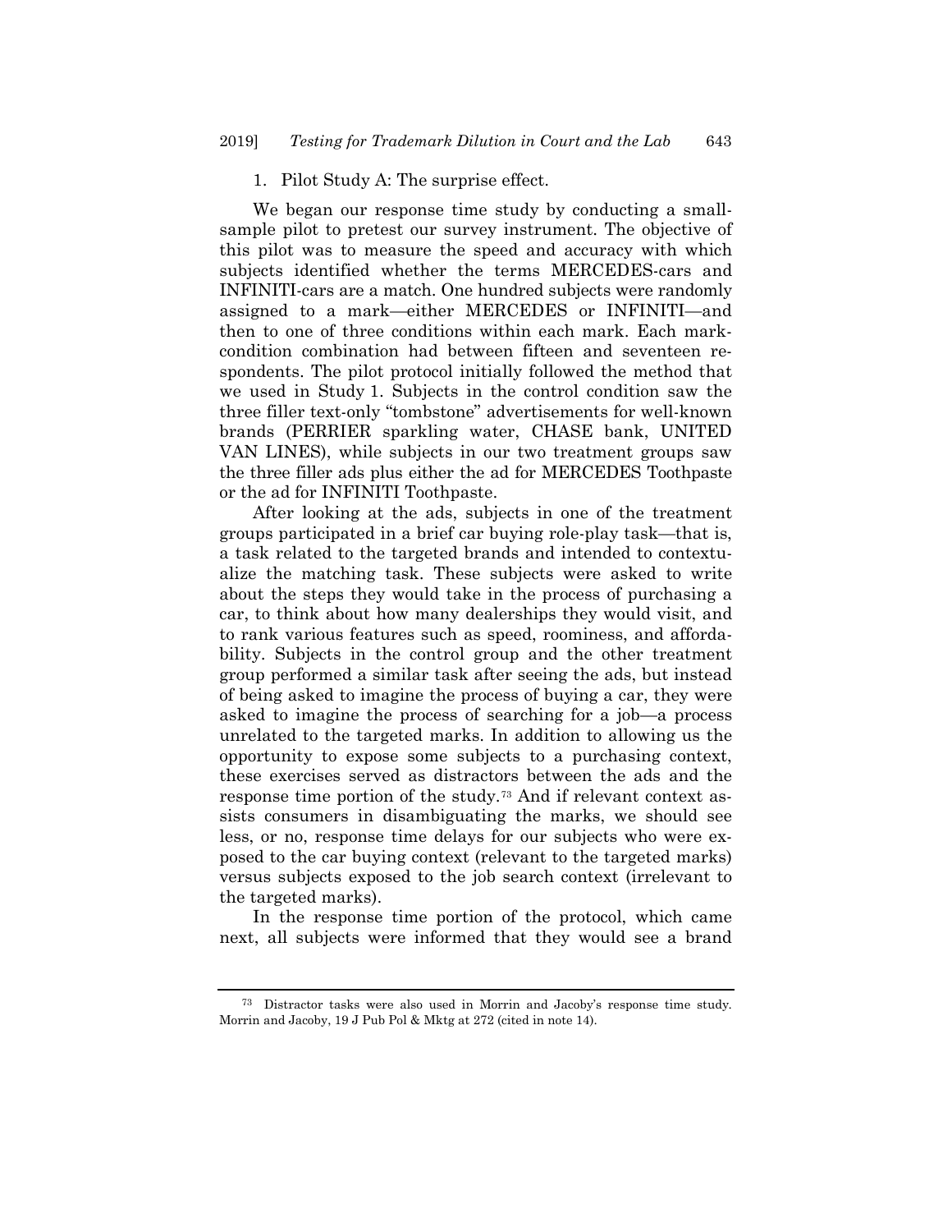### 1. Pilot Study A: The surprise effect.

We began our response time study by conducting a small-sample pilot to pretest our survey instrument. The objective of this pilot was to measure the speed and accuracy with which subjects identified whether the terms MERCEDES-cars and INFINITI-cars are a match. One hundred subjects were randomly assigned to a mark—either MERCEDES or INFINITI—and then to one of three conditions within each mark. Each mark-condition combination had between fifteen and seventeen respondents. The pilot protocol initially followed the method that we used in Study 1. Subjects in the control condition saw the three filler text-only "tombstone" advertisements for well-known brands (PERRIER sparkling water, CHASE bank, UNITED VAN LINES), while subjects in our two treatment groups saw the three filler ads plus either the ad for MERCEDES Toothpaste or the ad for INFINITI Toothpaste.

After looking at the ads, subjects in one of the treatment groups participated in a brief car buying role-play task—that is, a task related to the targeted brands and intended to contextualize the matching task. These subjects were asked to write about the steps they would take in the process of purchasing a car, to think about how many dealerships they would visit, and to rank various features such as speed, roominess, and affordability. Subjects in the control group and the other treatment group performed a similar task after seeing the ads, but instead of being asked to imagine the process of buying a car, they were asked to imagine the process of searching for a job—a process unrelated to the targeted marks. In addition to allowing us the opportunity to expose some subjects to a purchasing context, these exercises served as distractors between the ads and the response time portion of the study.[73] And if relevant context assists consumers in disambiguating the marks, we should see less, or no, response time delays for our subjects who were exposed to the car buying context (relevant to the targeted marks) versus subjects exposed to the job search context (irrelevant to the targeted marks).

In the response time portion of the protocol, which came next, all subjects were informed that they would see a brand

---

[73] Distractor tasks were also used in Morrin and Jacoby's response time study. Morrin and Jacoby, 19 J Pub Pol & Mktg at 272 (cited in note 14).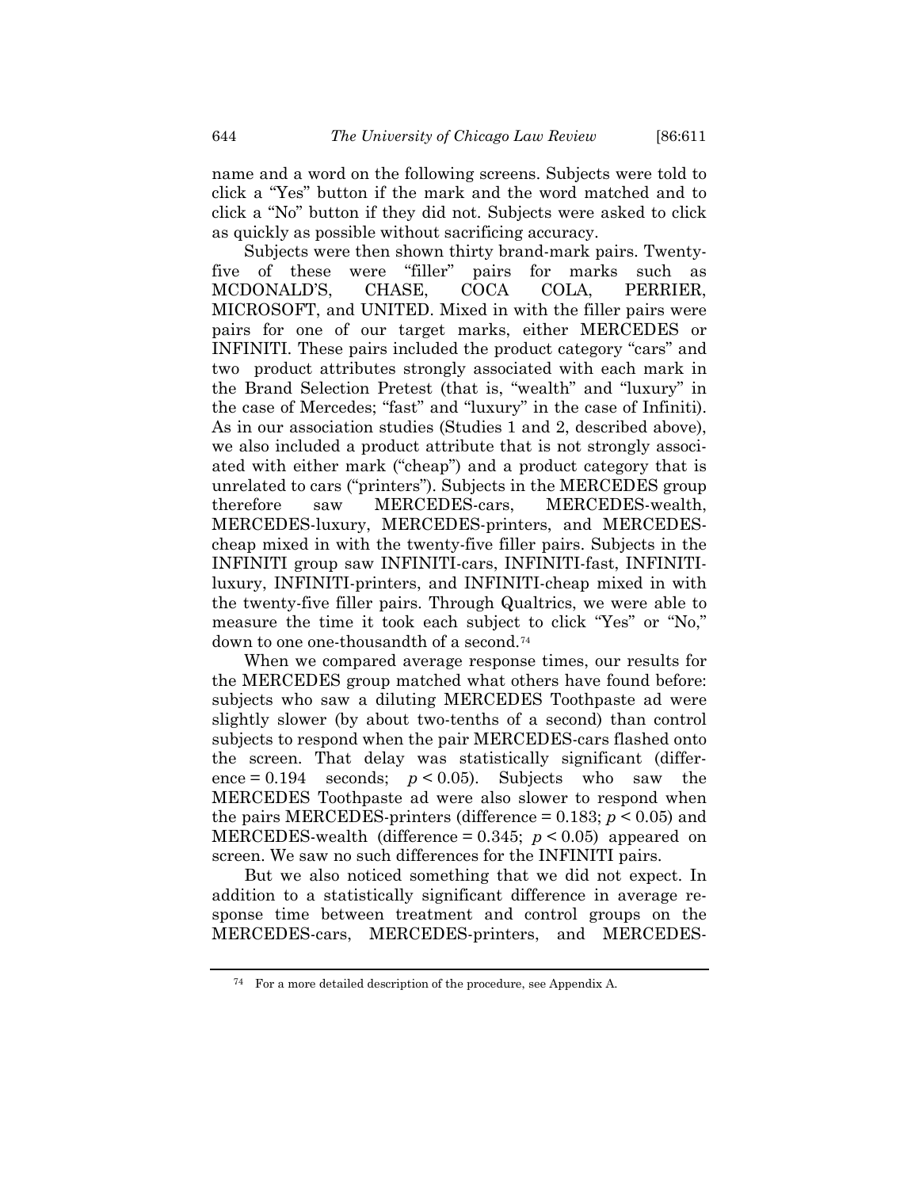name and a word on the following screens. Subjects were told to click a "Yes" button if the mark and the word matched and to click a "No" button if they did not. Subjects were asked to click as quickly as possible without sacrificing accuracy.

Subjects were then shown thirty brand-mark pairs. Twenty-five of these were "filler" pairs for marks such as MCDONALD'S, CHASE, COCA COLA, PERRIER, MICROSOFT, and UNITED. Mixed in with the filler pairs were pairs for one of our target marks, either MERCEDES or INFINITI. These pairs included the product category "cars" and two product attributes strongly associated with each mark in the Brand Selection Pretest (that is, "wealth" and "luxury" in the case of Mercedes; "fast" and "luxury" in the case of Infiniti). As in our association studies (Studies 1 and 2, described above), we also included a product attribute that is not strongly associated with either mark ("cheap") and a product category that is unrelated to cars ("printers"). Subjects in the MERCEDES group therefore saw MERCEDES-cars, MERCEDES-wealth, MERCEDES-luxury, MERCEDES-printers, and MERCEDES-cheap mixed in with the twenty-five filler pairs. Subjects in the INFINITI group saw INFINITI-cars, INFINITI-fast, INFINITI-luxury, INFINITI-printers, and INFINITI-cheap mixed in with the twenty-five filler pairs. Through Qualtrics, we were able to measure the time it took each subject to click "Yes" or "No," down to one one-thousandth of a second.[74]

When we compared average response times, our results for the MERCEDES group matched what others have found before: subjects who saw a diluting MERCEDES Toothpaste ad were slightly slower (by about two-tenths of a second) than control subjects to respond when the pair MERCEDES-cars flashed onto the screen. That delay was statistically significant (difference = 0.194 seconds; $p < 0.05$). Subjects who saw the MERCEDES Toothpaste ad were also slower to respond when the pairs MERCEDES-printers (difference = 0.183; $p < 0.05$) and MERCEDES-wealth (difference = 0.345; $p < 0.05$) appeared on screen. We saw no such differences for the INFINITI pairs.

But we also noticed something that we did not expect. In addition to a statistically significant difference in average response time between treatment and control groups on the MERCEDES-cars, MERCEDES-printers, and MERCEDES-

[74] For a more detailed description of the procedure, see Appendix A.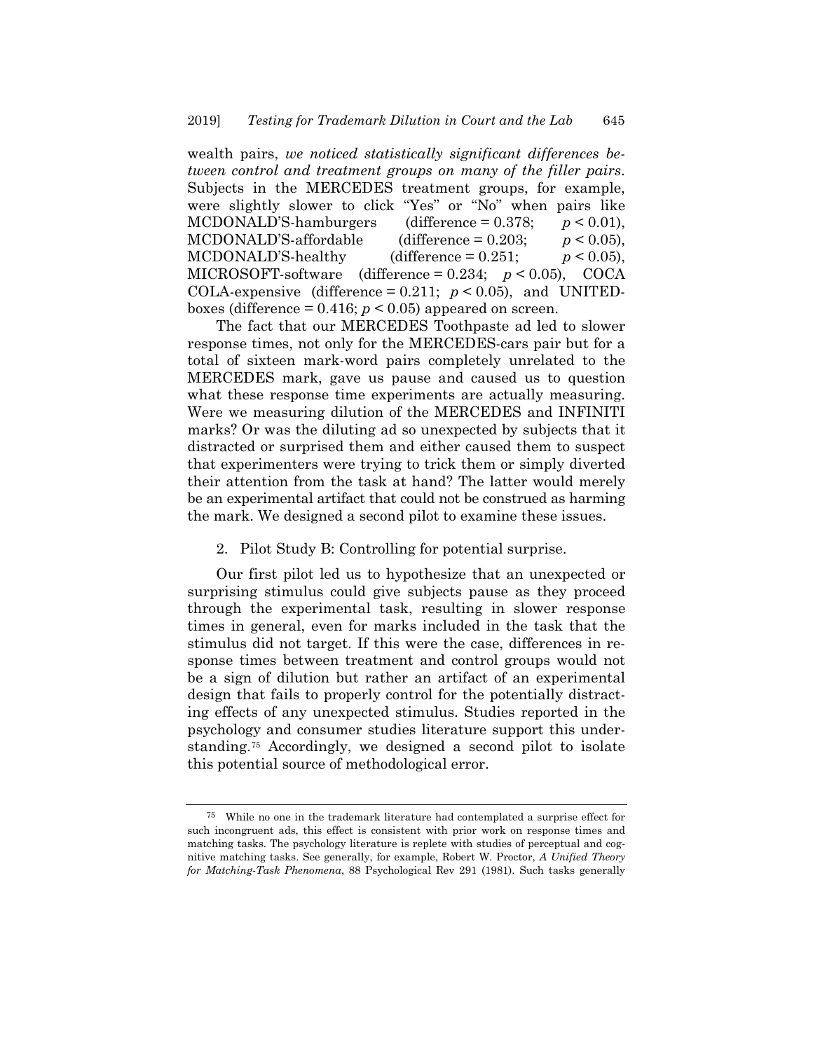wealth pairs, *we noticed statistically significant differences between control and treatment groups on many of the filler pairs*. Subjects in the MERCEDES treatment groups, for example, were slightly slower to click "Yes" or "No" when pairs like MCDONALD'S-hamburgers (difference = 0.378; $p < 0.01$), MCDONALD'S-affordable (difference = 0.203; $p < 0.05$), MCDONALD'S-healthy (difference = 0.251; $p < 0.05$), MICROSOFT-software (difference = 0.234; $p < 0.05$), COCA COLA-expensive (difference = 0.211; $p < 0.05$), and UNITED-boxes (difference = 0.416; $p < 0.05$) appeared on screen.

The fact that our MERCEDES Toothpaste ad led to slower response times, not only for the MERCEDES-cars pair but for a total of sixteen mark-word pairs completely unrelated to the MERCEDES mark, gave us pause and caused us to question what these response time experiments are actually measuring. Were we measuring dilution of the MERCEDES and INFINITI marks? Or was the diluting ad so unexpected by subjects that it distracted or surprised them and either caused them to suspect that experimenters were trying to trick them or simply diverted their attention from the task at hand? The latter would merely be an experimental artifact that could not be construed as harming the mark. We designed a second pilot to examine these issues.

2. Pilot Study B: Controlling for potential surprise.

Our first pilot led us to hypothesize that an unexpected or surprising stimulus could give subjects pause as they proceed through the experimental task, resulting in slower response times in general, even for marks included in the task that the stimulus did not target. If this were the case, differences in response times between treatment and control groups would not be a sign of dilution but rather an artifact of an experimental design that fails to properly control for the potentially distracting effects of any unexpected stimulus. Studies reported in the psychology and consumer studies literature support this understanding.[75] Accordingly, we designed a second pilot to isolate this potential source of methodological error.

---

[75] While no one in the trademark literature had contemplated a surprise effect for such incongruent ads, this effect is consistent with prior work on response times and matching tasks. The psychology literature is replete with studies of perceptual and cognitive matching tasks. See generally, for example, Robert W. Proctor, *A Unified Theory for Matching-Task Phenomena*, 88 Psychological Rev 291 (1981). Such tasks generally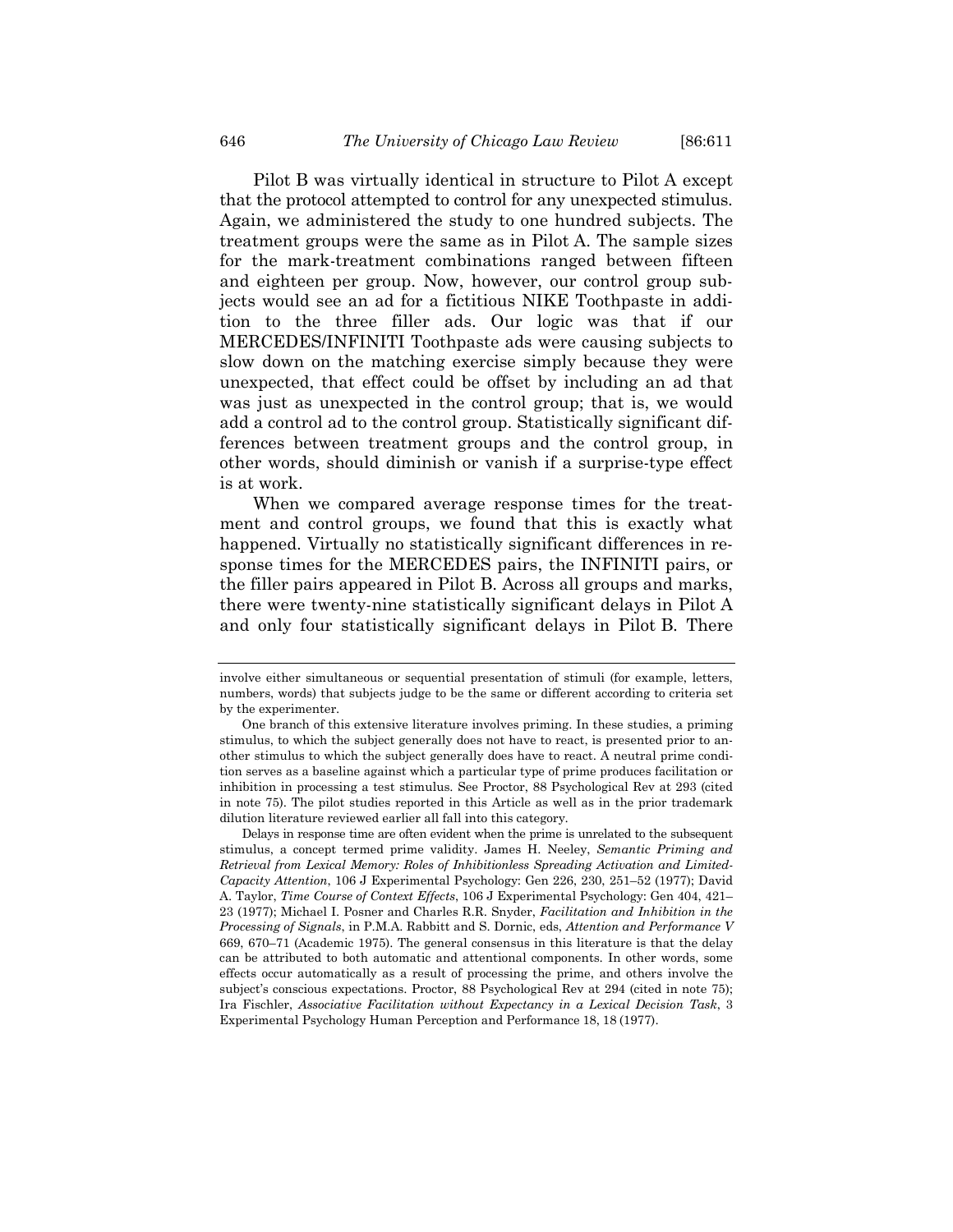Pilot B was virtually identical in structure to Pilot A except that the protocol attempted to control for any unexpected stimulus. Again, we administered the study to one hundred subjects. The treatment groups were the same as in Pilot A. The sample sizes for the mark-treatment combinations ranged between fifteen and eighteen per group. Now, however, our control group subjects would see an ad for a fictitious NIKE Toothpaste in addition to the three filler ads. Our logic was that if our MERCEDES/INFINITI Toothpaste ads were causing subjects to slow down on the matching exercise simply because they were unexpected, that effect could be offset by including an ad that was just as unexpected in the control group; that is, we would add a control ad to the control group. Statistically significant differences between treatment groups and the control group, in other words, should diminish or vanish if a surprise-type effect is at work.

When we compared average response times for the treatment and control groups, we found that this is exactly what happened. Virtually no statistically significant differences in response times for the MERCEDES pairs, the INFINITI pairs, or the filler pairs appeared in Pilot B. Across all groups and marks, there were twenty-nine statistically significant delays in Pilot A and only four statistically significant delays in Pilot B. There

---

involve either simultaneous or sequential presentation of stimuli (for example, letters, numbers, words) that subjects judge to be the same or different according to criteria set by the experimenter.

One branch of this extensive literature involves priming. In these studies, a priming stimulus, to which the subject generally does not have to react, is presented prior to another stimulus to which the subject generally does have to react. A neutral prime condition serves as a baseline against which a particular type of prime produces facilitation or inhibition in processing a test stimulus. See Proctor, 88 Psychological Rev at 293 (cited in note 75). The pilot studies reported in this Article as well as in the prior trademark dilution literature reviewed earlier all fall into this category.

Delays in response time are often evident when the prime is unrelated to the subsequent stimulus, a concept termed prime validity. James H. Neeley, *Semantic Priming and Retrieval from Lexical Memory: Roles of Inhibitionless Spreading Activation and Limited-Capacity Attention*, 106 J Experimental Psychology: Gen 226, 230, 251–52 (1977); David A. Taylor, *Time Course of Context Effects*, 106 J Experimental Psychology: Gen 404, 421–23 (1977); Michael I. Posner and Charles R.R. Snyder, *Facilitation and Inhibition in the Processing of Signals*, in P.M.A. Rabbitt and S. Dornic, eds, *Attention and Performance V* 669, 670–71 (Academic 1975). The general consensus in this literature is that the delay can be attributed to both automatic and attentional components. In other words, some effects occur automatically as a result of processing the prime, and others involve the subject's conscious expectations. Proctor, 88 Psychological Rev at 294 (cited in note 75); Ira Fischler, *Associative Facilitation without Expectancy in a Lexical Decision Task*, 3 Experimental Psychology Human Perception and Performance 18, 18 (1977).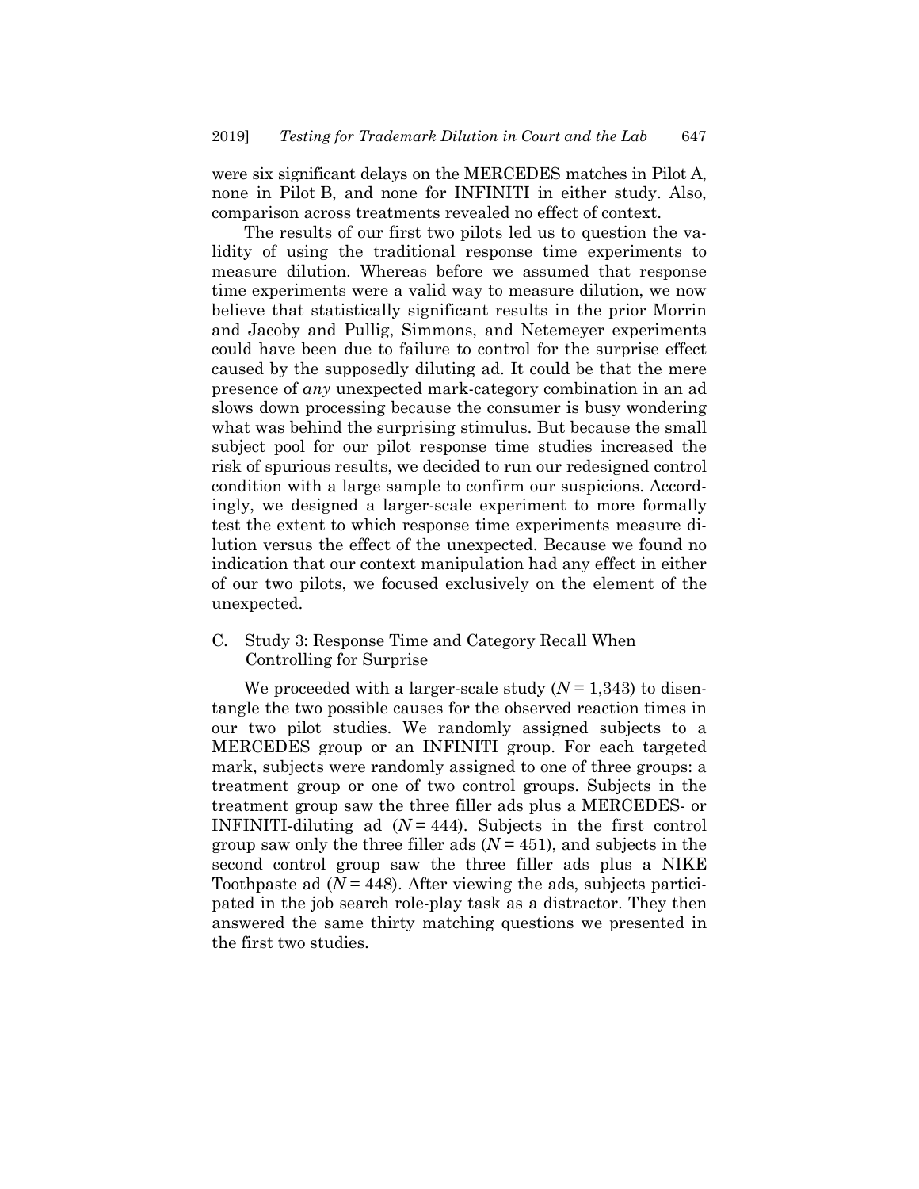were six significant delays on the MERCEDES matches in Pilot A, none in Pilot B, and none for INFINITI in either study. Also, comparison across treatments revealed no effect of context.

The results of our first two pilots led us to question the validity of using the traditional response time experiments to measure dilution. Whereas before we assumed that response time experiments were a valid way to measure dilution, we now believe that statistically significant results in the prior Morrin and Jacoby and Pullig, Simmons, and Netemeyer experiments could have been due to failure to control for the surprise effect caused by the supposedly diluting ad. It could be that the mere presence of *any* unexpected mark-category combination in an ad slows down processing because the consumer is busy wondering what was behind the surprising stimulus. But because the small subject pool for our pilot response time studies increased the risk of spurious results, we decided to run our redesigned control condition with a large sample to confirm our suspicions. Accordingly, we designed a larger-scale experiment to more formally test the extent to which response time experiments measure dilution versus the effect of the unexpected. Because we found no indication that our context manipulation had any effect in either of our two pilots, we focused exclusively on the element of the unexpected.

### C. Study 3: Response Time and Category Recall When Controlling for Surprise

We proceeded with a larger-scale study ($N = 1{,}343$) to disentangle the two possible causes for the observed reaction times in our two pilot studies. We randomly assigned subjects to a MERCEDES group or an INFINITI group. For each targeted mark, subjects were randomly assigned to one of three groups: a treatment group or one of two control groups. Subjects in the treatment group saw the three filler ads plus a MERCEDES- or INFINITI-diluting ad ($N = 444$). Subjects in the first control group saw only the three filler ads ($N = 451$), and subjects in the second control group saw the three filler ads plus a NIKE Toothpaste ad ($N = 448$). After viewing the ads, subjects participated in the job search role-play task as a distractor. They then answered the same thirty matching questions we presented in the first two studies.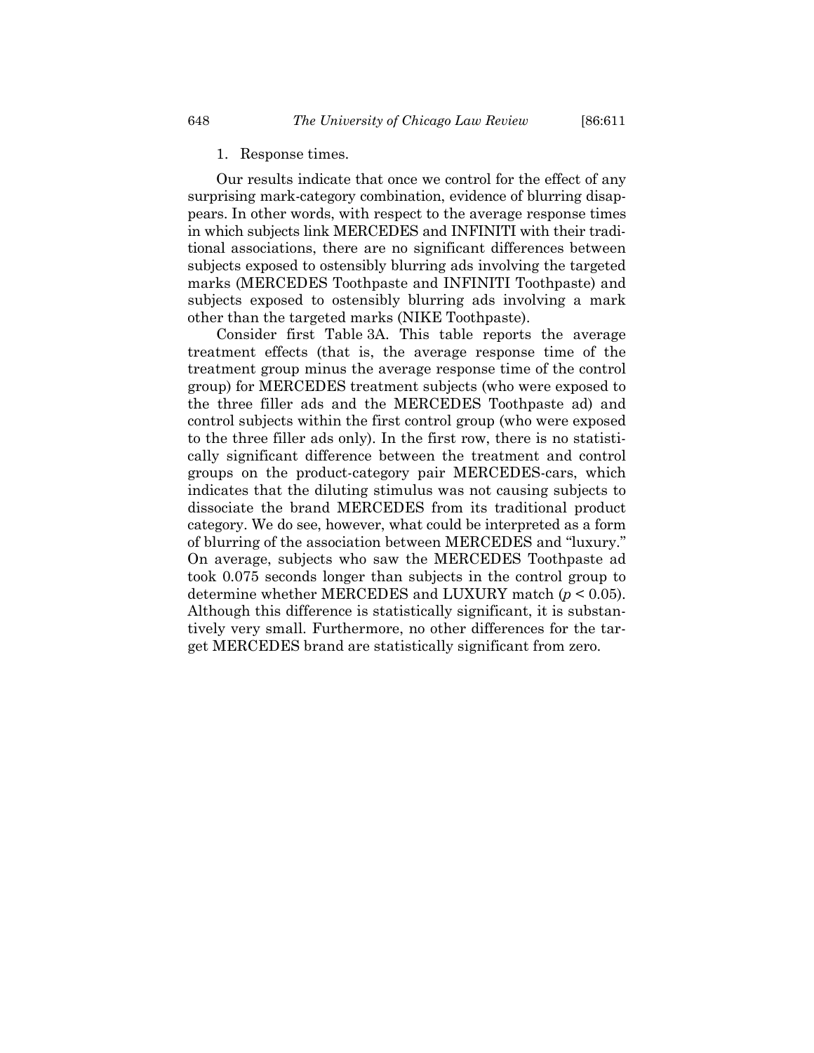### 1. Response times.

Our results indicate that once we control for the effect of any surprising mark-category combination, evidence of blurring disappears. In other words, with respect to the average response times in which subjects link MERCEDES and INFINITI with their traditional associations, there are no significant differences between subjects exposed to ostensibly blurring ads involving the targeted marks (MERCEDES Toothpaste and INFINITI Toothpaste) and subjects exposed to ostensibly blurring ads involving a mark other than the targeted marks (NIKE Toothpaste).

Consider first Table 3A. This table reports the average treatment effects (that is, the average response time of the treatment group minus the average response time of the control group) for MERCEDES treatment subjects (who were exposed to the three filler ads and the MERCEDES Toothpaste ad) and control subjects within the first control group (who were exposed to the three filler ads only). In the first row, there is no statistically significant difference between the treatment and control groups on the product-category pair MERCEDES-cars, which indicates that the diluting stimulus was not causing subjects to dissociate the brand MERCEDES from its traditional product category. We do see, however, what could be interpreted as a form of blurring of the association between MERCEDES and "luxury." On average, subjects who saw the MERCEDES Toothpaste ad took 0.075 seconds longer than subjects in the control group to determine whether MERCEDES and LUXURY match ($p < 0.05$). Although this difference is statistically significant, it is substantively very small. Furthermore, no other differences for the target MERCEDES brand are statistically significant from zero.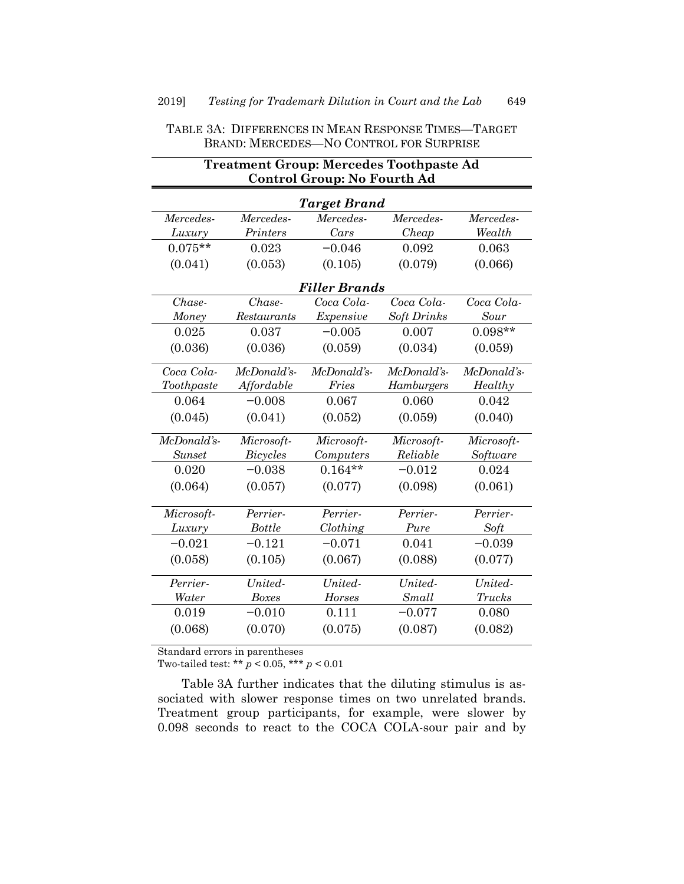TABLE 3A: DIFFERENCES IN MEAN RESPONSE TIMES—TARGET BRAND: MERCEDES—NO CONTROL FOR SURPRISE

| **Treatment Group: Mercedes Toothpaste Ad Control Group: No Fourth Ad** | | | | |
|---|---|---|---|---|
| ***Target Brand*** | | | | |
| *Mercedes-Luxury* | *Mercedes-Printers* | *Mercedes-Cars* | *Mercedes-Cheap* | *Mercedes-Wealth* |
| 0.075** | 0.023 | −0.046 | 0.092 | 0.063 |
| (0.041) | (0.053) | (0.105) | (0.079) | (0.066) |
| ***Filler Brands*** | | | | |
| *Chase-Money* | *Chase-Restaurants* | *Coca Cola-Expensive* | *Coca Cola-Soft Drinks* | *Coca Cola-Sour* |
| 0.025 | 0.037 | −0.005 | 0.007 | 0.098** |
| (0.036) | (0.036) | (0.059) | (0.034) | (0.059) |
| *Coca Cola-Toothpaste* | *McDonald's-Affordable* | *McDonald's-Fries* | *McDonald's-Hamburgers* | *McDonald's-Healthy* |
| 0.064 | −0.008 | 0.067 | 0.060 | 0.042 |
| (0.045) | (0.041) | (0.052) | (0.059) | (0.040) |
| *McDonald's-Sunset* | *Microsoft-Bicycles* | *Microsoft-Computers* | *Microsoft-Reliable* | *Microsoft-Software* |
| 0.020 | −0.038 | 0.164** | −0.012 | 0.024 |
| (0.064) | (0.057) | (0.077) | (0.098) | (0.061) |
| *Microsoft-Luxury* | *Perrier-Bottle* | *Perrier-Clothing* | *Perrier-Pure* | *Perrier-Soft* |
| −0.021 | −0.121 | −0.071 | 0.041 | −0.039 |
| (0.058) | (0.105) | (0.067) | (0.088) | (0.077) |
| *Perrier-Water* | *United-Boxes* | *United-Horses* | *United-Small* | *United-Trucks* |
| 0.019 | −0.010 | 0.111 | −0.077 | 0.080 |
| (0.068) | (0.070) | (0.075) | (0.087) | (0.082) |

Standard errors in parentheses
Two-tailed test: ** $p < 0.05$, *** $p < 0.01$

Table 3A further indicates that the diluting stimulus is associated with slower response times on two unrelated brands. Treatment group participants, for example, were slower by 0.098 seconds to react to the COCA COLA-sour pair and by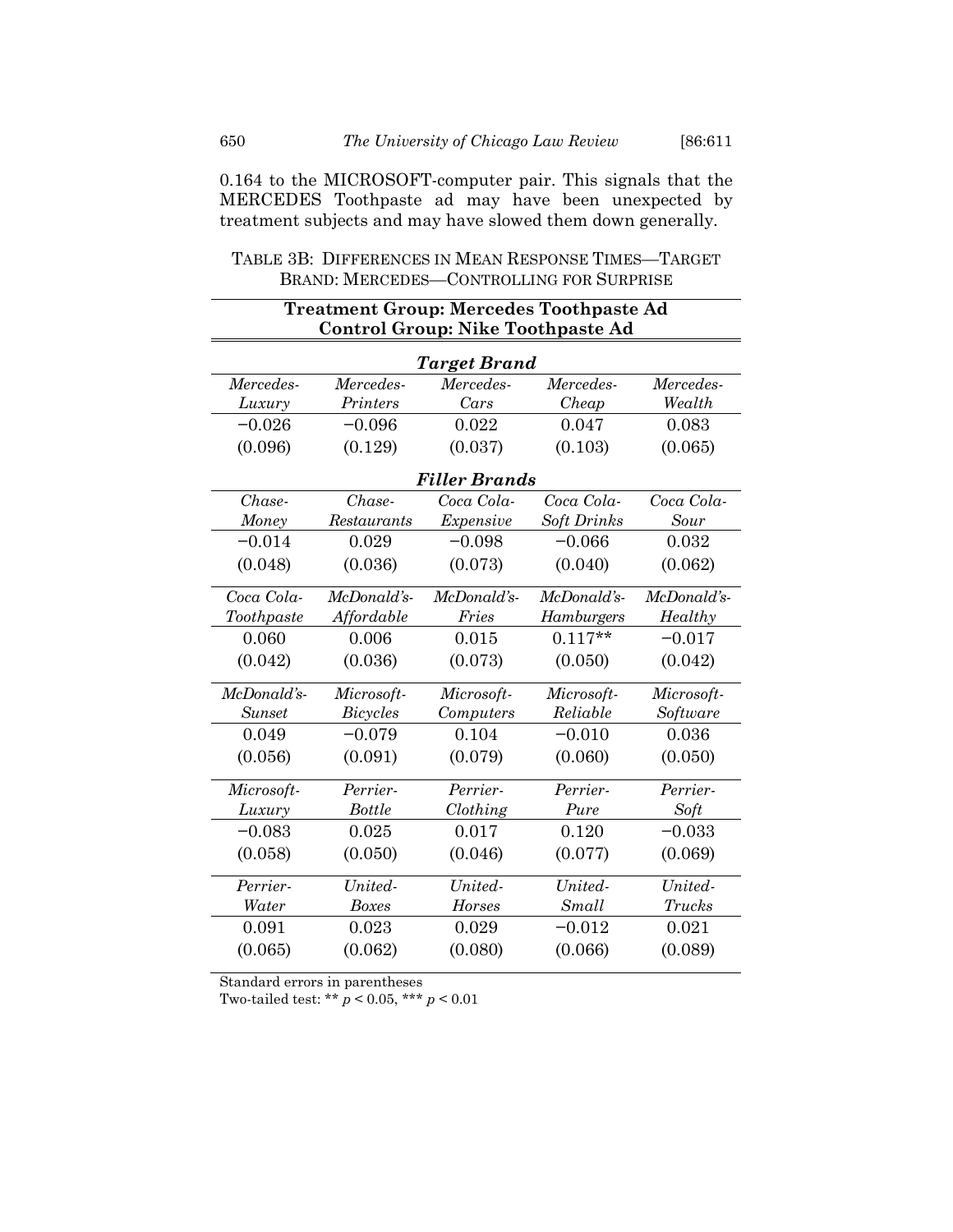0.164 to the MICROSOFT-computer pair. This signals that the MERCEDES Toothpaste ad may have been unexpected by treatment subjects and may have slowed them down generally.

TABLE 3B: DIFFERENCES IN MEAN RESPONSE TIMES—TARGET BRAND: MERCEDES—CONTROLLING FOR SURPRISE

**Treatment Group: Mercedes Toothpaste Ad**
**Control Group: Nike Toothpaste Ad**

| ***Target Brand*** | | | | |
|---|---|---|---|---|
| *Mercedes-Luxury* | *Mercedes-Printers* | *Mercedes-Cars* | *Mercedes-Cheap* | *Mercedes-Wealth* |
| −0.026 | −0.096 | 0.022 | 0.047 | 0.083 |
| (0.096) | (0.129) | (0.037) | (0.103) | (0.065) |
| ***Filler Brands*** | | | | |
| *Chase-Money* | *Chase-Restaurants* | *Coca Cola-Expensive* | *Coca Cola-Soft Drinks* | *Coca Cola-Sour* |
| −0.014 | 0.029 | −0.098 | −0.066 | 0.032 |
| (0.048) | (0.036) | (0.073) | (0.040) | (0.062) |
| *Coca Cola-Toothpaste* | *McDonald's-Affordable* | *McDonald's-Fries* | *McDonald's-Hamburgers* | *McDonald's-Healthy* |
| 0.060 | 0.006 | 0.015 | 0.117** | −0.017 |
| (0.042) | (0.036) | (0.073) | (0.050) | (0.042) |
| *McDonald's-Sunset* | *Microsoft-Bicycles* | *Microsoft-Computers* | *Microsoft-Reliable* | *Microsoft-Software* |
| 0.049 | −0.079 | 0.104 | −0.010 | 0.036 |
| (0.056) | (0.091) | (0.079) | (0.060) | (0.050) |
| *Microsoft-Luxury* | *Perrier-Bottle* | *Perrier-Clothing* | *Perrier-Pure* | *Perrier-Soft* |
| −0.083 | 0.025 | 0.017 | 0.120 | −0.033 |
| (0.058) | (0.050) | (0.046) | (0.077) | (0.069) |
| *Perrier-Water* | *United-Boxes* | *United-Horses* | *United-Small* | *United-Trucks* |
| 0.091 | 0.023 | 0.029 | −0.012 | 0.021 |
| (0.065) | (0.062) | (0.080) | (0.066) | (0.089) |

Standard errors in parentheses
Two-tailed test: ** $p < 0.05$, *** $p < 0.01$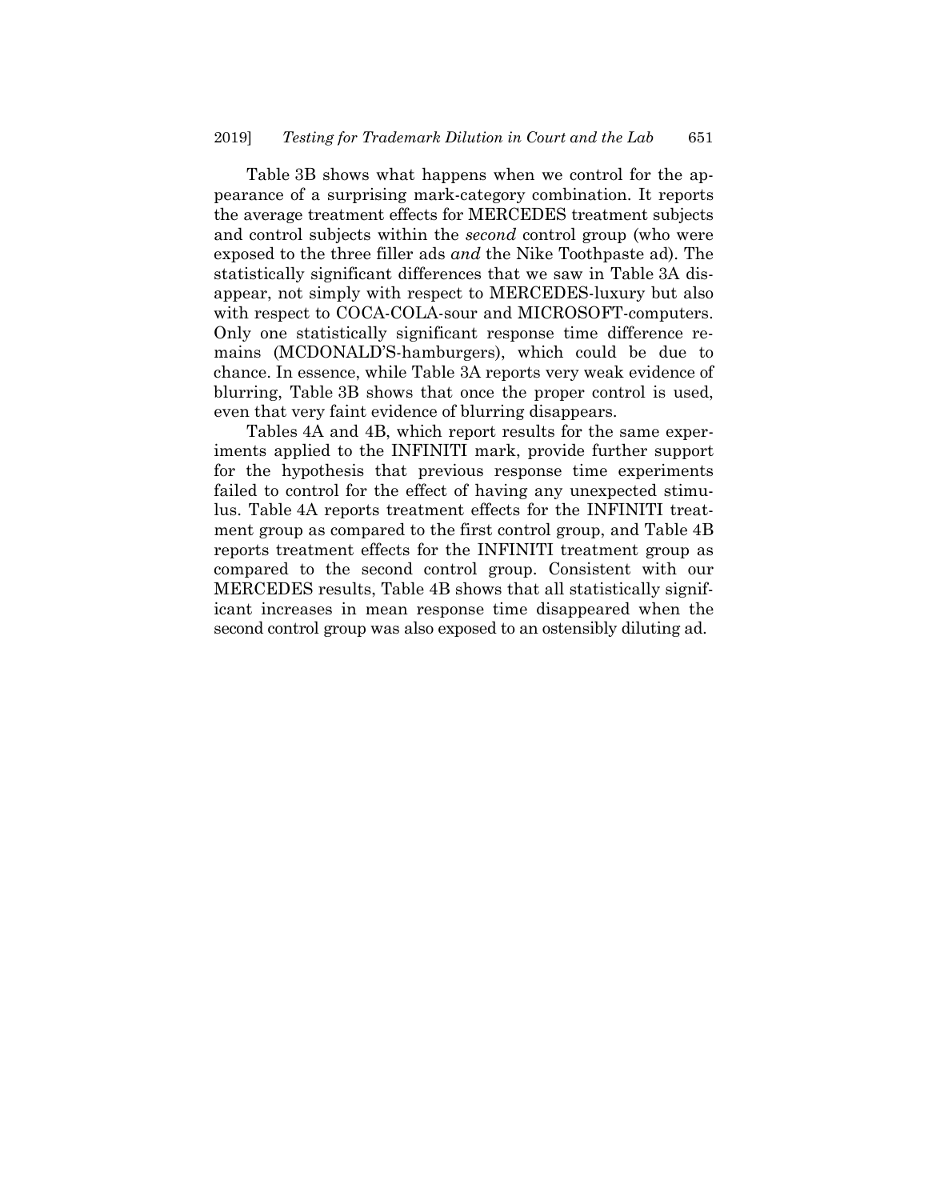Table 3B shows what happens when we control for the appearance of a surprising mark-category combination. It reports the average treatment effects for MERCEDES treatment subjects and control subjects within the *second* control group (who were exposed to the three filler ads *and* the Nike Toothpaste ad). The statistically significant differences that we saw in Table 3A disappear, not simply with respect to MERCEDES-luxury but also with respect to COCA-COLA-sour and MICROSOFT-computers. Only one statistically significant response time difference remains (MCDONALD'S-hamburgers), which could be due to chance. In essence, while Table 3A reports very weak evidence of blurring, Table 3B shows that once the proper control is used, even that very faint evidence of blurring disappears.

Tables 4A and 4B, which report results for the same experiments applied to the INFINITI mark, provide further support for the hypothesis that previous response time experiments failed to control for the effect of having any unexpected stimulus. Table 4A reports treatment effects for the INFINITI treatment group as compared to the first control group, and Table 4B reports treatment effects for the INFINITI treatment group as compared to the second control group. Consistent with our MERCEDES results, Table 4B shows that all statistically significant increases in mean response time disappeared when the second control group was also exposed to an ostensibly diluting ad.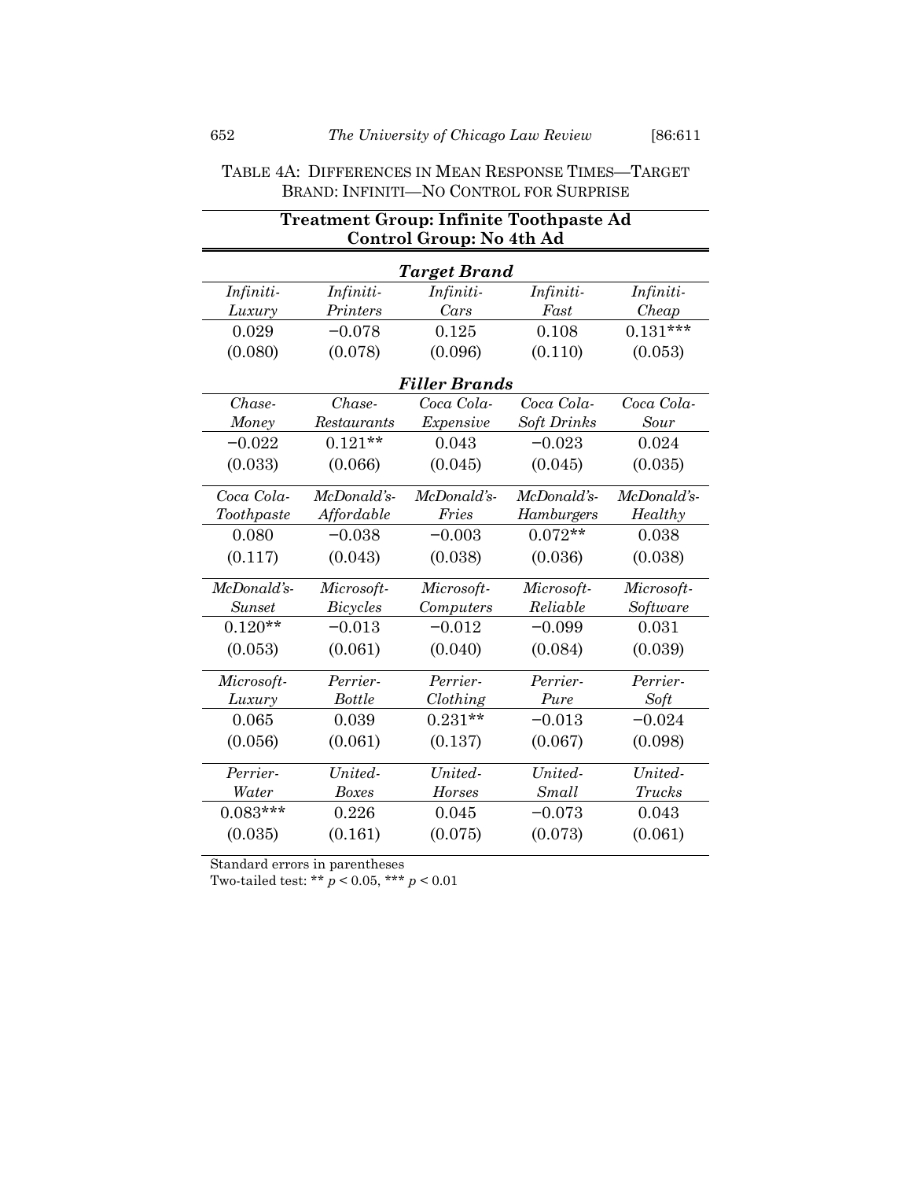TABLE 4A: DIFFERENCES IN MEAN RESPONSE TIMES—TARGET BRAND: INFINITI—NO CONTROL FOR SURPRISE

| **Treatment Group: Infinite Toothpaste Ad Control Group: No 4th Ad** | | | | |
|---|---|---|---|---|
| ***Target Brand*** | | | | |
| *Infiniti-Luxury* | *Infiniti-Printers* | *Infiniti-Cars* | *Infiniti-Fast* | *Infiniti-Cheap* |
| 0.029 | −0.078 | 0.125 | 0.108 | 0.131*** |
| (0.080) | (0.078) | (0.096) | (0.110) | (0.053) |
| ***Filler Brands*** | | | | |
| *Chase-Money* | *Chase-Restaurants* | *Coca Cola-Expensive* | *Coca Cola-Soft Drinks* | *Coca Cola-Sour* |
| −0.022 | 0.121** | 0.043 | −0.023 | 0.024 |
| (0.033) | (0.066) | (0.045) | (0.045) | (0.035) |
| *Coca Cola-Toothpaste* | *McDonald's-Affordable* | *McDonald's-Fries* | *McDonald's-Hamburgers* | *McDonald's-Healthy* |
| 0.080 | −0.038 | −0.003 | 0.072** | 0.038 |
| (0.117) | (0.043) | (0.038) | (0.036) | (0.038) |
| *McDonald's-Sunset* | *Microsoft-Bicycles* | *Microsoft-Computers* | *Microsoft-Reliable* | *Microsoft-Software* |
| 0.120** | −0.013 | −0.012 | −0.099 | 0.031 |
| (0.053) | (0.061) | (0.040) | (0.084) | (0.039) |
| *Microsoft-Luxury* | *Perrier-Bottle* | *Perrier-Clothing* | *Perrier-Pure* | *Perrier-Soft* |
| 0.065 | 0.039 | 0.231** | −0.013 | −0.024 |
| (0.056) | (0.061) | (0.137) | (0.067) | (0.098) |
| *Perrier-Water* | *United-Boxes* | *United-Horses* | *United-Small* | *United-Trucks* |
| 0.083*** | 0.226 | 0.045 | −0.073 | 0.043 |
| (0.035) | (0.161) | (0.075) | (0.073) | (0.061) |

Standard errors in parentheses

Two-tailed test: ** $p < 0.05$, *** $p < 0.01$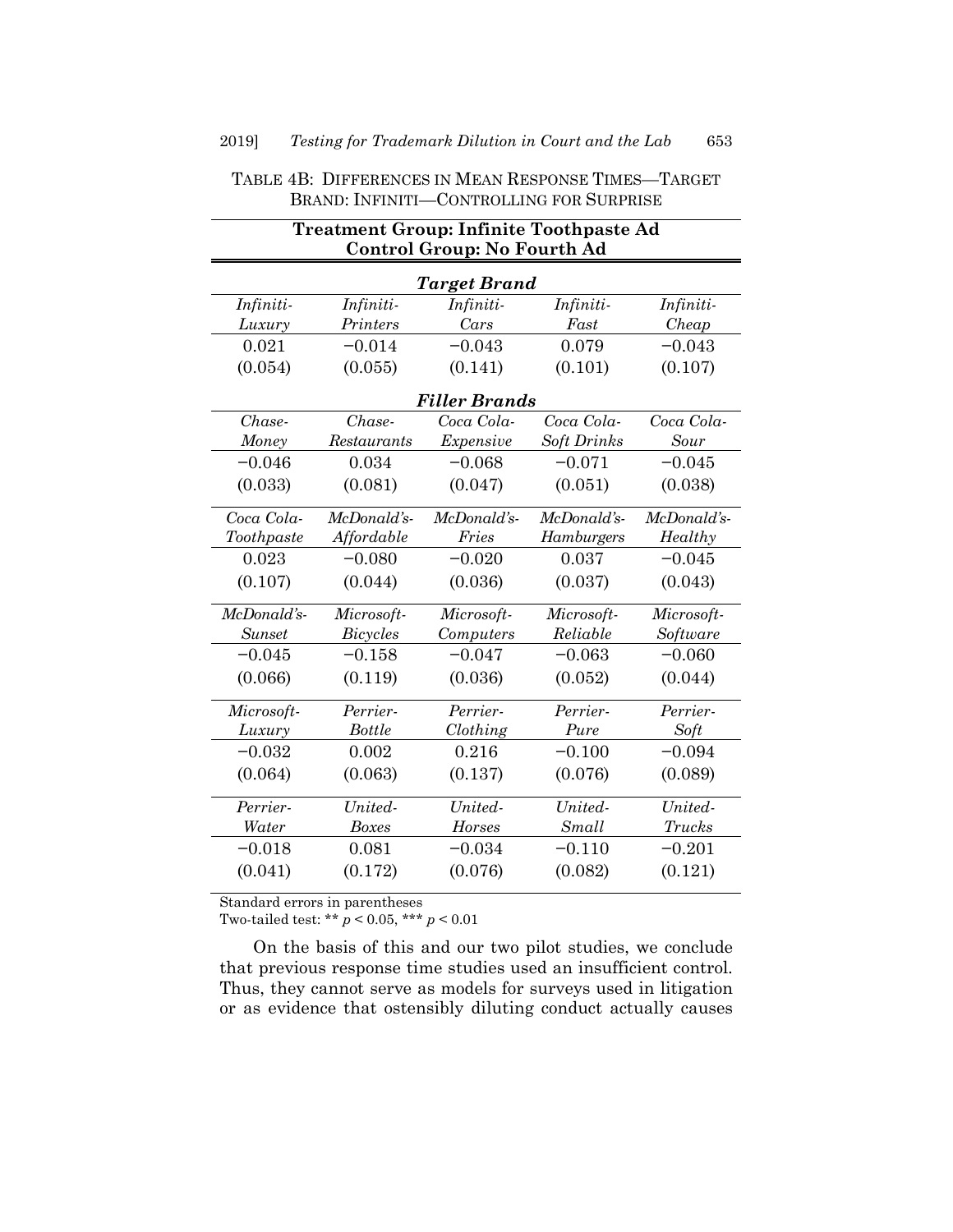TABLE 4B: DIFFERENCES IN MEAN RESPONSE TIMES—TARGET BRAND: INFINITI—CONTROLLING FOR SURPRISE

| **Treatment Group: Infinite Toothpaste Ad<br>Control Group: No Fourth Ad** | | | | |
|---|---|---|---|---|
| ***Target Brand*** | | | | |
| *Infiniti-Luxury* | *Infiniti-Printers* | *Infiniti-Cars* | *Infiniti-Fast* | *Infiniti-Cheap* |
| 0.021 | −0.014 | −0.043 | 0.079 | −0.043 |
| (0.054) | (0.055) | (0.141) | (0.101) | (0.107) |
| ***Filler Brands*** | | | | |
| *Chase-Money* | *Chase-Restaurants* | *Coca Cola-Expensive* | *Coca Cola-Soft Drinks* | *Coca Cola-Sour* |
| −0.046 | 0.034 | −0.068 | −0.071 | −0.045 |
| (0.033) | (0.081) | (0.047) | (0.051) | (0.038) |
| *Coca Cola-Toothpaste* | *McDonald's-Affordable* | *McDonald's-Fries* | *McDonald's-Hamburgers* | *McDonald's-Healthy* |
| 0.023 | −0.080 | −0.020 | 0.037 | −0.045 |
| (0.107) | (0.044) | (0.036) | (0.037) | (0.043) |
| *McDonald's-Sunset* | *Microsoft-Bicycles* | *Microsoft-Computers* | *Microsoft-Reliable* | *Microsoft-Software* |
| −0.045 | −0.158 | −0.047 | −0.063 | −0.060 |
| (0.066) | (0.119) | (0.036) | (0.052) | (0.044) |
| *Microsoft-Luxury* | *Perrier-Bottle* | *Perrier-Clothing* | *Perrier-Pure* | *Perrier-Soft* |
| −0.032 | 0.002 | 0.216 | −0.100 | −0.094 |
| (0.064) | (0.063) | (0.137) | (0.076) | (0.089) |
| *Perrier-Water* | *United-Boxes* | *United-Horses* | *United-Small* | *United-Trucks* |
| −0.018 | 0.081 | −0.034 | −0.110 | −0.201 |
| (0.041) | (0.172) | (0.076) | (0.082) | (0.121) |

Standard errors in parentheses
Two-tailed test: ** $p < 0.05$, *** $p < 0.01$

On the basis of this and our two pilot studies, we conclude that previous response time studies used an insufficient control. Thus, they cannot serve as models for surveys used in litigation or as evidence that ostensibly diluting conduct actually causes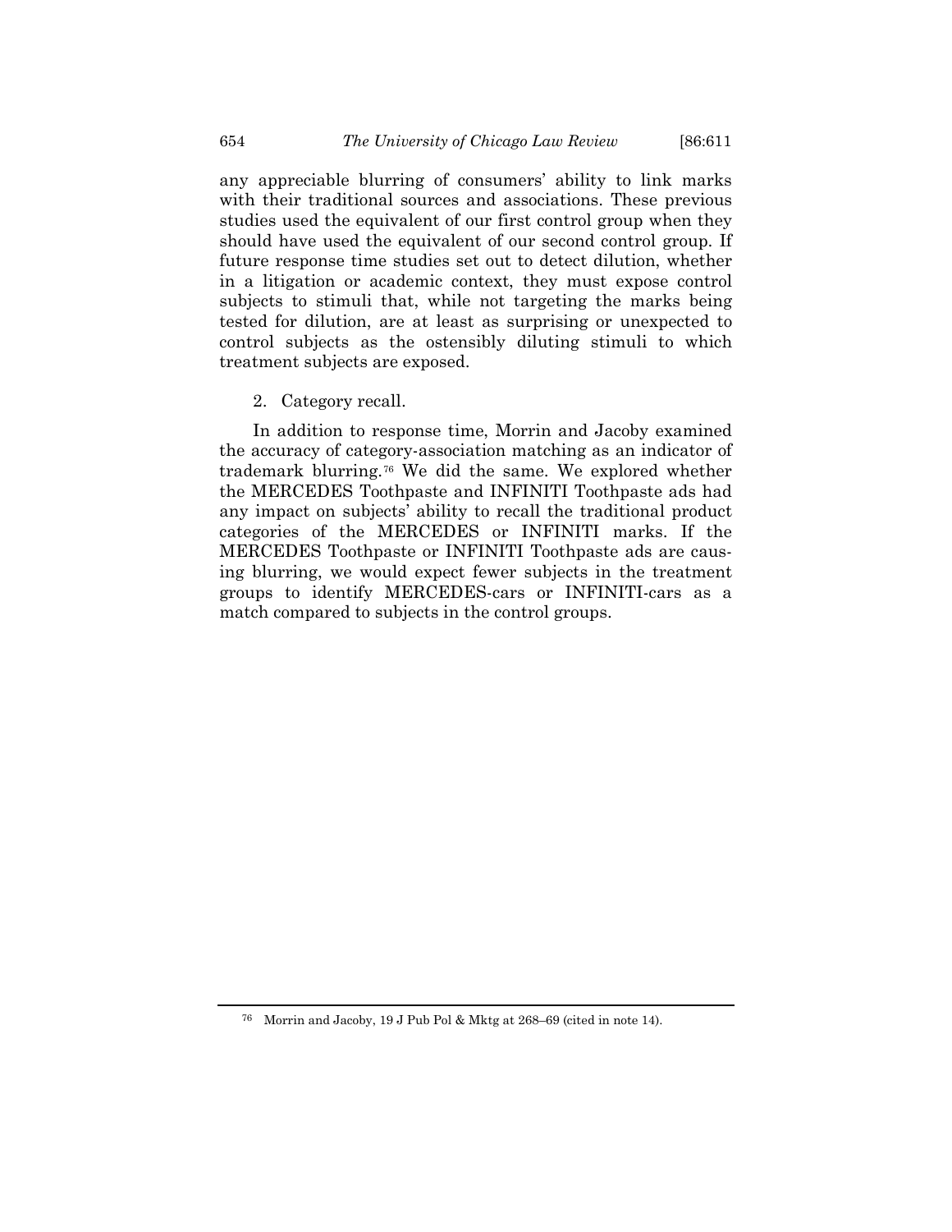any appreciable blurring of consumers' ability to link marks with their traditional sources and associations. These previous studies used the equivalent of our first control group when they should have used the equivalent of our second control group. If future response time studies set out to detect dilution, whether in a litigation or academic context, they must expose control subjects to stimuli that, while not targeting the marks being tested for dilution, are at least as surprising or unexpected to control subjects as the ostensibly diluting stimuli to which treatment subjects are exposed.

2. Category recall.

In addition to response time, Morrin and Jacoby examined the accuracy of category-association matching as an indicator of trademark blurring.[76] We did the same. We explored whether the MERCEDES Toothpaste and INFINITI Toothpaste ads had any impact on subjects' ability to recall the traditional product categories of the MERCEDES or INFINITI marks. If the MERCEDES Toothpaste or INFINITI Toothpaste ads are causing blurring, we would expect fewer subjects in the treatment groups to identify MERCEDES-cars or INFINITI-cars as a match compared to subjects in the control groups.

---

[76] Morrin and Jacoby, 19 J Pub Pol & Mktg at 268–69 (cited in note 14).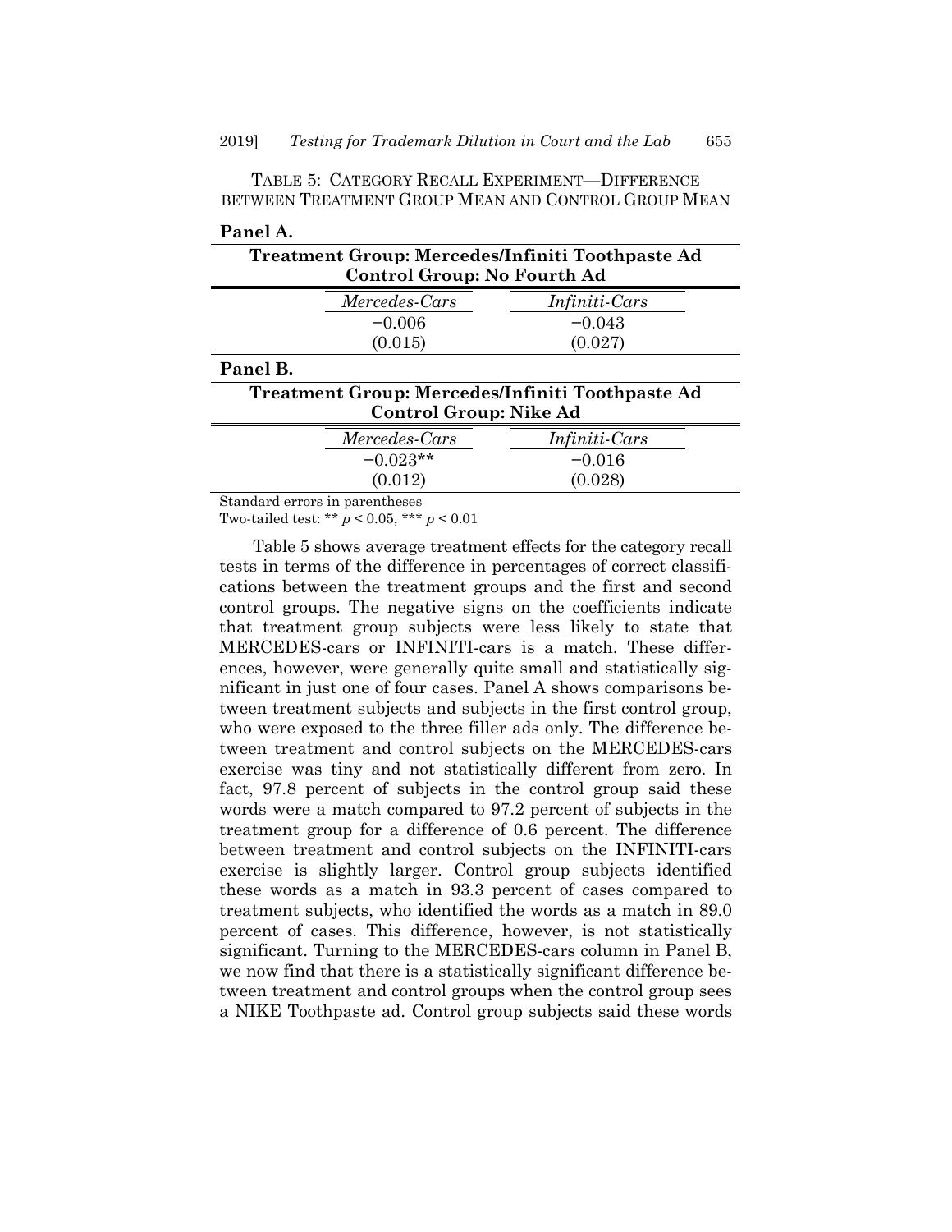TABLE 5: CATEGORY RECALL EXPERIMENT—DIFFERENCE BETWEEN TREATMENT GROUP MEAN AND CONTROL GROUP MEAN

**Panel A.**

| Treatment Group: Mercedes/Infiniti Toothpaste Ad<br>Control Group: No Fourth Ad | | |
|---|---|---|
| | *Mercedes-Cars* | *Infiniti-Cars* |
| | −0.006 | −0.043 |
| | (0.015) | (0.027) |

**Panel B.**

| Treatment Group: Mercedes/Infiniti Toothpaste Ad<br>Control Group: Nike Ad | | |
|---|---|---|
| | *Mercedes-Cars* | *Infiniti-Cars* |
| | −0.023** | −0.016 |
| | (0.012) | (0.028) |

Standard errors in parentheses
Two-tailed test: ** $p < 0.05$, *** $p < 0.01$

Table 5 shows average treatment effects for the category recall tests in terms of the difference in percentages of correct classifications between the treatment groups and the first and second control groups. The negative signs on the coefficients indicate that treatment group subjects were less likely to state that MERCEDES-cars or INFINITI-cars is a match. These differences, however, were generally quite small and statistically significant in just one of four cases. Panel A shows comparisons between treatment subjects and subjects in the first control group, who were exposed to the three filler ads only. The difference between treatment and control subjects on the MERCEDES-cars exercise was tiny and not statistically different from zero. In fact, 97.8 percent of subjects in the control group said these words were a match compared to 97.2 percent of subjects in the treatment group for a difference of 0.6 percent. The difference between treatment and control subjects on the INFINITI-cars exercise is slightly larger. Control group subjects identified these words as a match in 93.3 percent of cases compared to treatment subjects, who identified the words as a match in 89.0 percent of cases. This difference, however, is not statistically significant. Turning to the MERCEDES-cars column in Panel B, we now find that there is a statistically significant difference between treatment and control groups when the control group sees a NIKE Toothpaste ad. Control group subjects said these words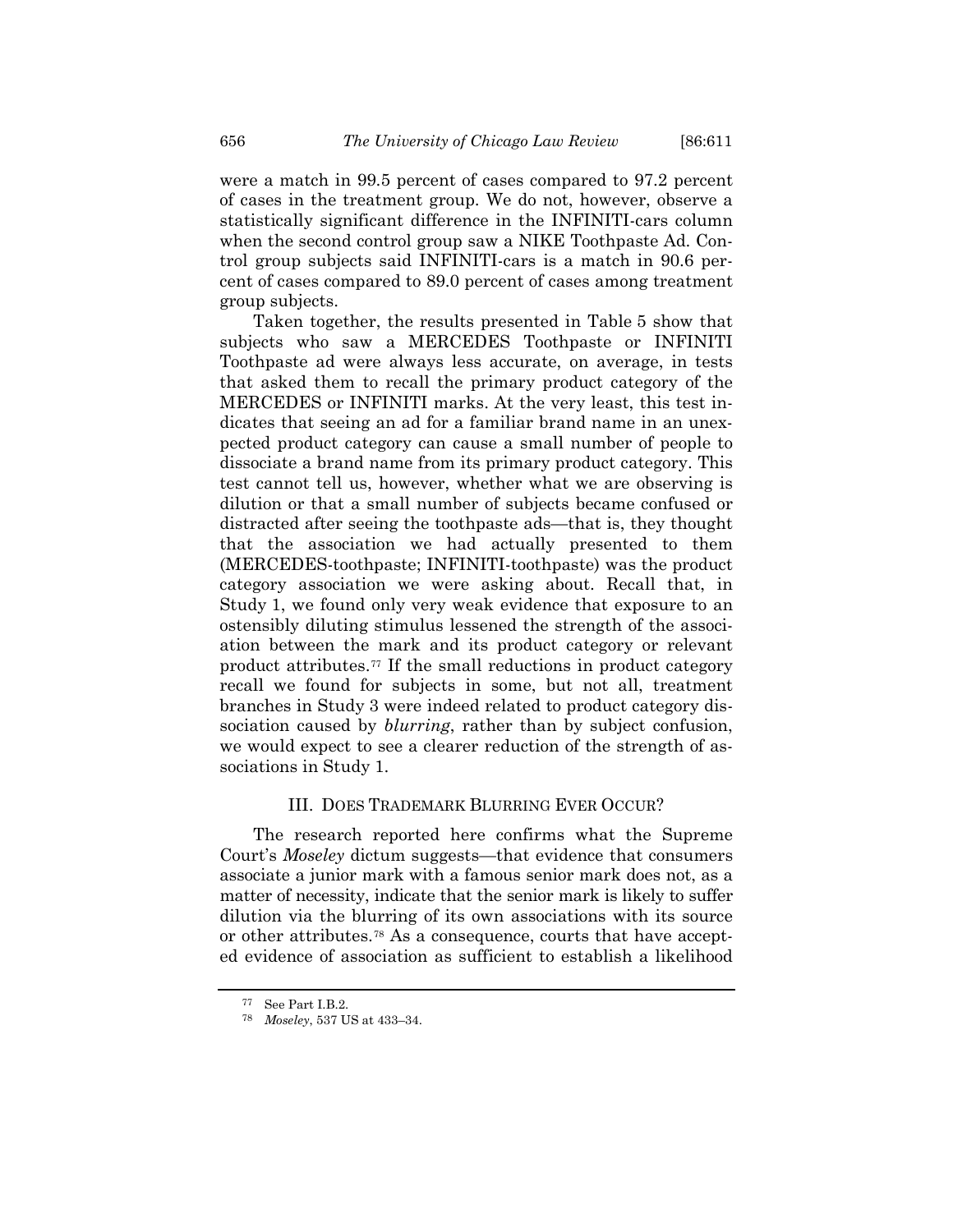were a match in 99.5 percent of cases compared to 97.2 percent of cases in the treatment group. We do not, however, observe a statistically significant difference in the INFINITI-cars column when the second control group saw a NIKE Toothpaste Ad. Control group subjects said INFINITI-cars is a match in 90.6 percent of cases compared to 89.0 percent of cases among treatment group subjects.

Taken together, the results presented in Table 5 show that subjects who saw a MERCEDES Toothpaste or INFINITI Toothpaste ad were always less accurate, on average, in tests that asked them to recall the primary product category of the MERCEDES or INFINITI marks. At the very least, this test indicates that seeing an ad for a familiar brand name in an unexpected product category can cause a small number of people to dissociate a brand name from its primary product category. This test cannot tell us, however, whether what we are observing is dilution or that a small number of subjects became confused or distracted after seeing the toothpaste ads—that is, they thought that the association we had actually presented to them (MERCEDES-toothpaste; INFINITI-toothpaste) was the product category association we were asking about. Recall that, in Study 1, we found only very weak evidence that exposure to an ostensibly diluting stimulus lessened the strength of the association between the mark and its product category or relevant product attributes.[77] If the small reductions in product category recall we found for subjects in some, but not all, treatment branches in Study 3 were indeed related to product category dissociation caused by *blurring*, rather than by subject confusion, we would expect to see a clearer reduction of the strength of associations in Study 1.

## III. DOES TRADEMARK BLURRING EVER OCCUR?

The research reported here confirms what the Supreme Court's *Moseley* dictum suggests—that evidence that consumers associate a junior mark with a famous senior mark does not, as a matter of necessity, indicate that the senior mark is likely to suffer dilution via the blurring of its own associations with its source or other attributes.[78] As a consequence, courts that have accepted evidence of association as sufficient to establish a likelihood

---

[77] See Part I.B.2.

[78] *Moseley*, 537 US at 433–34.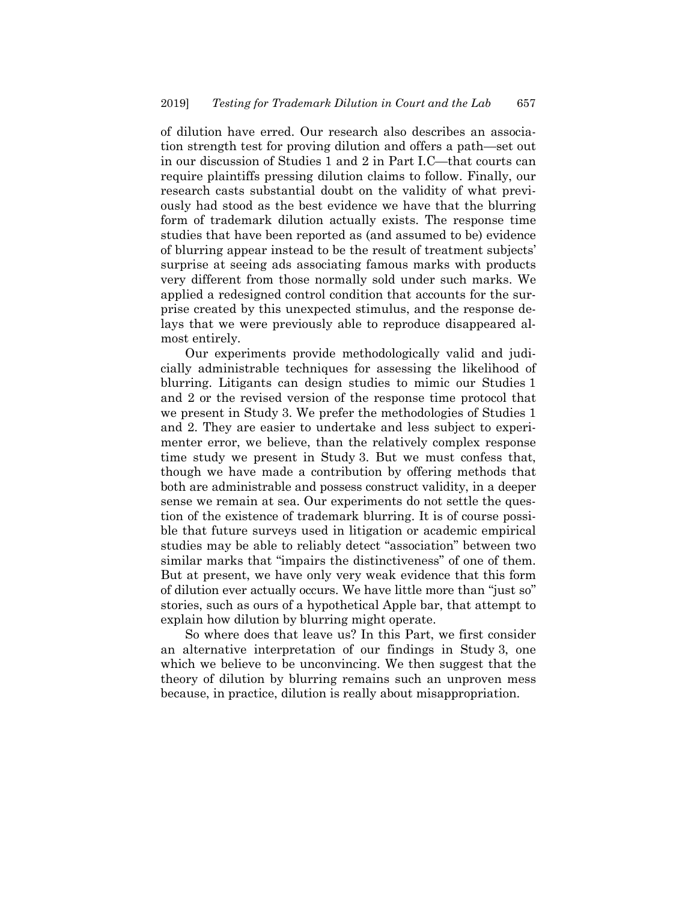of dilution have erred. Our research also describes an association strength test for proving dilution and offers a path—set out in our discussion of Studies 1 and 2 in Part I.C—that courts can require plaintiffs pressing dilution claims to follow. Finally, our research casts substantial doubt on the validity of what previously had stood as the best evidence we have that the blurring form of trademark dilution actually exists. The response time studies that have been reported as (and assumed to be) evidence of blurring appear instead to be the result of treatment subjects' surprise at seeing ads associating famous marks with products very different from those normally sold under such marks. We applied a redesigned control condition that accounts for the surprise created by this unexpected stimulus, and the response delays that we were previously able to reproduce disappeared almost entirely.

Our experiments provide methodologically valid and judicially administrable techniques for assessing the likelihood of blurring. Litigants can design studies to mimic our Studies 1 and 2 or the revised version of the response time protocol that we present in Study 3. We prefer the methodologies of Studies 1 and 2. They are easier to undertake and less subject to experimenter error, we believe, than the relatively complex response time study we present in Study 3. But we must confess that, though we have made a contribution by offering methods that both are administrable and possess construct validity, in a deeper sense we remain at sea. Our experiments do not settle the question of the existence of trademark blurring. It is of course possible that future surveys used in litigation or academic empirical studies may be able to reliably detect "association" between two similar marks that "impairs the distinctiveness" of one of them. But at present, we have only very weak evidence that this form of dilution ever actually occurs. We have little more than "just so" stories, such as ours of a hypothetical Apple bar, that attempt to explain how dilution by blurring might operate.

So where does that leave us? In this Part, we first consider an alternative interpretation of our findings in Study 3, one which we believe to be unconvincing. We then suggest that the theory of dilution by blurring remains such an unproven mess because, in practice, dilution is really about misappropriation.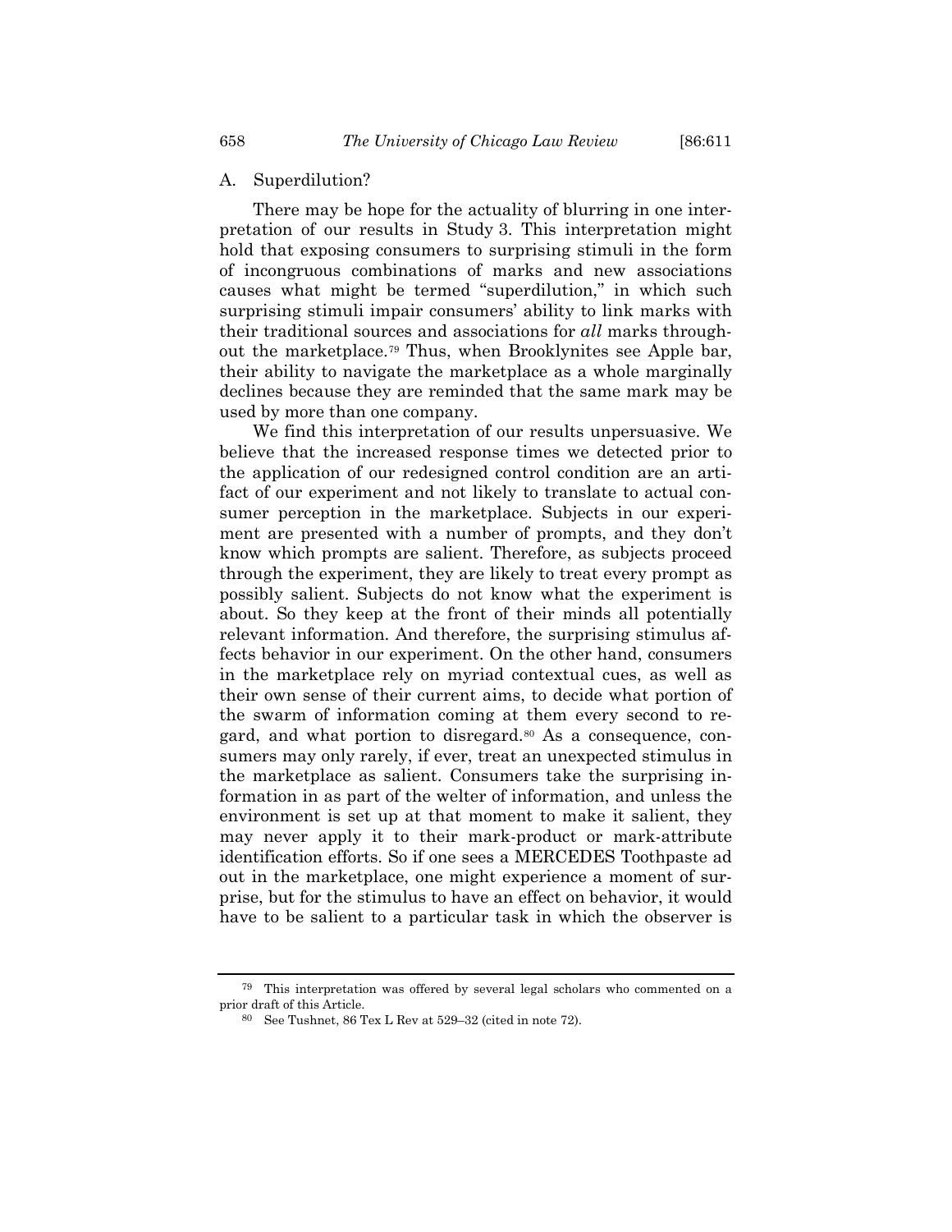### A. Superdilution?

There may be hope for the actuality of blurring in one interpretation of our results in Study 3. This interpretation might hold that exposing consumers to surprising stimuli in the form of incongruous combinations of marks and new associations causes what might be termed "superdilution," in which such surprising stimuli impair consumers' ability to link marks with their traditional sources and associations for *all* marks throughout the marketplace.[79] Thus, when Brooklynites see Apple bar, their ability to navigate the marketplace as a whole marginally declines because they are reminded that the same mark may be used by more than one company.

We find this interpretation of our results unpersuasive. We believe that the increased response times we detected prior to the application of our redesigned control condition are an artifact of our experiment and not likely to translate to actual consumer perception in the marketplace. Subjects in our experiment are presented with a number of prompts, and they don't know which prompts are salient. Therefore, as subjects proceed through the experiment, they are likely to treat every prompt as possibly salient. Subjects do not know what the experiment is about. So they keep at the front of their minds all potentially relevant information. And therefore, the surprising stimulus affects behavior in our experiment. On the other hand, consumers in the marketplace rely on myriad contextual cues, as well as their own sense of their current aims, to decide what portion of the swarm of information coming at them every second to regard, and what portion to disregard.[80] As a consequence, consumers may only rarely, if ever, treat an unexpected stimulus in the marketplace as salient. Consumers take the surprising information in as part of the welter of information, and unless the environment is set up at that moment to make it salient, they may never apply it to their mark-product or mark-attribute identification efforts. So if one sees a MERCEDES Toothpaste ad out in the marketplace, one might experience a moment of surprise, but for the stimulus to have an effect on behavior, it would have to be salient to a particular task in which the observer is

---

[79] This interpretation was offered by several legal scholars who commented on a prior draft of this Article.

[80] See Tushnet, 86 Tex L Rev at 529–32 (cited in note 72).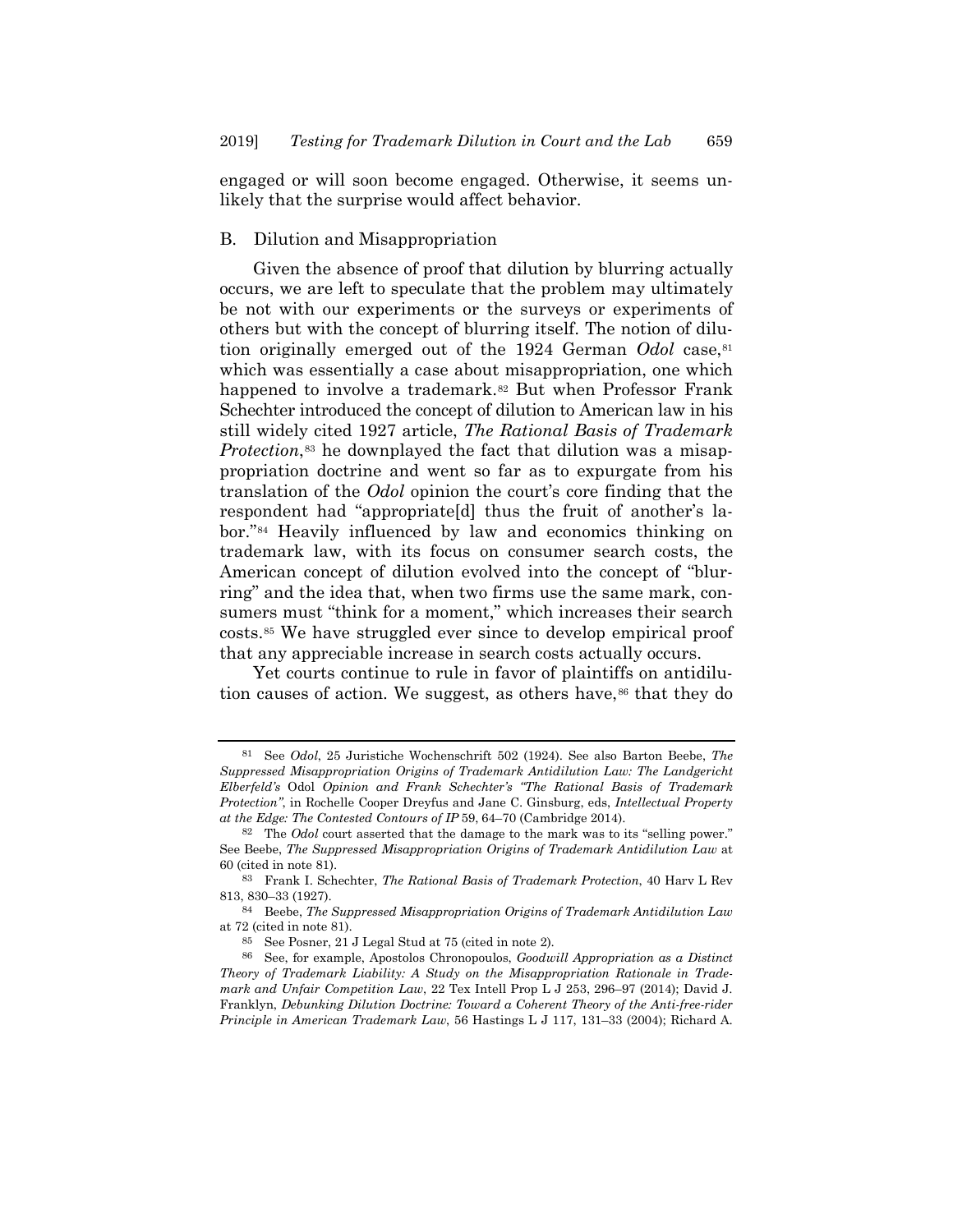engaged or will soon become engaged. Otherwise, it seems unlikely that the surprise would affect behavior.

## B. Dilution and Misappropriation

Given the absence of proof that dilution by blurring actually occurs, we are left to speculate that the problem may ultimately be not with our experiments or the surveys or experiments of others but with the concept of blurring itself. The notion of dilution originally emerged out of the 1924 German *Odol* case,[81] which was essentially a case about misappropriation, one which happened to involve a trademark.[82] But when Professor Frank Schechter introduced the concept of dilution to American law in his still widely cited 1927 article, *The Rational Basis of Trademark Protection*,[83] he downplayed the fact that dilution was a misappropriation doctrine and went so far as to expurgate from his translation of the *Odol* opinion the court's core finding that the respondent had "appropriate[d] thus the fruit of another's labor."[84] Heavily influenced by law and economics thinking on trademark law, with its focus on consumer search costs, the American concept of dilution evolved into the concept of "blurring" and the idea that, when two firms use the same mark, consumers must "think for a moment," which increases their search costs.[85] We have struggled ever since to develop empirical proof that any appreciable increase in search costs actually occurs.

Yet courts continue to rule in favor of plaintiffs on antidilution causes of action. We suggest, as others have,[86] that they do

---

[81] See *Odol*, 25 Juristiche Wochenschrift 502 (1924). See also Barton Beebe, *The Suppressed Misappropriation Origins of Trademark Antidilution Law: The Landgericht Elberfeld's* Odol *Opinion and Frank Schechter's "The Rational Basis of Trademark Protection"*, in Rochelle Cooper Dreyfus and Jane C. Ginsburg, eds, *Intellectual Property at the Edge: The Contested Contours of IP* 59, 64–70 (Cambridge 2014).

[82] The *Odol* court asserted that the damage to the mark was to its "selling power." See Beebe, *The Suppressed Misappropriation Origins of Trademark Antidilution Law* at 60 (cited in note 81).

[83] Frank I. Schechter, *The Rational Basis of Trademark Protection*, 40 Harv L Rev 813, 830–33 (1927).

[84] Beebe, *The Suppressed Misappropriation Origins of Trademark Antidilution Law* at 72 (cited in note 81).

[85] See Posner, 21 J Legal Stud at 75 (cited in note 2).

[86] See, for example, Apostolos Chronopoulos, *Goodwill Appropriation as a Distinct Theory of Trademark Liability: A Study on the Misappropriation Rationale in Trademark and Unfair Competition Law*, 22 Tex Intell Prop L J 253, 296–97 (2014); David J. Franklyn, *Debunking Dilution Doctrine: Toward a Coherent Theory of the Anti-free-rider Principle in American Trademark Law*, 56 Hastings L J 117, 131–33 (2004); Richard A.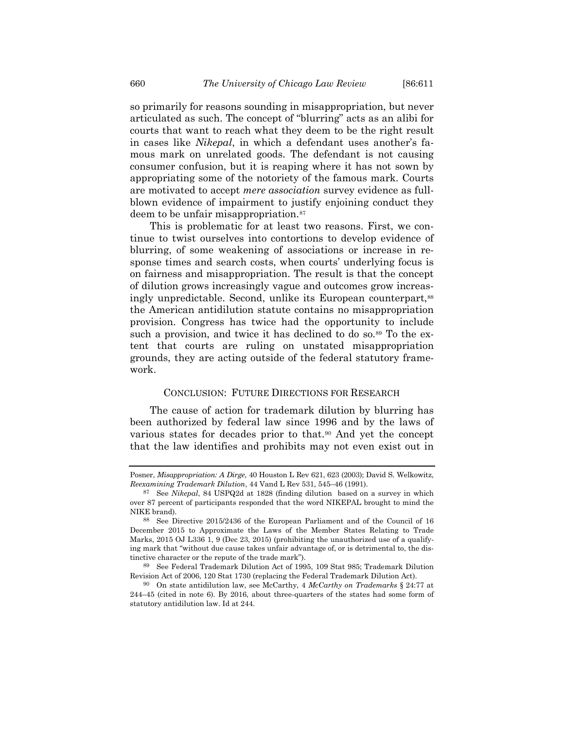so primarily for reasons sounding in misappropriation, but never articulated as such. The concept of "blurring" acts as an alibi for courts that want to reach what they deem to be the right result in cases like *Nikepal*, in which a defendant uses another's famous mark on unrelated goods. The defendant is not causing consumer confusion, but it is reaping where it has not sown by appropriating some of the notoriety of the famous mark. Courts are motivated to accept *mere association* survey evidence as full-blown evidence of impairment to justify enjoining conduct they deem to be unfair misappropriation.[87]

This is problematic for at least two reasons. First, we continue to twist ourselves into contortions to develop evidence of blurring, of some weakening of associations or increase in response times and search costs, when courts' underlying focus is on fairness and misappropriation. The result is that the concept of dilution grows increasingly vague and outcomes grow increasingly unpredictable. Second, unlike its European counterpart,[88] the American antidilution statute contains no misappropriation provision. Congress has twice had the opportunity to include such a provision, and twice it has declined to do so.[89] To the extent that courts are ruling on unstated misappropriation grounds, they are acting outside of the federal statutory framework.

## CONCLUSION: FUTURE DIRECTIONS FOR RESEARCH

The cause of action for trademark dilution by blurring has been authorized by federal law since 1996 and by the laws of various states for decades prior to that.[90] And yet the concept that the law identifies and prohibits may not even exist out in

---

Posner, *Misappropriation: A Dirge*, 40 Houston L Rev 621, 623 (2003); David S. Welkowitz, *Reexamining Trademark Dilution*, 44 Vand L Rev 531, 545–46 (1991).

[87] See *Nikepal*, 84 USPQ2d at 1828 (finding dilution based on a survey in which over 87 percent of participants responded that the word NIKEPAL brought to mind the NIKE brand).

[88] See Directive 2015/2436 of the European Parliament and of the Council of 16 December 2015 to Approximate the Laws of the Member States Relating to Trade Marks, 2015 OJ L336 1, 9 (Dec 23, 2015) (prohibiting the unauthorized use of a qualifying mark that "without due cause takes unfair advantage of, or is detrimental to, the distinctive character or the repute of the trade mark").

[89] See Federal Trademark Dilution Act of 1995, 109 Stat 985; Trademark Dilution Revision Act of 2006, 120 Stat 1730 (replacing the Federal Trademark Dilution Act).

[90] On state antidilution law, see McCarthy, 4 *McCarthy on Trademarks* § 24:77 at 244–45 (cited in note 6). By 2016, about three-quarters of the states had some form of statutory antidilution law. Id at 244.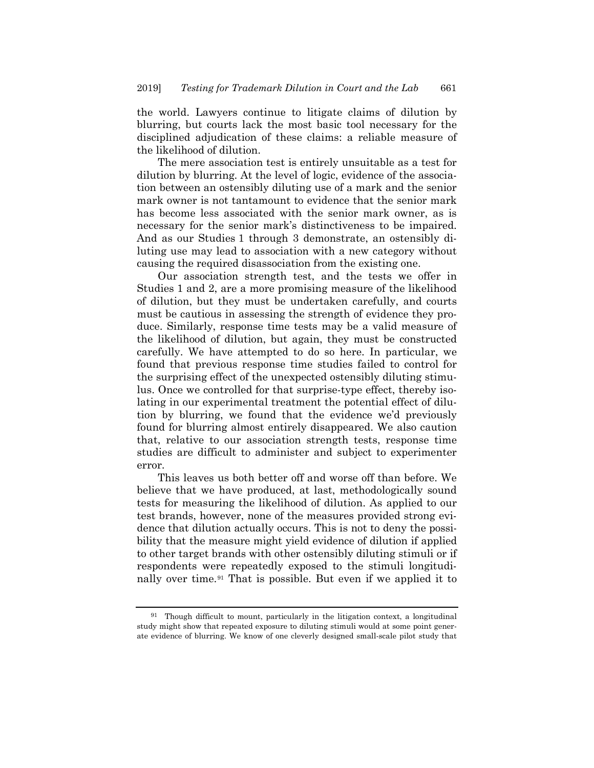the world. Lawyers continue to litigate claims of dilution by blurring, but courts lack the most basic tool necessary for the disciplined adjudication of these claims: a reliable measure of the likelihood of dilution.

The mere association test is entirely unsuitable as a test for dilution by blurring. At the level of logic, evidence of the association between an ostensibly diluting use of a mark and the senior mark owner is not tantamount to evidence that the senior mark has become less associated with the senior mark owner, as is necessary for the senior mark's distinctiveness to be impaired. And as our Studies 1 through 3 demonstrate, an ostensibly diluting use may lead to association with a new category without causing the required disassociation from the existing one.

Our association strength test, and the tests we offer in Studies 1 and 2, are a more promising measure of the likelihood of dilution, but they must be undertaken carefully, and courts must be cautious in assessing the strength of evidence they produce. Similarly, response time tests may be a valid measure of the likelihood of dilution, but again, they must be constructed carefully. We have attempted to do so here. In particular, we found that previous response time studies failed to control for the surprising effect of the unexpected ostensibly diluting stimulus. Once we controlled for that surprise-type effect, thereby isolating in our experimental treatment the potential effect of dilution by blurring, we found that the evidence we'd previously found for blurring almost entirely disappeared. We also caution that, relative to our association strength tests, response time studies are difficult to administer and subject to experimenter error.

This leaves us both better off and worse off than before. We believe that we have produced, at last, methodologically sound tests for measuring the likelihood of dilution. As applied to our test brands, however, none of the measures provided strong evidence that dilution actually occurs. This is not to deny the possibility that the measure might yield evidence of dilution if applied to other target brands with other ostensibly diluting stimuli or if respondents were repeatedly exposed to the stimuli longitudinally over time.[91] That is possible. But even if we applied it to

---

[91] Though difficult to mount, particularly in the litigation context, a longitudinal study might show that repeated exposure to diluting stimuli would at some point generate evidence of blurring. We know of one cleverly designed small-scale pilot study that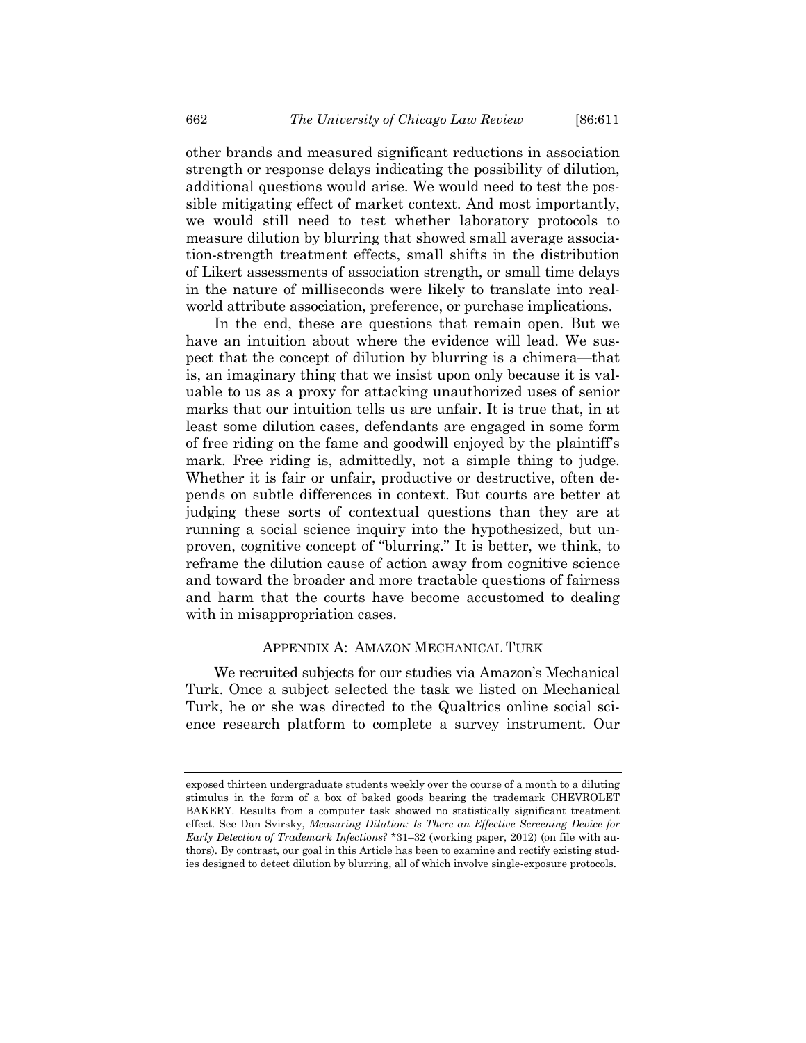other brands and measured significant reductions in association strength or response delays indicating the possibility of dilution, additional questions would arise. We would need to test the possible mitigating effect of market context. And most importantly, we would still need to test whether laboratory protocols to measure dilution by blurring that showed small average association-strength treatment effects, small shifts in the distribution of Likert assessments of association strength, or small time delays in the nature of milliseconds were likely to translate into real-world attribute association, preference, or purchase implications.

In the end, these are questions that remain open. But we have an intuition about where the evidence will lead. We suspect that the concept of dilution by blurring is a chimera—that is, an imaginary thing that we insist upon only because it is valuable to us as a proxy for attacking unauthorized uses of senior marks that our intuition tells us are unfair. It is true that, in at least some dilution cases, defendants are engaged in some form of free riding on the fame and goodwill enjoyed by the plaintiff's mark. Free riding is, admittedly, not a simple thing to judge. Whether it is fair or unfair, productive or destructive, often depends on subtle differences in context. But courts are better at judging these sorts of contextual questions than they are at running a social science inquiry into the hypothesized, but unproven, cognitive concept of "blurring." It is better, we think, to reframe the dilution cause of action away from cognitive science and toward the broader and more tractable questions of fairness and harm that the courts have become accustomed to dealing with in misappropriation cases.

## APPENDIX A: AMAZON MECHANICAL TURK

We recruited subjects for our studies via Amazon's Mechanical Turk. Once a subject selected the task we listed on Mechanical Turk, he or she was directed to the Qualtrics online social science research platform to complete a survey instrument. Our

---

exposed thirteen undergraduate students weekly over the course of a month to a diluting stimulus in the form of a box of baked goods bearing the trademark CHEVROLET BAKERY. Results from a computer task showed no statistically significant treatment effect. See Dan Svirsky, *Measuring Dilution: Is There an Effective Screening Device for Early Detection of Trademark Infections?* *31–32 (working paper, 2012) (on file with authors). By contrast, our goal in this Article has been to examine and rectify existing studies designed to detect dilution by blurring, all of which involve single-exposure protocols.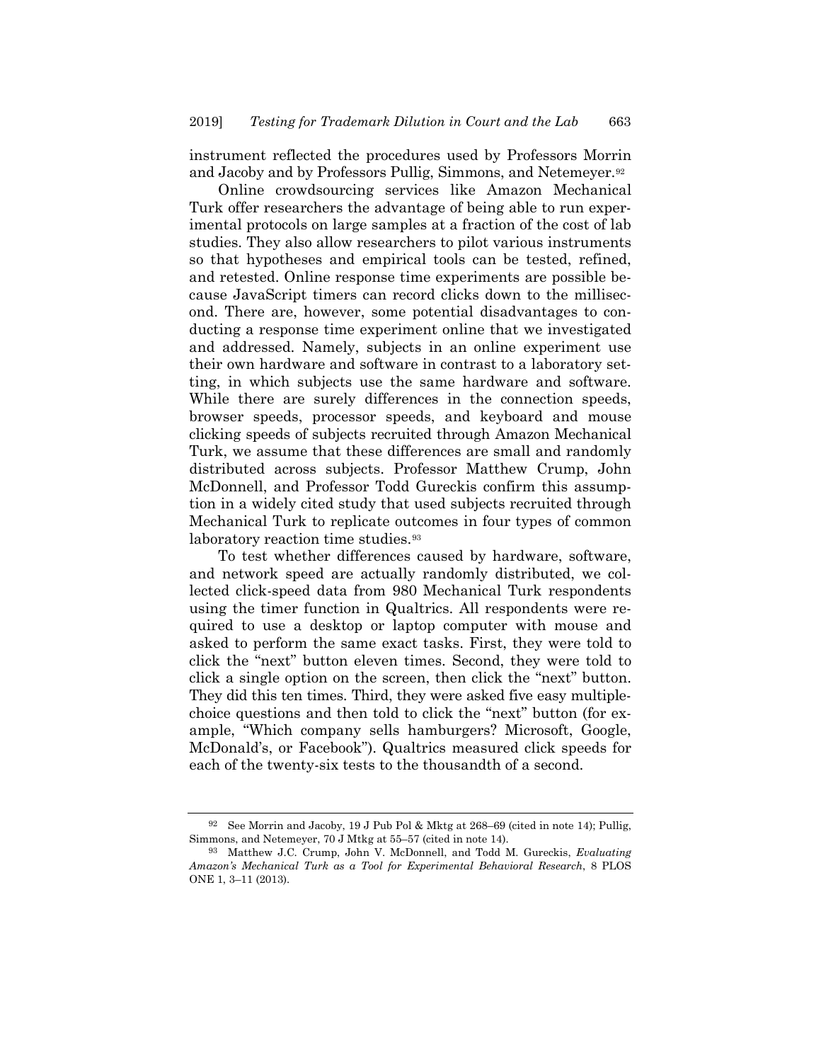instrument reflected the procedures used by Professors Morrin and Jacoby and by Professors Pullig, Simmons, and Netemeyer.[92]

Online crowdsourcing services like Amazon Mechanical Turk offer researchers the advantage of being able to run experimental protocols on large samples at a fraction of the cost of lab studies. They also allow researchers to pilot various instruments so that hypotheses and empirical tools can be tested, refined, and retested. Online response time experiments are possible because JavaScript timers can record clicks down to the millisecond. There are, however, some potential disadvantages to conducting a response time experiment online that we investigated and addressed. Namely, subjects in an online experiment use their own hardware and software in contrast to a laboratory setting, in which subjects use the same hardware and software. While there are surely differences in the connection speeds, browser speeds, processor speeds, and keyboard and mouse clicking speeds of subjects recruited through Amazon Mechanical Turk, we assume that these differences are small and randomly distributed across subjects. Professor Matthew Crump, John McDonnell, and Professor Todd Gureckis confirm this assumption in a widely cited study that used subjects recruited through Mechanical Turk to replicate outcomes in four types of common laboratory reaction time studies.[93]

To test whether differences caused by hardware, software, and network speed are actually randomly distributed, we collected click-speed data from 980 Mechanical Turk respondents using the timer function in Qualtrics. All respondents were required to use a desktop or laptop computer with mouse and asked to perform the same exact tasks. First, they were told to click the "next" button eleven times. Second, they were told to click a single option on the screen, then click the "next" button. They did this ten times. Third, they were asked five easy multiple-choice questions and then told to click the "next" button (for example, "Which company sells hamburgers? Microsoft, Google, McDonald's, or Facebook"). Qualtrics measured click speeds for each of the twenty-six tests to the thousandth of a second.

---

[92] See Morrin and Jacoby, 19 J Pub Pol & Mktg at 268–69 (cited in note 14); Pullig, Simmons, and Netemeyer, 70 J Mtkg at 55–57 (cited in note 14).

[93] Matthew J.C. Crump, John V. McDonnell, and Todd M. Gureckis, *Evaluating Amazon's Mechanical Turk as a Tool for Experimental Behavioral Research*, 8 PLOS ONE 1, 3–11 (2013).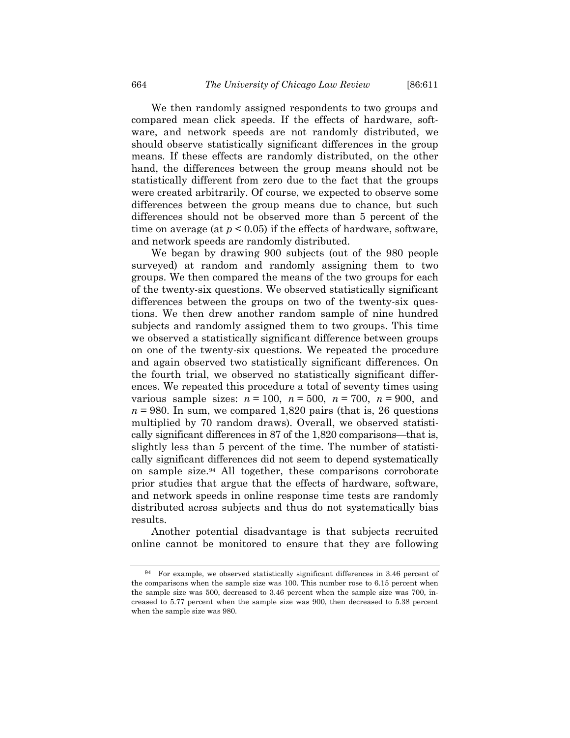We then randomly assigned respondents to two groups and compared mean click speeds. If the effects of hardware, software, and network speeds are not randomly distributed, we should observe statistically significant differences in the group means. If these effects are randomly distributed, on the other hand, the differences between the group means should not be statistically different from zero due to the fact that the groups were created arbitrarily. Of course, we expected to observe some differences between the group means due to chance, but such differences should not be observed more than 5 percent of the time on average (at $p < 0.05$) if the effects of hardware, software, and network speeds are randomly distributed.

We began by drawing 900 subjects (out of the 980 people surveyed) at random and randomly assigning them to two groups. We then compared the means of the two groups for each of the twenty-six questions. We observed statistically significant differences between the groups on two of the twenty-six questions. We then drew another random sample of nine hundred subjects and randomly assigned them to two groups. This time we observed a statistically significant difference between groups on one of the twenty-six questions. We repeated the procedure and again observed two statistically significant differences. On the fourth trial, we observed no statistically significant differences. We repeated this procedure a total of seventy times using various sample sizes: $n = 100$, $n = 500$, $n = 700$, $n = 900$, and $n = 980$. In sum, we compared 1,820 pairs (that is, 26 questions multiplied by 70 random draws). Overall, we observed statistically significant differences in 87 of the 1,820 comparisons—that is, slightly less than 5 percent of the time. The number of statistically significant differences did not seem to depend systematically on sample size.[94] All together, these comparisons corroborate prior studies that argue that the effects of hardware, software, and network speeds in online response time tests are randomly distributed across subjects and thus do not systematically bias results.

Another potential disadvantage is that subjects recruited online cannot be monitored to ensure that they are following

---

[94] For example, we observed statistically significant differences in 3.46 percent of the comparisons when the sample size was 100. This number rose to 6.15 percent when the sample size was 500, decreased to 3.46 percent when the sample size was 700, increased to 5.77 percent when the sample size was 900, then decreased to 5.38 percent when the sample size was 980.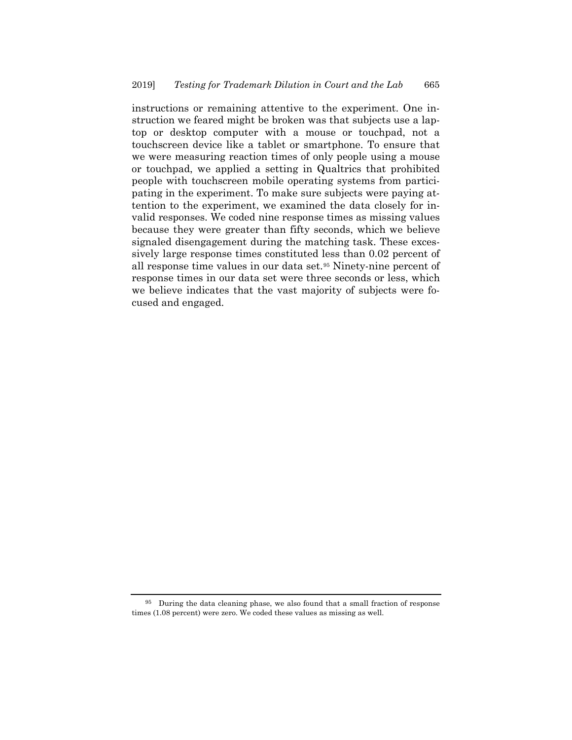instructions or remaining attentive to the experiment. One instruction we feared might be broken was that subjects use a laptop or desktop computer with a mouse or touchpad, not a touchscreen device like a tablet or smartphone. To ensure that we were measuring reaction times of only people using a mouse or touchpad, we applied a setting in Qualtrics that prohibited people with touchscreen mobile operating systems from participating in the experiment. To make sure subjects were paying attention to the experiment, we examined the data closely for invalid responses. We coded nine response times as missing values because they were greater than fifty seconds, which we believe signaled disengagement during the matching task. These excessively large response times constituted less than 0.02 percent of all response time values in our data set.[95] Ninety-nine percent of response times in our data set were three seconds or less, which we believe indicates that the vast majority of subjects were focused and engaged.

---

[95] During the data cleaning phase, we also found that a small fraction of response times (1.08 percent) were zero. We coded these values as missing as well.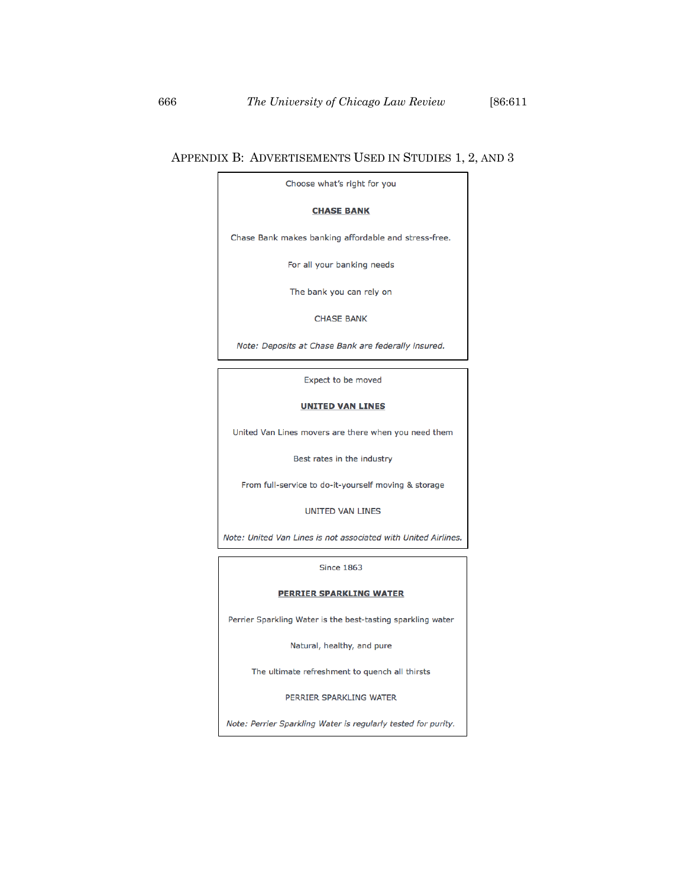## Appendix B: Advertisements Used in Studies 1, 2, and 3

---

Choose what's right for you

**CHASE BANK**

Chase Bank makes banking affordable and stress-free.

For all your banking needs

The bank you can rely on

CHASE BANK

*Note: Deposits at Chase Bank are federally insured.*

---

Expect to be moved

**UNITED VAN LINES**

United Van Lines movers are there when you need them

Best rates in the industry

From full-service to do-it-yourself moving & storage

UNITED VAN LINES

*Note: United Van Lines is not associated with United Airlines.*

---

Since 1863

**PERRIER SPARKLING WATER**

Perrier Sparkling Water is the best-tasting sparkling water

Natural, healthy, and pure

The ultimate refreshment to quench all thirsts

PERRIER SPARKLING WATER

*Note: Perrier Sparkling Water is regularly tested for purity.*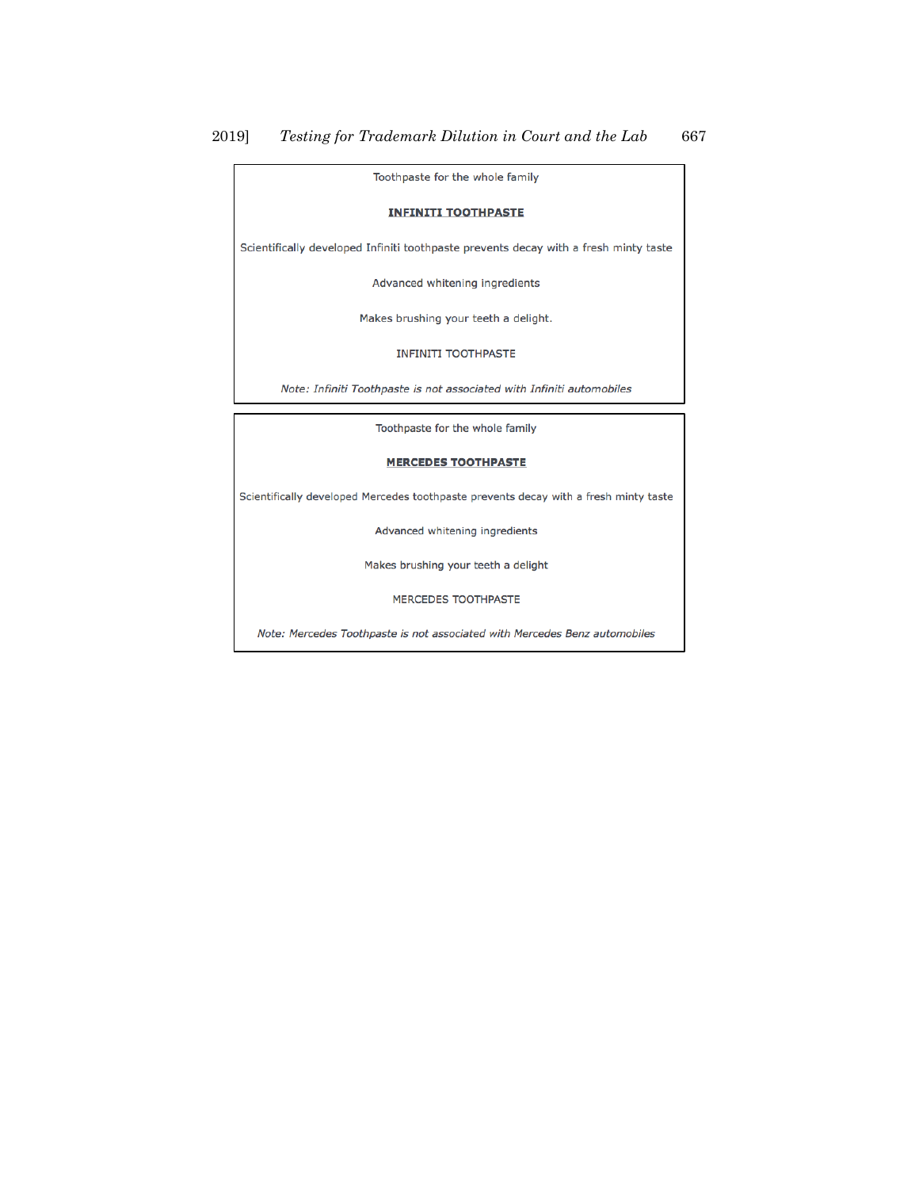Toothpaste for the whole family

**INFINITI TOOTHPASTE**

Scientifically developed Infiniti toothpaste prevents decay with a fresh minty taste

Advanced whitening ingredients

Makes brushing your teeth a delight.

INFINITI TOOTHPASTE

*Note: Infiniti Toothpaste is not associated with Infiniti automobiles*

---

Toothpaste for the whole family

**MERCEDES TOOTHPASTE**

Scientifically developed Mercedes toothpaste prevents decay with a fresh minty taste

Advanced whitening ingredients

Makes brushing your teeth a delight

MERCEDES TOOTHPASTE

*Note: Mercedes Toothpaste is not associated with Mercedes Benz automobiles*